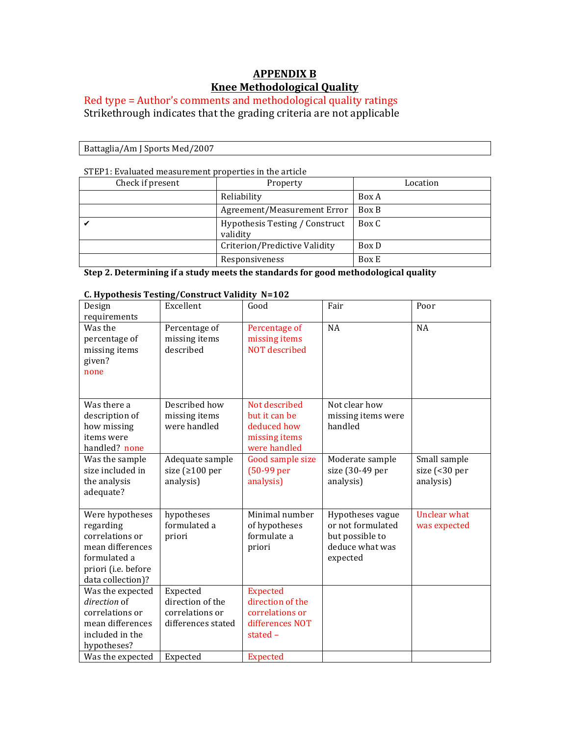# APPENDIX B

## Knee Methodological Quality

Red type = Author's comments and methodological quality ratings

Strikethrough indicates that the grading criteria are not applicable

| Battaglia/Am J Sports Med/2007 |
|---|

STEP1: Evaluated measurement properties in the article

| Check if present | Property | Location |
|---|---|---|
| | Reliability | Box A |
| | Agreement/Measurement Error | Box B |
| ✔ | Hypothesis Testing / Construct validity | Box C |
| | Criterion/Predictive Validity | Box D |
| | Responsiveness | Box E |

**Step 2. Determining if a study meets the standards for good methodological quality**

**C. Hypothesis Testing/Construct Validity N=102**

| Design requirements | Excellent | Good | Fair | Poor |
|---|---|---|---|---|
| Was the percentage of missing items given? none | Percentage of missing items described | Percentage of missing items NOT described | NA | NA |
| Was there a description of how missing items were handled? none | Described how missing items were handled | Not described but it can be deduced how missing items were handled | Not clear how missing items were handled | |
| Was the sample size included in the analysis adequate? | Adequate sample size (≥100 per analysis) | Good sample size (50-99 per analysis) | Moderate sample size (30-49 per analysis) | Small sample size (<30 per analysis) |
| Were hypotheses regarding correlations or mean differences formulated a priori (i.e. before data collection)? | hypotheses formulated a priori | Minimal number of hypotheses formulate a priori | Hypotheses vague or not formulated but possible to deduce what was expected | Unclear what was expected |
| Was the expected *direction* of correlations or mean differences included in the hypotheses? | Expected direction of the correlations or differences stated | Expected direction of the correlations or differences NOT stated – | | |
| Was the expected | Expected | Expected | | |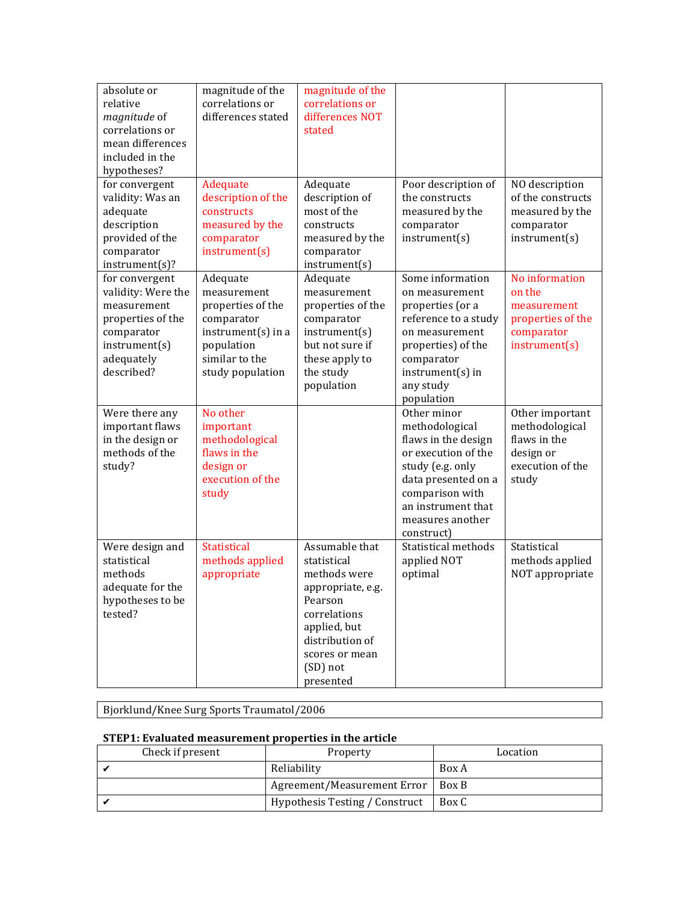| | | | | |
|---|---|---|---|---|
| absolute or relative *magnitude* of correlations or mean differences included in the hypotheses? | magnitude of the correlations or differences stated | magnitude of the correlations or differences NOT stated | | |
| for convergent validity: Was an adequate description provided of the comparator instrument(s)? | Adequate description of the constructs measured by the comparator instrument(s) | Adequate description of most of the constructs measured by the comparator instrument(s) | Poor description of the constructs measured by the comparator instrument(s) | NO description of the constructs measured by the comparator instrument(s) |
| for convergent validity: Were the measurement properties of the comparator instrument(s) adequately described? | Adequate measurement properties of the comparator instrument(s) in a population similar to the study population | Adequate measurement properties of the comparator instrument(s) but not sure if these apply to the study population | Some information on measurement properties (or a reference to a study on measurement properties) of the comparator instrument(s) in any study population | No information on the measurement properties of the comparator instrument(s) |
| Were there any important flaws in the design or methods of the study? | No other important methodological flaws in the design or execution of the study | | Other minor methodological flaws in the design or execution of the study (e.g. only data presented on a comparison with an instrument that measures another construct) | Other important methodological flaws in the design or execution of the study |
| Were design and statistical methods adequate for the hypotheses to be tested? | Statistical methods applied appropriate | Assumable that statistical methods were appropriate, e.g. Pearson correlations applied, but distribution of scores or mean (SD) not presented | Statistical methods applied NOT optimal | Statistical methods applied NOT appropriate |

Bjorklund/Knee Surg Sports Traumatol/2006

**STEP1: Evaluated measurement properties in the article**

| Check if present | Property | Location |
|---|---|---|
| ✔ | Reliability | Box A |
| | Agreement/Measurement Error | Box B |
| ✔ | Hypothesis Testing / Construct | Box C |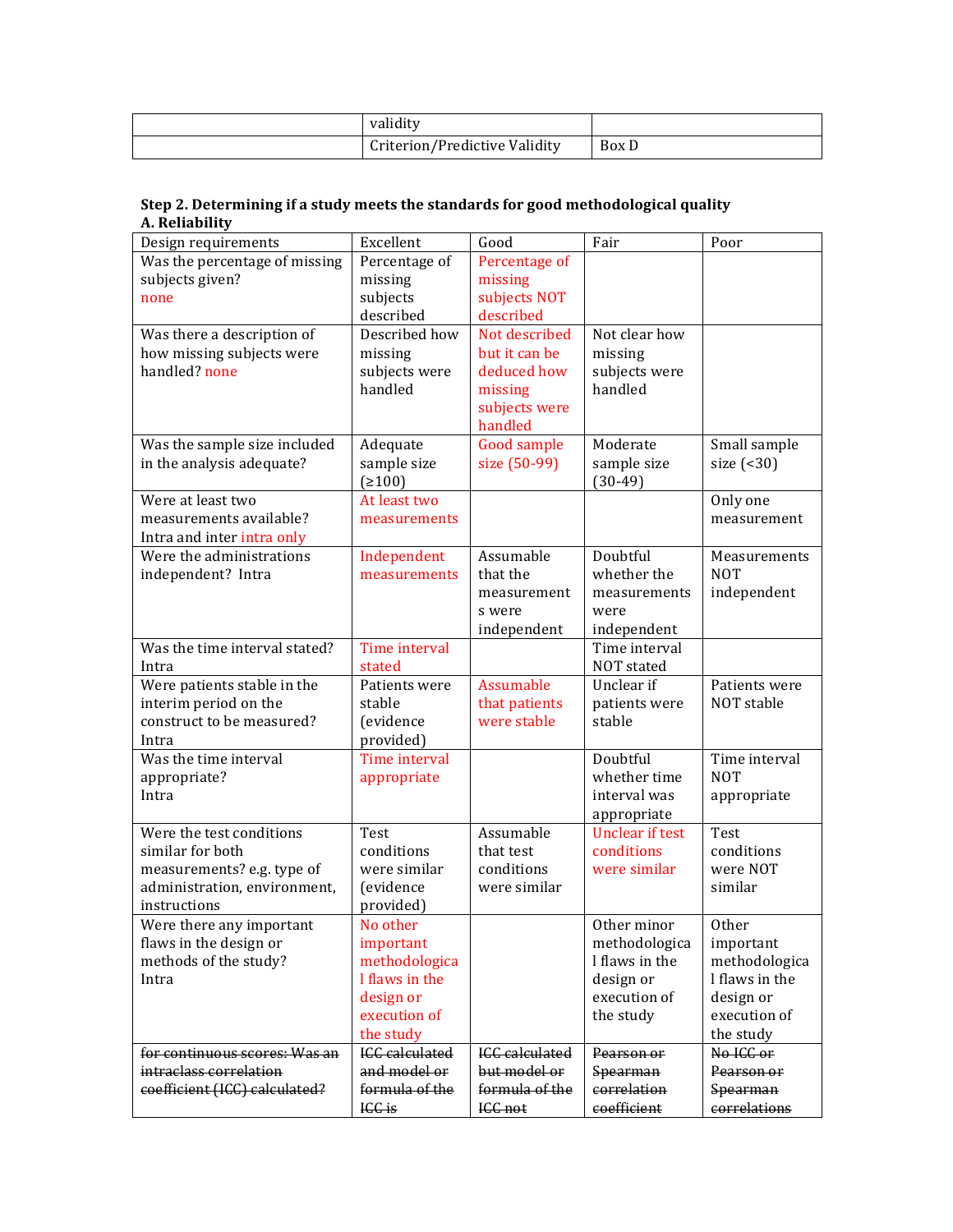| | validity | |
| --- | --- | --- |
| | Criterion/Predictive Validity | Box D |

**Step 2. Determining if a study meets the standards for good methodological quality**
**A. Reliability**

| Design requirements | Excellent | Good | Fair | Poor |
| --- | --- | --- | --- | --- |
| Was the percentage of missing subjects given? none | Percentage of missing subjects described | Percentage of missing subjects NOT described | | |
| Was there a description of how missing subjects were handled? none | Described how missing subjects were handled | Not described but it can be deduced how missing subjects were handled | Not clear how missing subjects were handled | |
| Was the sample size included in the analysis adequate? | Adequate sample size (≥100) | Good sample size (50-99) | Moderate sample size (30-49) | Small sample size (<30) |
| Were at least two measurements available? Intra and inter intra only | At least two measurements | | | Only one measurement |
| Were the administrations independent? Intra | Independent measurements | Assumable that the measurements were independent | Doubtful whether the measurements were independent | Measurements NOT independent |
| Was the time interval stated? Intra | Time interval stated | | Time interval NOT stated | |
| Were patients stable in the interim period on the construct to be measured? Intra | Patients were stable (evidence provided) | Assumable that patients were stable | Unclear if patients were stable | Patients were NOT stable |
| Was the time interval appropriate? Intra | Time interval appropriate | | Doubtful whether time interval was appropriate | Time interval NOT appropriate |
| Were the test conditions similar for both measurements? e.g. type of administration, environment, instructions | Test conditions were similar (evidence provided) | Assumable that test conditions were similar | Unclear if test conditions were similar | Test conditions were NOT similar |
| Were there any important flaws in the design or methods of the study? Intra | No other important methodological flaws in the design or execution of the study | | Other minor methodological flaws in the design or execution of the study | Other important methodological flaws in the design or execution of the study |
| ~~for continuous scores: Was an intraclass correlation coefficient (ICC) calculated?~~ | ~~ICC calculated and model or formula of the ICC is~~ | ~~ICC calculated but model or formula of the ICC not~~ | ~~Pearson or Spearman correlation coefficient~~ | ~~No ICC or Pearson or Spearman correlations~~ |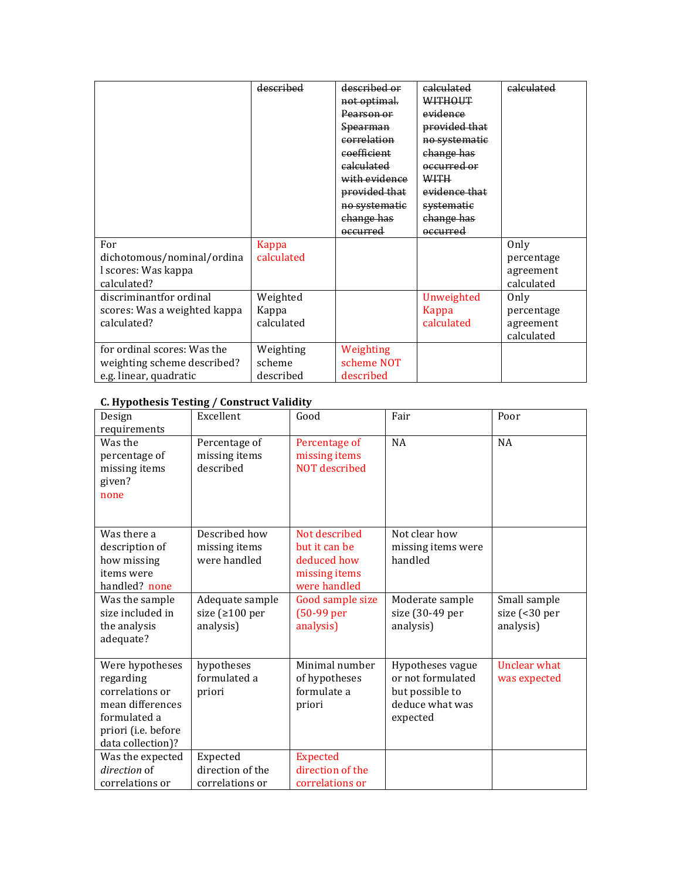| | | | | |
|---|---|---|---|---|
| | ~~described~~ | ~~described or not optimal. Pearson or Spearman correlation coefficient calculated with evidence provided that no systematic change has occurred~~ | ~~calculated WITHOUT evidence provided that no systematic change has occurred or WITH evidence that systematic change has occurred~~ | ~~calculated~~ |
| For dichotomous/nominal/ordinal scores: Was kappa calculated? | Kappa calculated | | | Only percentage agreement calculated |
| discriminantfor ordinal scores: Was a weighted kappa calculated? | Weighted Kappa calculated | | Unweighted Kappa calculated | Only percentage agreement calculated |
| for ordinal scores: Was the weighting scheme described? e.g. linear, quadratic | Weighting scheme described | Weighting scheme NOT described | | |

**C. Hypothesis Testing / Construct Validity**

| Design requirements | Excellent | Good | Fair | Poor |
|---|---|---|---|---|
| Was the percentage of missing items given? none | Percentage of missing items described | Percentage of missing items NOT described | NA | NA |
| Was there a description of how missing items were handled? none | Described how missing items were handled | Not described but it can be deduced how missing items were handled | Not clear how missing items were handled | |
| Was the sample size included in the analysis adequate? | Adequate sample size (≥100 per analysis) | Good sample size (50-99 per analysis) | Moderate sample size (30-49 per analysis) | Small sample size (<30 per analysis) |
| Were hypotheses regarding correlations or mean differences formulated a priori (i.e. before data collection)? | hypotheses formulated a priori | Minimal number of hypotheses formulate a priori | Hypotheses vague or not formulated but possible to deduce what was expected | Unclear what was expected |
| Was the expected *direction* of correlations or | Expected direction of the correlations or | Expected direction of the correlations or | | |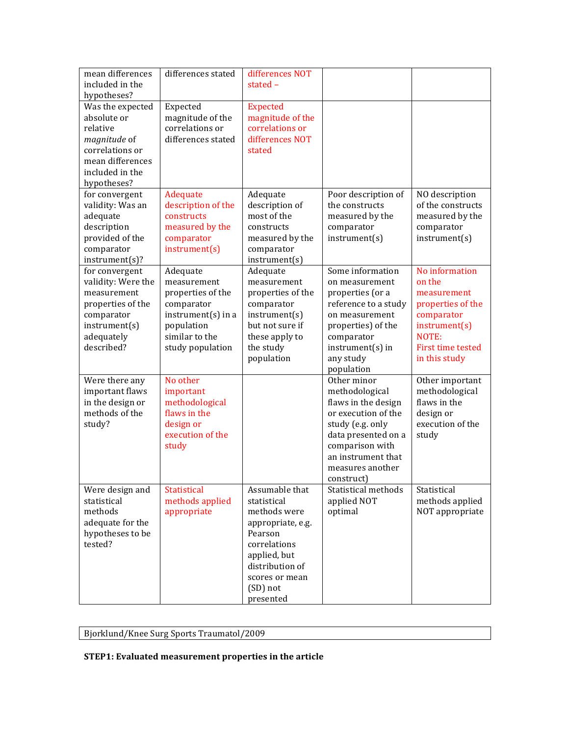| mean differences included in the hypotheses? | differences stated | differences NOT stated – | | |
|---|---|---|---|---|
| Was the expected absolute or relative *magnitude* of correlations or mean differences included in the hypotheses? | Expected magnitude of the correlations or differences stated | Expected magnitude of the correlations or differences NOT stated | | |
| for convergent validity: Was an adequate description provided of the comparator instrument(s)? | Adequate description of the constructs measured by the comparator instrument(s) | Adequate description of most of the constructs measured by the comparator instrument(s) | Poor description of the constructs measured by the comparator instrument(s) | NO description of the constructs measured by the comparator instrument(s) |
| for convergent validity: Were the measurement properties of the comparator instrument(s) adequately described? | Adequate measurement properties of the comparator instrument(s) in a population similar to the study population | Adequate measurement properties of the comparator instrument(s) but not sure if these apply to the study population | Some information on measurement properties (or a reference to a study on measurement properties) of the comparator instrument(s) in any study population | No information on the measurement properties of the comparator instrument(s) NOTE: First time tested in this study |
| Were there any important flaws in the design or methods of the study? | No other important methodological flaws in the design or execution of the study | | Other minor methodological flaws in the design or execution of the study (e.g. only data presented on a comparison with an instrument that measures another construct) | Other important methodological flaws in the design or execution of the study |
| Were design and statistical methods adequate for the hypotheses to be tested? | Statistical methods applied appropriate | Assumable that statistical methods were appropriate, e.g. Pearson correlations applied, but distribution of scores or mean (SD) not presented | Statistical methods applied NOT optimal | Statistical methods applied NOT appropriate |

| Bjorklund/Knee Surg Sports Traumatol/2009 |
|---|

**STEP1: Evaluated measurement properties in the article**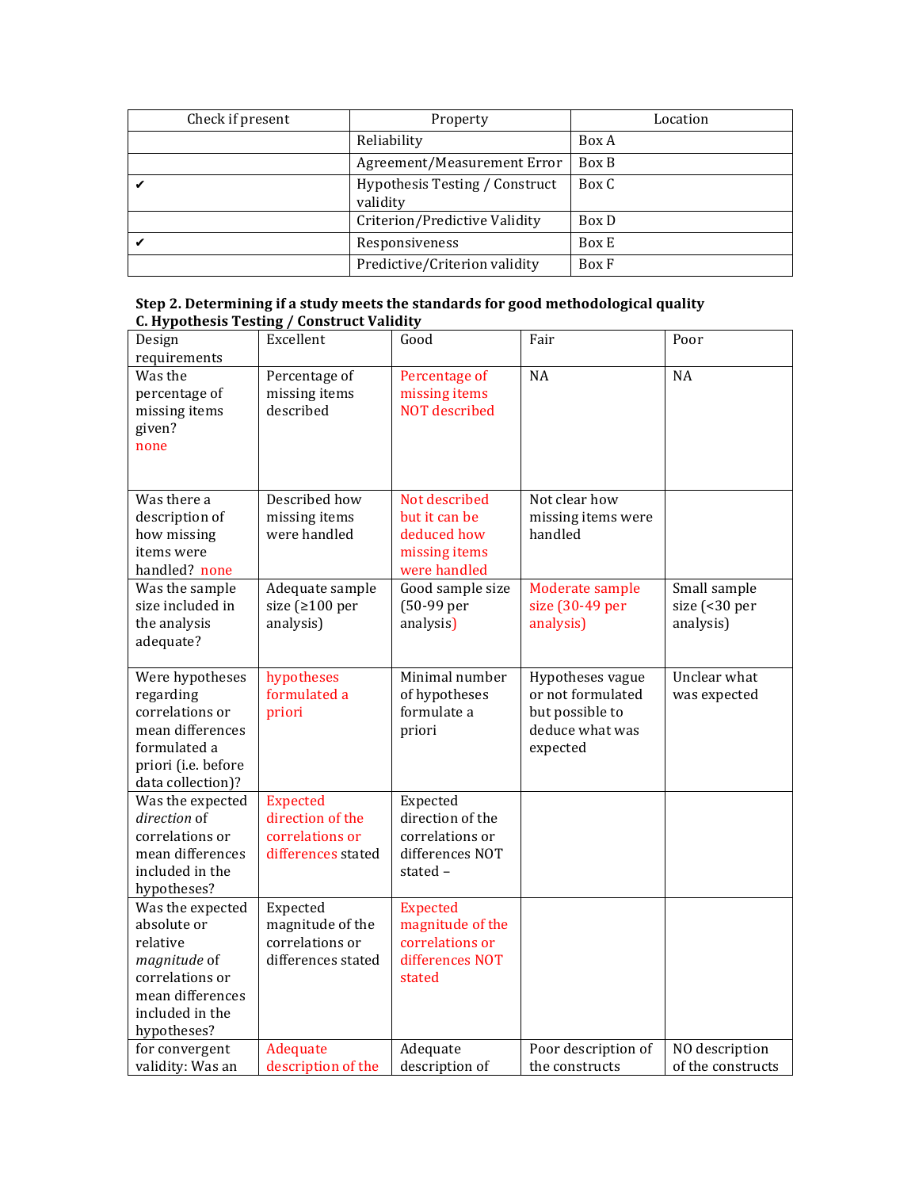| Check if present | Property | Location |
|---|---|---|
| | Reliability | Box A |
| | Agreement/Measurement Error | Box B |
| ✔ | Hypothesis Testing / Construct validity | Box C |
| | Criterion/Predictive Validity | Box D |
| ✔ | Responsiveness | Box E |
| | Predictive/Criterion validity | Box F |

**Step 2. Determining if a study meets the standards for good methodological quality**

**C. Hypothesis Testing / Construct Validity**

| Design requirements | Excellent | Good | Fair | Poor |
|---|---|---|---|---|
| Was the percentage of missing items given? none | Percentage of missing items described | Percentage of missing items NOT described | NA | NA |
| Was there a description of how missing items were handled? none | Described how missing items were handled | Not described but it can be deduced how missing items were handled | Not clear how missing items were handled | |
| Was the sample size included in the analysis adequate? | Adequate sample size (≥100 per analysis) | Good sample size (50-99 per analysis) | Moderate sample size (30-49 per analysis) | Small sample size (<30 per analysis) |
| Were hypotheses regarding correlations or mean differences formulated a priori (i.e. before data collection)? | hypotheses formulated a priori | Minimal number of hypotheses formulate a priori | Hypotheses vague or not formulated but possible to deduce what was expected | Unclear what was expected |
| Was the expected *direction* of correlations or mean differences included in the hypotheses? | Expected direction of the correlations or differences stated | Expected direction of the correlations or differences NOT stated – | | |
| Was the expected absolute or relative *magnitude* of correlations or mean differences included in the hypotheses? | Expected magnitude of the correlations or differences stated | Expected magnitude of the correlations or differences NOT stated | | |
| for convergent validity: Was an | Adequate description of the | Adequate description of | Poor description of the constructs | NO description of the constructs |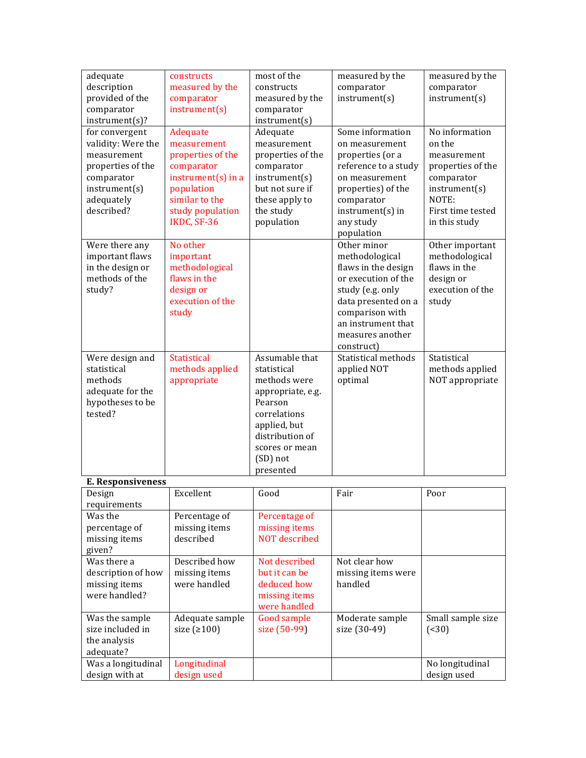| | | | | |
|---|---|---|---|---|
| adequate description provided of the comparator instrument(s)? | constructs measured by the comparator instrument(s) | most of the constructs measured by the comparator instrument(s) | measured by the comparator instrument(s) | measured by the comparator instrument(s) |
| for convergent validity: Were the measurement properties of the comparator instrument(s) adequately described? | Adequate measurement properties of the comparator instrument(s) in a population similar to the study population IKDC, SF-36 | Adequate measurement properties of the comparator instrument(s) but not sure if these apply to the study population | Some information on measurement properties (or a reference to a study on measurement properties) of the comparator instrument(s) in any study population | No information on the measurement properties of the comparator instrument(s) NOTE: First time tested in this study |
| Were there any important flaws in the design or methods of the study? | No other important methodological flaws in the design or execution of the study | | Other minor methodological flaws in the design or execution of the study (e.g. only data presented on a comparison with an instrument that measures another construct) | Other important methodological flaws in the design or execution of the study |
| Were design and statistical methods adequate for the hypotheses to be tested? | Statistical methods applied appropriate | Assumable that statistical methods were appropriate, e.g. Pearson correlations applied, but distribution of scores or mean (SD) not presented | Statistical methods applied NOT optimal | Statistical methods applied NOT appropriate |

**E. Responsiveness**

| Design requirements | Excellent | Good | Fair | Poor |
|---|---|---|---|---|
| Was the percentage of missing items given? | Percentage of missing items described | Percentage of missing items NOT described | | |
| Was there a description of how missing items were handled? | Described how missing items were handled | Not described but it can be deduced how missing items were handled | Not clear how missing items were handled | |
| Was the sample size included in the analysis adequate? | Adequate sample size (≥100) | Good sample size (50-99) | Moderate sample size (30-49) | Small sample size (<30) |
| Was a longitudinal design with at | Longitudinal design used | | | No longitudinal design used |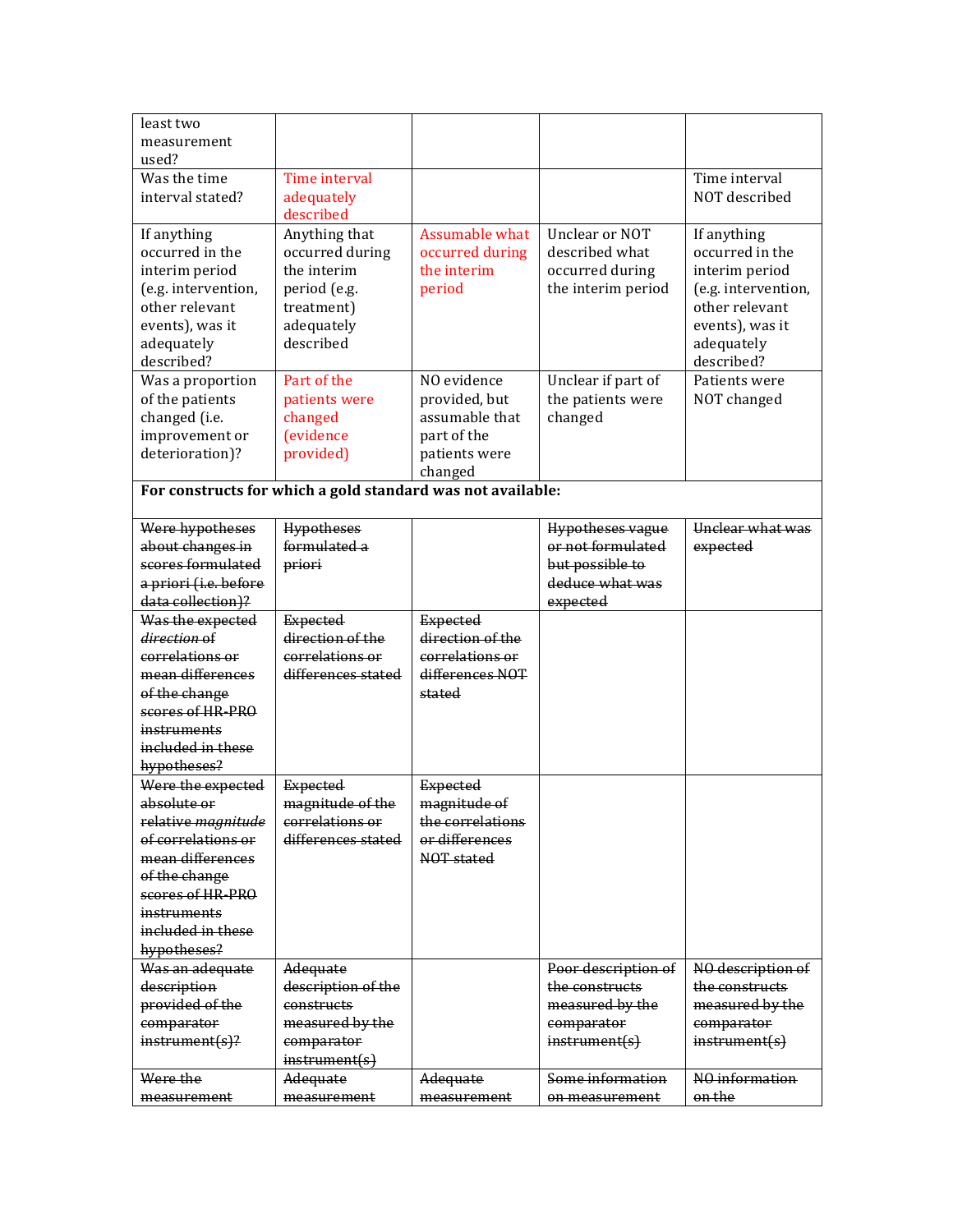| least two measurement used? | | | | |
|---|---|---|---|---|
| Was the time interval stated? | Time interval adequately described | | | Time interval NOT described |
| If anything occurred in the interim period (e.g. intervention, other relevant events), was it adequately described? | Anything that occurred during the interim period (e.g. treatment) adequately described | Assumable what occurred during the interim period | Unclear or NOT described what occurred during the interim period | If anything occurred in the interim period (e.g. intervention, other relevant events), was it adequately described? |
| Was a proportion of the patients changed (i.e. improvement or deterioration)? | Part of the patients were changed (evidence provided) | NO evidence provided, but assumable that part of the patients were changed | Unclear if part of the patients were changed | Patients were NOT changed |
| **For constructs for which a gold standard was not available:** | | | | |
| ~~Were hypotheses about changes in scores formulated a priori (i.e. before data collection)?~~ | ~~Hypotheses formulated a priori~~ | | ~~Hypotheses vague or not formulated but possible to deduce what was expected~~ | ~~Unclear what was expected~~ |
| ~~Was the expected *direction* of correlations or mean differences of the change scores of HR-PRO instruments included in these hypotheses?~~ | ~~Expected direction of the correlations or differences stated~~ | ~~Expected direction of the correlations or differences NOT stated~~ | | |
| ~~Were the expected absolute or relative *magnitude* of correlations or mean differences of the change scores of HR-PRO instruments included in these hypotheses?~~ | ~~Expected magnitude of the correlations or differences stated~~ | ~~Expected magnitude of the correlations or differences NOT stated~~ | | |
| ~~Was an adequate description provided of the comparator instrument(s)?~~ | ~~Adequate description of the constructs measured by the comparator instrument(s)~~ | | ~~Poor description of the constructs measured by the comparator instrument(s)~~ | ~~NO description of the constructs measured by the comparator instrument(s)~~ |
| ~~Were the measurement~~ | ~~Adequate measurement~~ | ~~Adequate measurement~~ | ~~Some information on measurement~~ | ~~NO information on the~~ |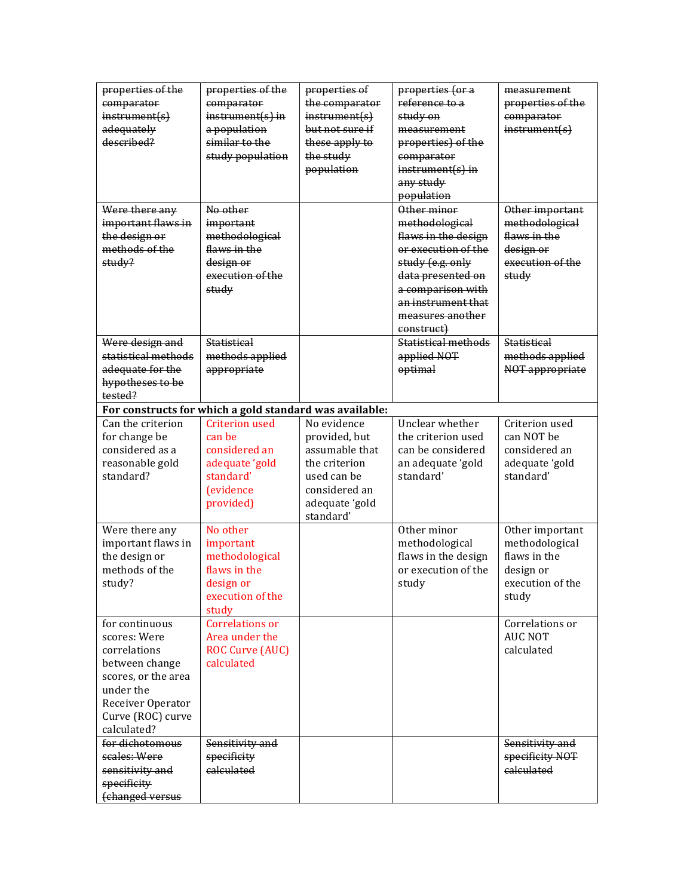| ~~properties of the comparator instrument(s) adequately described?~~ | ~~properties of the comparator instrument(s) in a population similar to the study population~~ | ~~properties of the comparator instrument(s) but not sure if these apply to the study population~~ | ~~properties (or a reference to a study on measurement properties) of the comparator instrument(s) in any study population~~ | ~~measurement properties of the comparator instrument(s)~~ |
|---|---|---|---|---|
| ~~Were there any important flaws in the design or methods of the study?~~ | ~~No other important methodological flaws in the design or execution of the study~~ | | ~~Other minor methodological flaws in the design or execution of the study (e.g. only data presented on a comparison with an instrument that measures another construct)~~ | ~~Other important methodological flaws in the design or execution of the study~~ |
| ~~Were design and statistical methods adequate for the hypotheses to be tested?~~ | ~~Statistical methods applied appropriate~~ | | ~~Statistical methods applied NOT optimal~~ | ~~Statistical methods applied NOT appropriate~~ |
| **For constructs for which a gold standard was available:** | | | | |
| Can the criterion for change be considered as a reasonable gold standard? | Criterion used can be considered an adequate 'gold standard' (evidence provided) | No evidence provided, but assumable that the criterion used can be considered an adequate 'gold standard' | Unclear whether the criterion used can be considered an adequate 'gold standard' | Criterion used can NOT be considered an adequate 'gold standard' |
| Were there any important flaws in the design or methods of the study? | No other important methodological flaws in the design or execution of the study | | Other minor methodological flaws in the design or execution of the study | Other important methodological flaws in the design or execution of the study |
| for continuous scores: Were correlations between change scores, or the area under the Receiver Operator Curve (ROC) curve calculated? | Correlations or Area under the ROC Curve (AUC) calculated | | | Correlations or AUC NOT calculated |
| ~~for dichotomous scales: Were sensitivity and specificity (changed versus~~ | ~~Sensitivity and specificity calculated~~ | | | ~~Sensitivity and specificity NOT calculated~~ |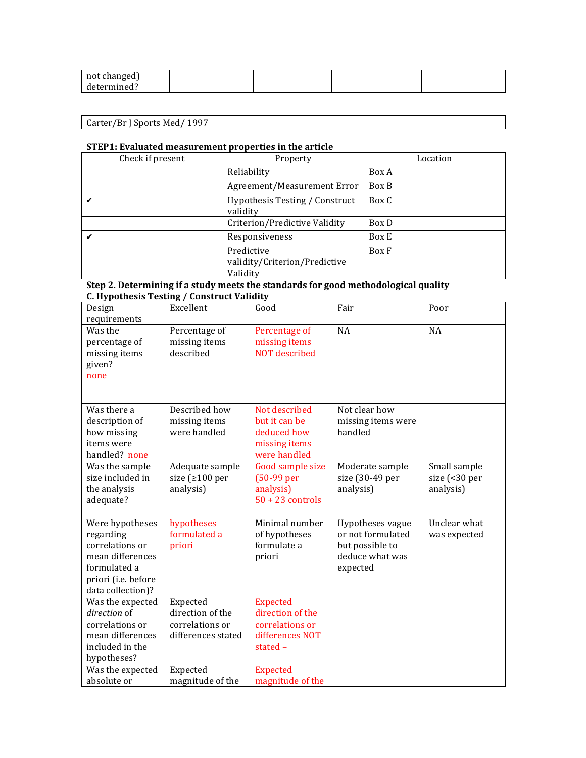| ~~not changed) determined?~~ | | | | |
|---|---|---|---|---|

| Carter/Br J Sports Med/ 1997 |
|---|

**STEP1: Evaluated measurement properties in the article**

| Check if present | Property | Location |
|---|---|---|
| | Reliability | Box A |
| | Agreement/Measurement Error | Box B |
| ✔ | Hypothesis Testing / Construct validity | Box C |
| | Criterion/Predictive Validity | Box D |
| ✔ | Responsiveness | Box E |
| | Predictive validity/Criterion/Predictive Validity | Box F |

**Step 2. Determining if a study meets the standards for good methodological quality**

**C. Hypothesis Testing / Construct Validity**

| Design requirements | Excellent | Good | Fair | Poor |
|---|---|---|---|---|
| Was the percentage of missing items given? none | Percentage of missing items described | Percentage of missing items NOT described | NA | NA |
| Was there a description of how missing items were handled? none | Described how missing items were handled | Not described but it can be deduced how missing items were handled | Not clear how missing items were handled | |
| Was the sample size included in the analysis adequate? | Adequate sample size (≥100 per analysis) | Good sample size (50-99 per analysis) 50 + 23 controls | Moderate sample size (30-49 per analysis) | Small sample size (<30 per analysis) |
| Were hypotheses regarding correlations or mean differences formulated a priori (i.e. before data collection)? | hypotheses formulated a priori | Minimal number of hypotheses formulate a priori | Hypotheses vague or not formulated but possible to deduce what was expected | Unclear what was expected |
| Was the expected *direction* of correlations or mean differences included in the hypotheses? | Expected direction of the correlations or differences stated | Expected direction of the correlations or differences NOT stated – | | |
| Was the expected absolute or | Expected magnitude of the | Expected magnitude of the | | |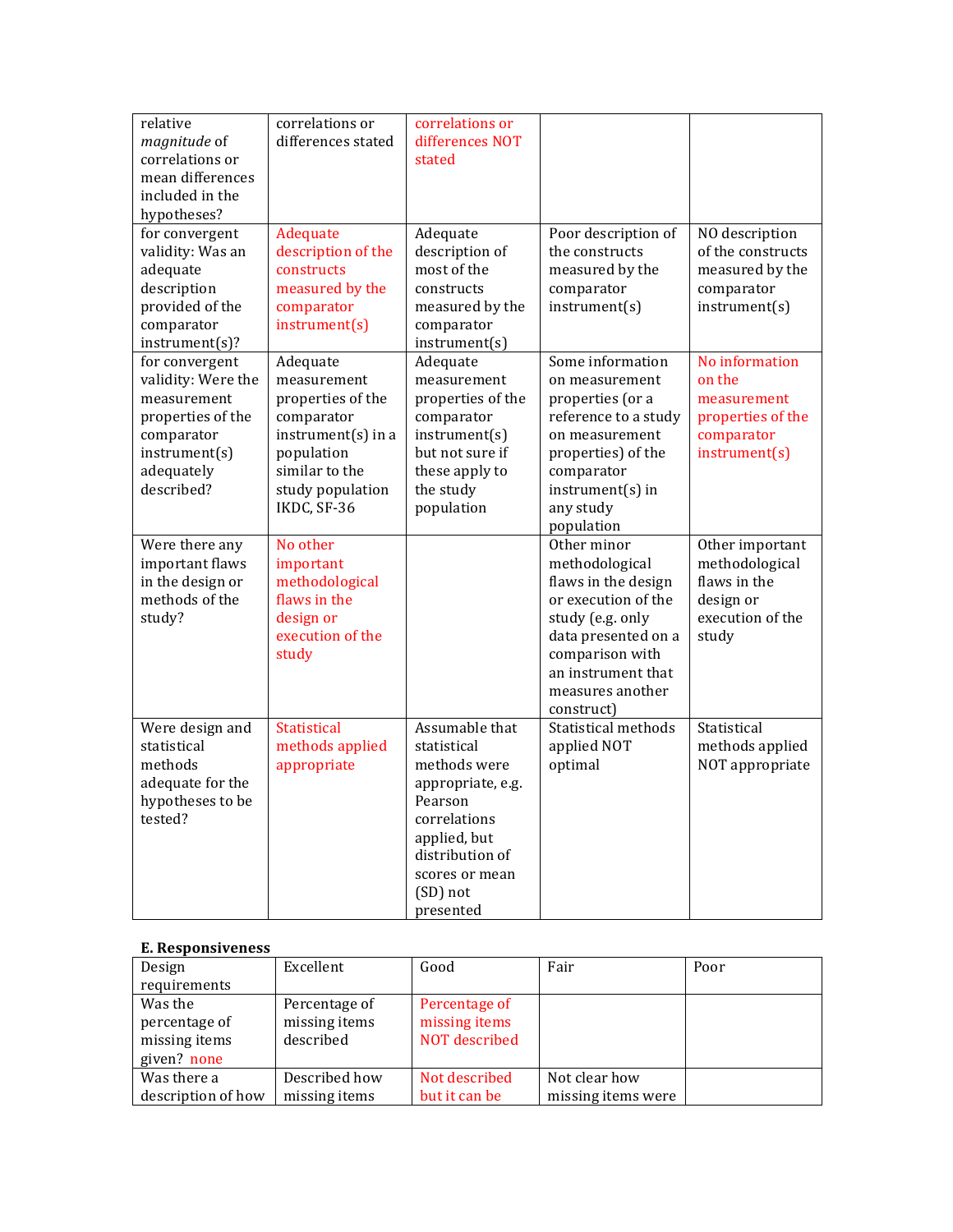| relative *magnitude* of correlations or mean differences included in the hypotheses? | correlations or differences stated | correlations or differences NOT stated | | |
|---|---|---|---|---|
| for convergent validity: Was an adequate description provided of the comparator instrument(s)? | Adequate description of the constructs measured by the comparator instrument(s) | Adequate description of most of the constructs measured by the comparator instrument(s) | Poor description of the constructs measured by the comparator instrument(s) | NO description of the constructs measured by the comparator instrument(s) |
| for convergent validity: Were the measurement properties of the comparator instrument(s) adequately described? | Adequate measurement properties of the comparator instrument(s) in a population similar to the study population IKDC, SF-36 | Adequate measurement properties of the comparator instrument(s) but not sure if these apply to the study population | Some information on measurement properties (or a reference to a study on measurement properties) of the comparator instrument(s) in any study population | No information on the measurement properties of the comparator instrument(s) |
| Were there any important flaws in the design or methods of the study? | No other important methodological flaws in the design or execution of the study | | Other minor methodological flaws in the design or execution of the study (e.g. only data presented on a comparison with an instrument that measures another construct) | Other important methodological flaws in the design or execution of the study |
| Were design and statistical methods adequate for the hypotheses to be tested? | Statistical methods applied appropriate | Assumable that statistical methods were appropriate, e.g. Pearson correlations applied, but distribution of scores or mean (SD) not presented | Statistical methods applied NOT optimal | Statistical methods applied NOT appropriate |

**E. Responsiveness**

| Design requirements | Excellent | Good | Fair | Poor |
|---|---|---|---|---|
| Was the percentage of missing items given? none | Percentage of missing items described | Percentage of missing items NOT described | | |
| Was there a description of how | Described how missing items | Not described but it can be | Not clear how missing items were | |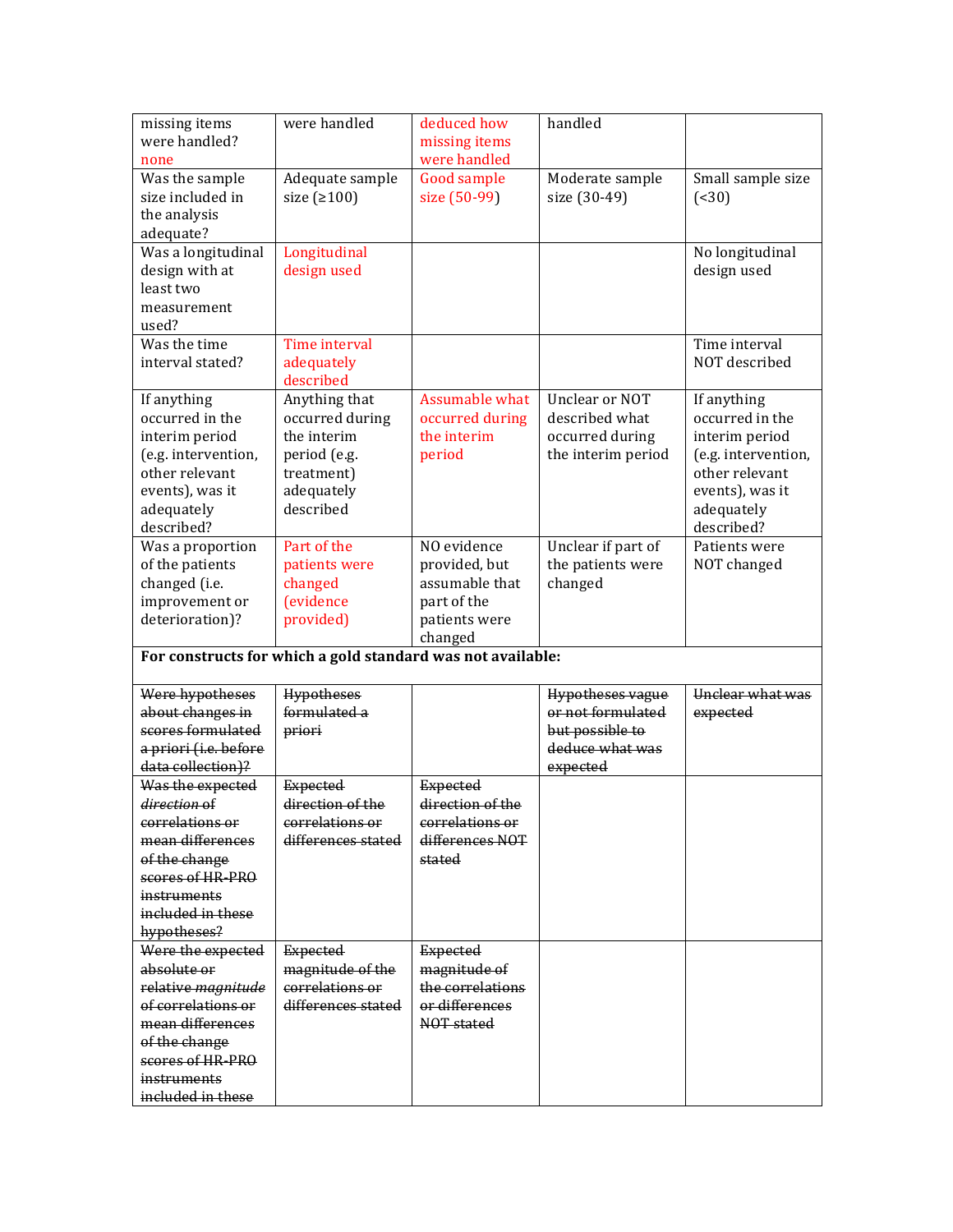| | | | | |
|---|---|---|---|---|
| missing items were handled? none | were handled | deduced how missing items were handled | handled | |
| Was the sample size included in the analysis adequate? | Adequate sample size (≥100) | Good sample size (50-99) | Moderate sample size (30-49) | Small sample size (<30) |
| Was a longitudinal design with at least two measurement used? | Longitudinal design used | | | No longitudinal design used |
| Was the time interval stated? | Time interval adequately described | | | Time interval NOT described |
| If anything occurred in the interim period (e.g. intervention, other relevant events), was it adequately described? | Anything that occurred during the interim period (e.g. treatment) adequately described | Assumable what occurred during the interim period | Unclear or NOT described what occurred during the interim period | If anything occurred in the interim period (e.g. intervention, other relevant events), was it adequately described? |
| Was a proportion of the patients changed (i.e. improvement or deterioration)? | Part of the patients were changed (evidence provided) | NO evidence provided, but assumable that part of the patients were changed | Unclear if part of the patients were changed | Patients were NOT changed |
| **For constructs for which a gold standard was not available:** | | | | |
| ~~Were hypotheses about changes in scores formulated a priori (i.e. before data collection)?~~ | ~~Hypotheses formulated a priori~~ | | ~~Hypotheses vague or not formulated but possible to deduce what was expected~~ | ~~Unclear what was expected~~ |
| ~~Was the expected *direction* of correlations or mean differences of the change scores of HR-PRO instruments included in these hypotheses?~~ | ~~Expected direction of the correlations or differences stated~~ | ~~Expected direction of the correlations or differences NOT stated~~ | | |
| ~~Were the expected absolute or relative *magnitude* of correlations or mean differences of the change scores of HR-PRO instruments included in these~~ | ~~Expected magnitude of the correlations or differences stated~~ | ~~Expected magnitude of the correlations or differences NOT stated~~ | | |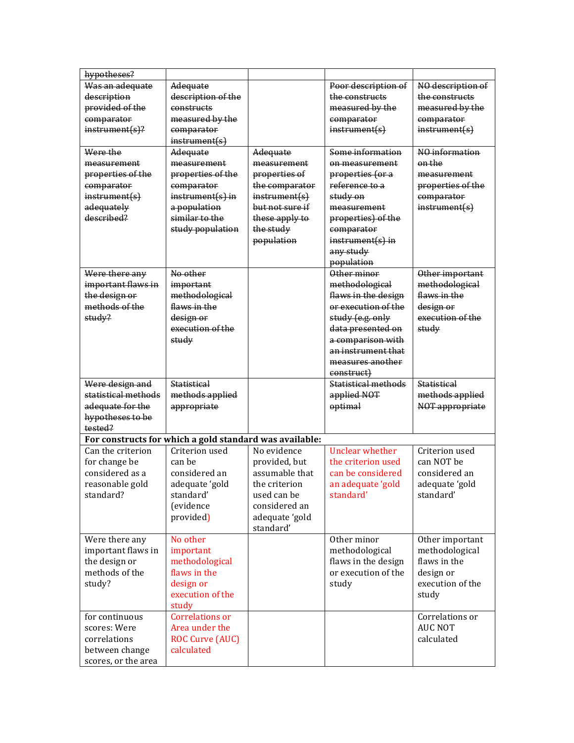| ~~hypotheses?~~ | | | | |
|---|---|---|---|---|
| ~~Was an adequate description provided of the comparator instrument(s)?~~ | ~~Adequate description of the constructs measured by the comparator instrument(s)~~ | | ~~Poor description of the constructs measured by the comparator instrument(s)~~ | ~~NO description of the constructs measured by the comparator instrument(s)~~ |
| ~~Were the measurement properties of the comparator instrument(s) adequately described?~~ | ~~Adequate measurement properties of the comparator instrument(s) in a population similar to the study population~~ | ~~Adequate measurement properties of the comparator instrument(s) but not sure if these apply to the study population~~ | ~~Some information on measurement properties (or a reference to a study on measurement properties) of the comparator instrument(s) in any study population~~ | ~~NO information on the measurement properties of the comparator instrument(s)~~ |
| ~~Were there any important flaws in the design or methods of the study?~~ | ~~No other important methodological flaws in the design or execution of the study~~ | | ~~Other minor methodological flaws in the design or execution of the study (e.g. only data presented on a comparison with an instrument that measures another construct)~~ | ~~Other important methodological flaws in the design or execution of the study~~ |
| ~~Were design and statistical methods adequate for the hypotheses to be tested?~~ | ~~Statistical methods applied appropriate~~ | | ~~Statistical methods applied NOT optimal~~ | ~~Statistical methods applied NOT appropriate~~ |
| **For constructs for which a gold standard was available:** | | | | |
| Can the criterion for change be considered as a reasonable gold standard? | Criterion used can be considered an adequate 'gold standard' (evidence provided) | No evidence provided, but assumable that the criterion used can be considered an adequate 'gold standard' | Unclear whether the criterion used can be considered an adequate 'gold standard' | Criterion used can NOT be considered an adequate 'gold standard' |
| Were there any important flaws in the design or methods of the study? | No other important methodological flaws in the design or execution of the study | | Other minor methodological flaws in the design or execution of the study | Other important methodological flaws in the design or execution of the study |
| for continuous scores: Were correlations between change scores, or the area | Correlations or Area under the ROC Curve (AUC) calculated | | | Correlations or AUC NOT calculated |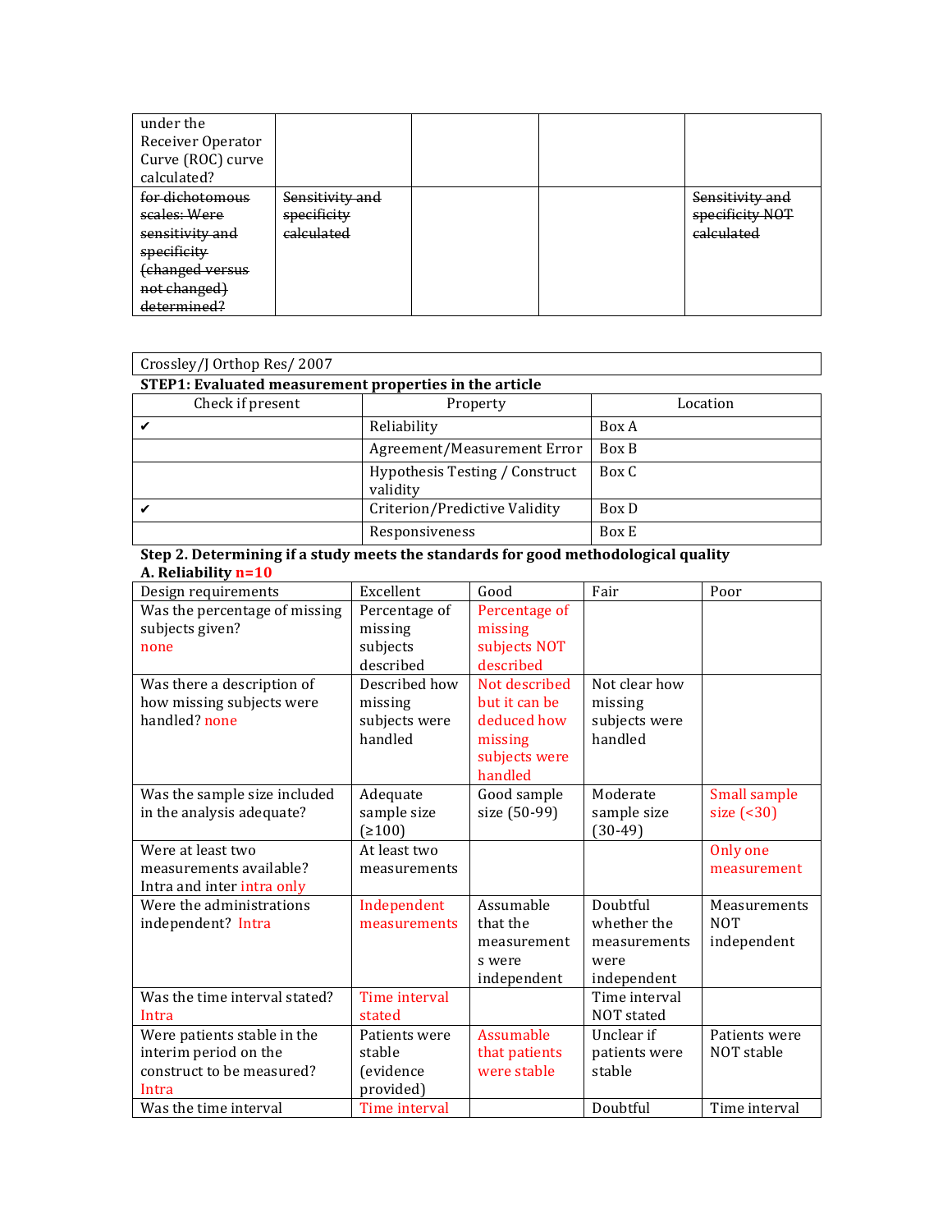| under the Receiver Operator Curve (ROC) curve calculated? | | | | |
|---|---|---|---|---|
| ~~for dichotomous scales: Were sensitivity and specificity (changed versus not changed) determined?~~ | ~~Sensitivity and specificity calculated~~ | | | ~~Sensitivity and specificity NOT calculated~~ |

| Crossley/J Orthop Res/ 2007 |
|---|

**STEP1: Evaluated measurement properties in the article**

| Check if present | Property | Location |
|---|---|---|
| ✔ | Reliability | Box A |
| | Agreement/Measurement Error | Box B |
| | Hypothesis Testing / Construct validity | Box C |
| ✔ | Criterion/Predictive Validity | Box D |
| | Responsiveness | Box E |

**Step 2. Determining if a study meets the standards for good methodological quality**

**A. Reliability n=10**

| Design requirements | Excellent | Good | Fair | Poor |
|---|---|---|---|---|
| Was the percentage of missing subjects given? none | Percentage of missing subjects described | Percentage of missing subjects NOT described | | |
| Was there a description of how missing subjects were handled? none | Described how missing subjects were handled | Not described but it can be deduced how missing subjects were handled | Not clear how missing subjects were handled | |
| Was the sample size included in the analysis adequate? | Adequate sample size (≥100) | Good sample size (50-99) | Moderate sample size (30-49) | Small sample size (<30) |
| Were at least two measurements available? Intra and inter intra only | At least two measurements | | | Only one measurement |
| Were the administrations independent? Intra | Independent measurements | Assumable that the measurements were independent | Doubtful whether the measurements were independent | Measurements NOT independent |
| Was the time interval stated? Intra | Time interval stated | | Time interval NOT stated | |
| Were patients stable in the interim period on the construct to be measured? Intra | Patients were stable (evidence provided) | Assumable that patients were stable | Unclear if patients were stable | Patients were NOT stable |
| Was the time interval | Time interval | | Doubtful | Time interval |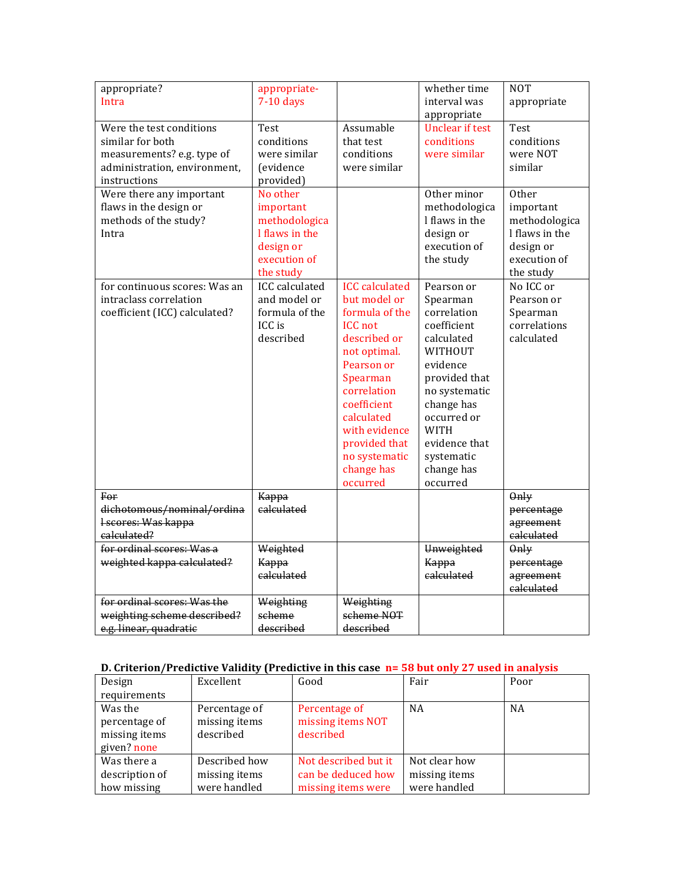| | | | | |
|---|---|---|---|---|
| appropriate? Intra | appropriate- 7-10 days | | whether time interval was appropriate | NOT appropriate |
| Were the test conditions similar for both measurements? e.g. type of administration, environment, instructions | Test conditions were similar (evidence provided) | Assumable that test conditions were similar | Unclear if test conditions were similar | Test conditions were NOT similar |
| Were there any important flaws in the design or methods of the study? Intra | No other important methodological flaws in the design or execution of the study | | Other minor methodological flaws in the design or execution of the study | Other important methodological flaws in the design or execution of the study |
| for continuous scores: Was an intraclass correlation coefficient (ICC) calculated? | ICC calculated and model or formula of the ICC is described | ICC calculated but model or formula of the ICC not described or not optimal. Pearson or Spearman correlation coefficient calculated with evidence provided that no systematic change has occurred | Pearson or Spearman correlation coefficient calculated WITHOUT evidence provided that no systematic change has occurred or WITH evidence that systematic change has occurred | No ICC or Pearson or Spearman correlations calculated |
| ~~For dichotomous/nominal/ordinal scores: Was kappa calculated?~~ | ~~Kappa calculated~~ | | | ~~Only percentage agreement calculated~~ |
| ~~for ordinal scores: Was a weighted kappa calculated?~~ | ~~Weighted Kappa calculated~~ | | ~~Unweighted Kappa calculated~~ | ~~Only percentage agreement calculated~~ |
| ~~for ordinal scores: Was the weighting scheme described? e.g. linear, quadratic~~ | ~~Weighting scheme described~~ | ~~Weighting scheme NOT described~~ | | |

**D. Criterion/Predictive Validity (Predictive in this case n= 58 but only 27 used in analysis**

| Design requirements | Excellent | Good | Fair | Poor |
|---|---|---|---|---|
| Was the percentage of missing items given? none | Percentage of missing items described | Percentage of missing items NOT described | NA | NA |
| Was there a description of how missing | Described how missing items were handled | Not described but it can be deduced how missing items were | Not clear how missing items were handled | |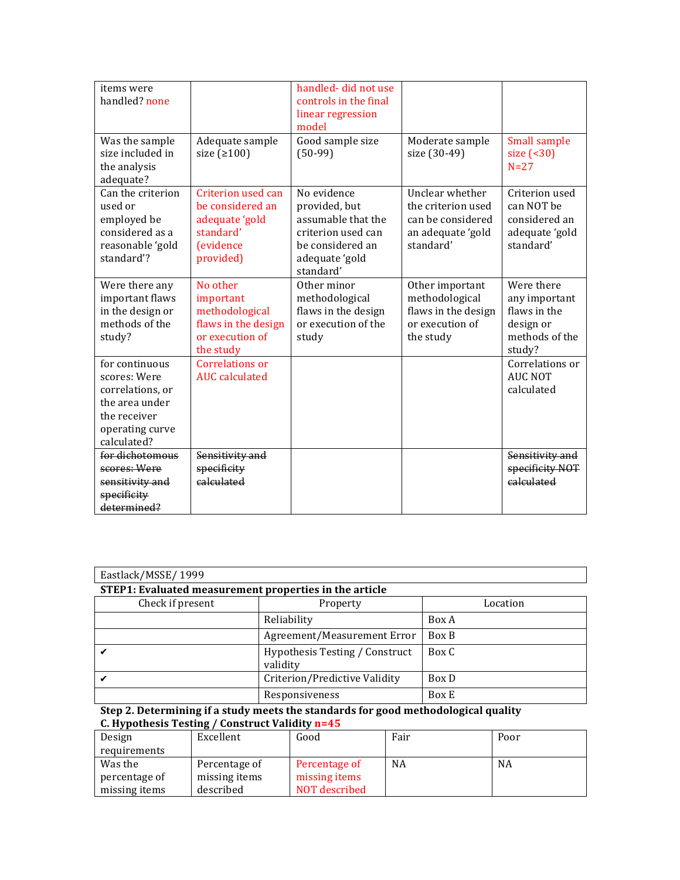| | | | | |
|---|---|---|---|---|
| items were handled? none | | handled- did not use controls in the final linear regression model | | |
| Was the sample size included in the analysis adequate? | Adequate sample size (≥100) | Good sample size (50-99) | Moderate sample size (30-49) | Small sample size (<30) N=27 |
| Can the criterion used or employed be considered as a reasonable 'gold standard'? | Criterion used can be considered an adequate 'gold standard' (evidence provided) | No evidence provided, but assumable that the criterion used can be considered an adequate 'gold standard' | Unclear whether the criterion used can be considered an adequate 'gold standard' | Criterion used can NOT be considered an adequate 'gold standard' |
| Were there any important flaws in the design or methods of the study? | No other important methodological flaws in the design or execution of the study | Other minor methodological flaws in the design or execution of the study | Other important methodological flaws in the design or execution of the study | Were there any important flaws in the design or methods of the study? |
| for continuous scores: Were correlations, or the area under the receiver operating curve calculated? | Correlations or AUC calculated | | | Correlations or AUC NOT calculated |
| ~~for dichotomous scores: Were sensitivity and specificity determined?~~ | ~~Sensitivity and specificity calculated~~ | | | ~~Sensitivity and specificity NOT calculated~~ |

Eastlack/MSSE/ 1999

**STEP1: Evaluated measurement properties in the article**

| Check if present | Property | Location |
|---|---|---|
| | Reliability | Box A |
| | Agreement/Measurement Error | Box B |
| ✔ | Hypothesis Testing / Construct validity | Box C |
| ✔ | Criterion/Predictive Validity | Box D |
| | Responsiveness | Box E |

**Step 2. Determining if a study meets the standards for good methodological quality**

**C. Hypothesis Testing / Construct Validity** n=45

| Design requirements | Excellent | Good | Fair | Poor |
|---|---|---|---|---|
| Was the percentage of missing items | Percentage of missing items described | Percentage of missing items NOT described | NA | NA |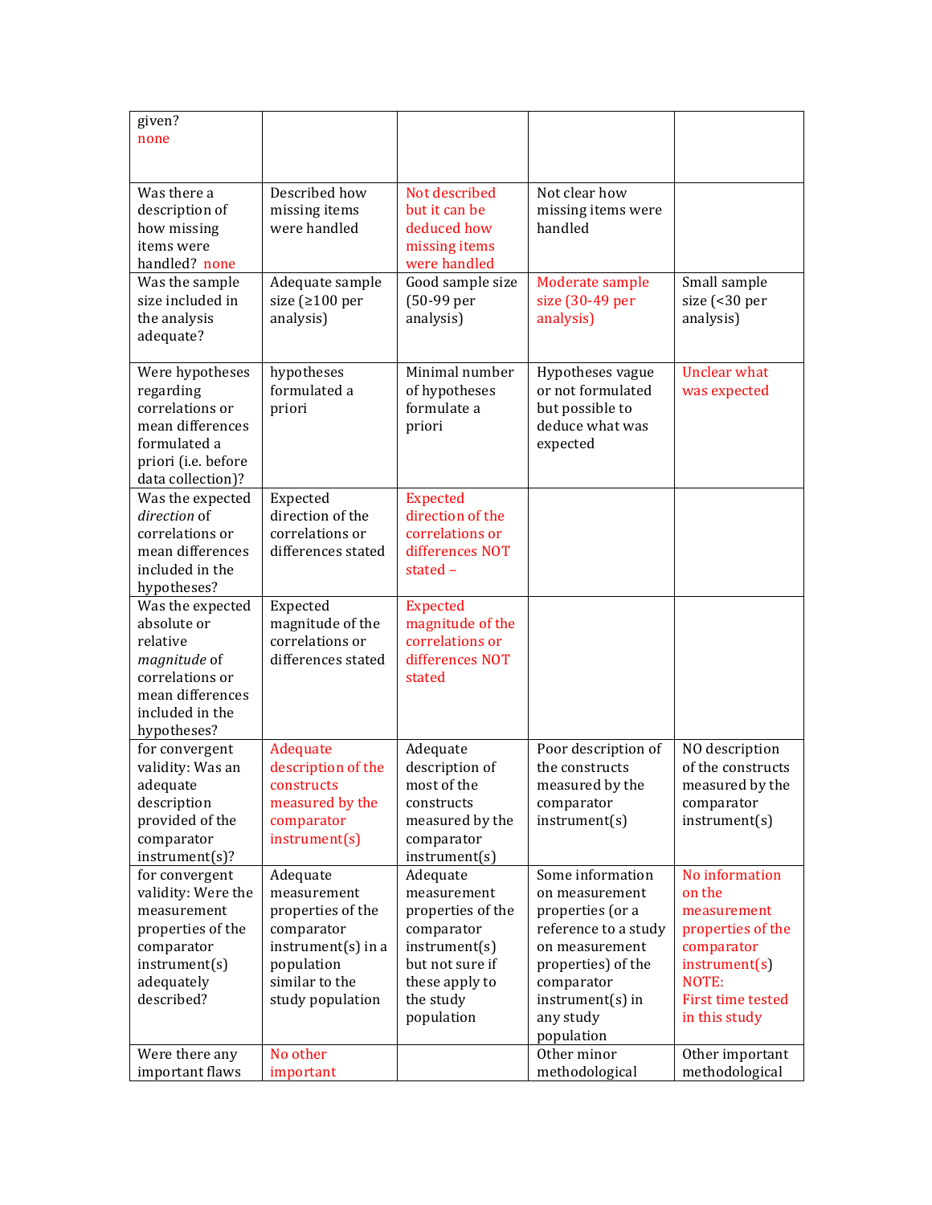| | | | | |
|---|---|---|---|---|
| given?<br>none | | | | |
| Was there a description of how missing items were handled? none | Described how missing items were handled | Not described but it can be deduced how missing items were handled | Not clear how missing items were handled | |
| Was the sample size included in the analysis adequate? | Adequate sample size (≥100 per analysis) | Good sample size (50-99 per analysis) | Moderate sample size (30-49 per analysis) | Small sample size (<30 per analysis) |
| Were hypotheses regarding correlations or mean differences formulated a priori (i.e. before data collection)? | hypotheses formulated a priori | Minimal number of hypotheses formulate a priori | Hypotheses vague or not formulated but possible to deduce what was expected | Unclear what was expected |
| Was the expected *direction* of correlations or mean differences included in the hypotheses? | Expected direction of the correlations or differences stated | Expected direction of the correlations or differences NOT stated – | | |
| Was the expected absolute or relative *magnitude* of correlations or mean differences included in the hypotheses? | Expected magnitude of the correlations or differences stated | Expected magnitude of the correlations or differences NOT stated | | |
| for convergent validity: Was an adequate description provided of the comparator instrument(s)? | Adequate description of the constructs measured by the comparator instrument(s) | Adequate description of most of the constructs measured by the comparator instrument(s) | Poor description of the constructs measured by the comparator instrument(s) | NO description of the constructs measured by the comparator instrument(s) |
| for convergent validity: Were the measurement properties of the comparator instrument(s) adequately described? | Adequate measurement properties of the comparator instrument(s) in a population similar to the study population | Adequate measurement properties of the comparator instrument(s) but not sure if these apply to the study population | Some information on measurement properties (or a reference to a study on measurement properties) of the comparator instrument(s) in any study population | No information on the measurement properties of the comparator instrument(s) NOTE: First time tested in this study |
| Were there any important flaws | No other important | | Other minor methodological | Other important methodological |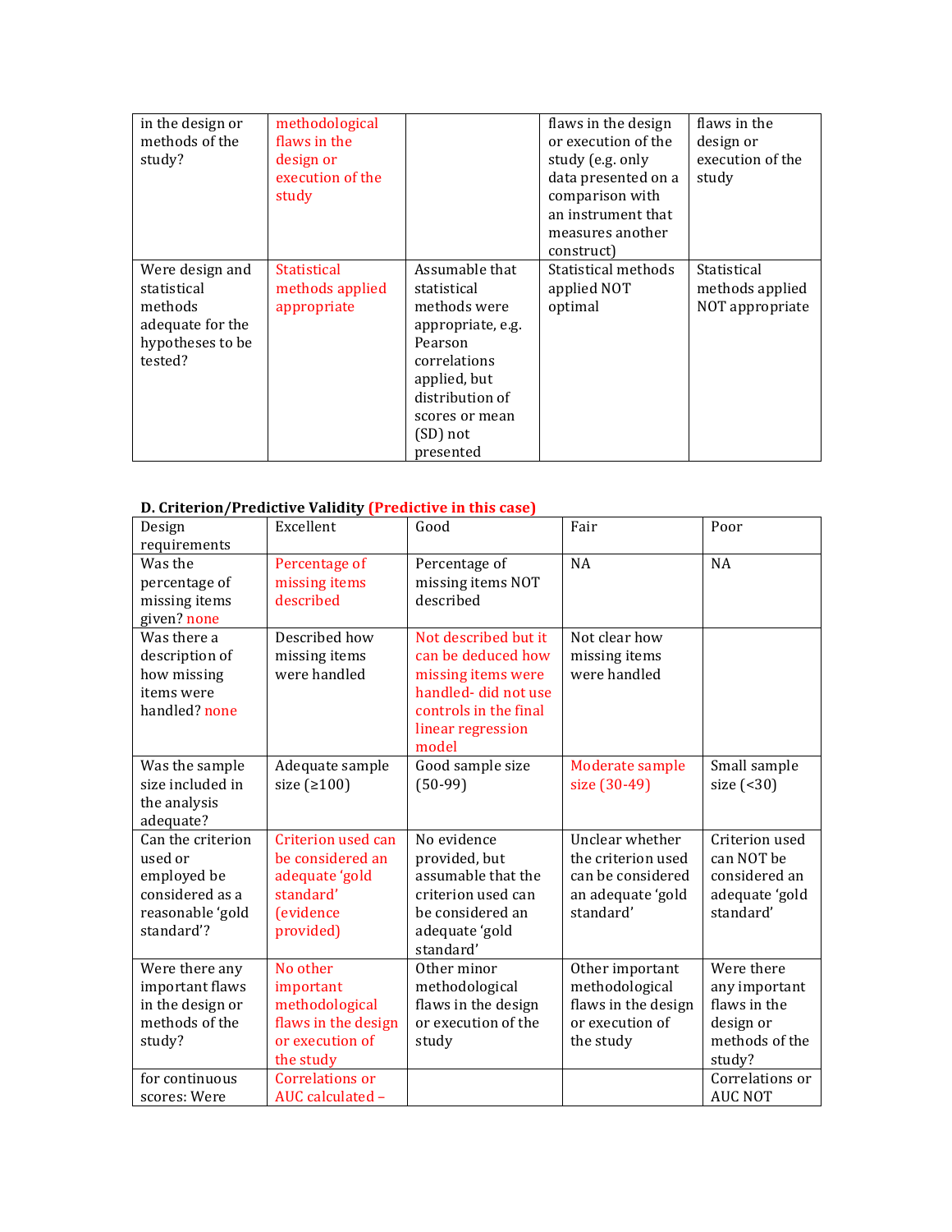| in the design or methods of the study? | methodological flaws in the design or execution of the study | | flaws in the design or execution of the study (e.g. only data presented on a comparison with an instrument that measures another construct) | flaws in the design or execution of the study |
|---|---|---|---|---|
| Were design and statistical methods adequate for the hypotheses to be tested? | Statistical methods applied appropriate | Assumable that statistical methods were appropriate, e.g. Pearson correlations applied, but distribution of scores or mean (SD) not presented | Statistical methods applied NOT optimal | Statistical methods applied NOT appropriate |

**D. Criterion/Predictive Validity (Predictive in this case)**

| Design requirements | Excellent | Good | Fair | Poor |
|---|---|---|---|---|
| Was the percentage of missing items given? none | Percentage of missing items described | Percentage of missing items NOT described | NA | NA |
| Was there a description of how missing items were handled? none | Described how missing items were handled | Not described but it can be deduced how missing items were handled- did not use controls in the final linear regression model | Not clear how missing items were handled | |
| Was the sample size included in the analysis adequate? | Adequate sample size (≥100) | Good sample size (50-99) | Moderate sample size (30-49) | Small sample size (<30) |
| Can the criterion used or employed be considered as a reasonable 'gold standard'? | Criterion used can be considered an adequate 'gold standard' (evidence provided) | No evidence provided, but assumable that the criterion used can be considered an adequate 'gold standard' | Unclear whether the criterion used can be considered an adequate 'gold standard' | Criterion used can NOT be considered an adequate 'gold standard' |
| Were there any important flaws in the design or methods of the study? | No other important methodological flaws in the design or execution of the study | Other minor methodological flaws in the design or execution of the study | Other important methodological flaws in the design or execution of the study | Were there any important flaws in the design or methods of the study? |
| for continuous scores: Were | Correlations or AUC calculated – | | | Correlations or AUC NOT |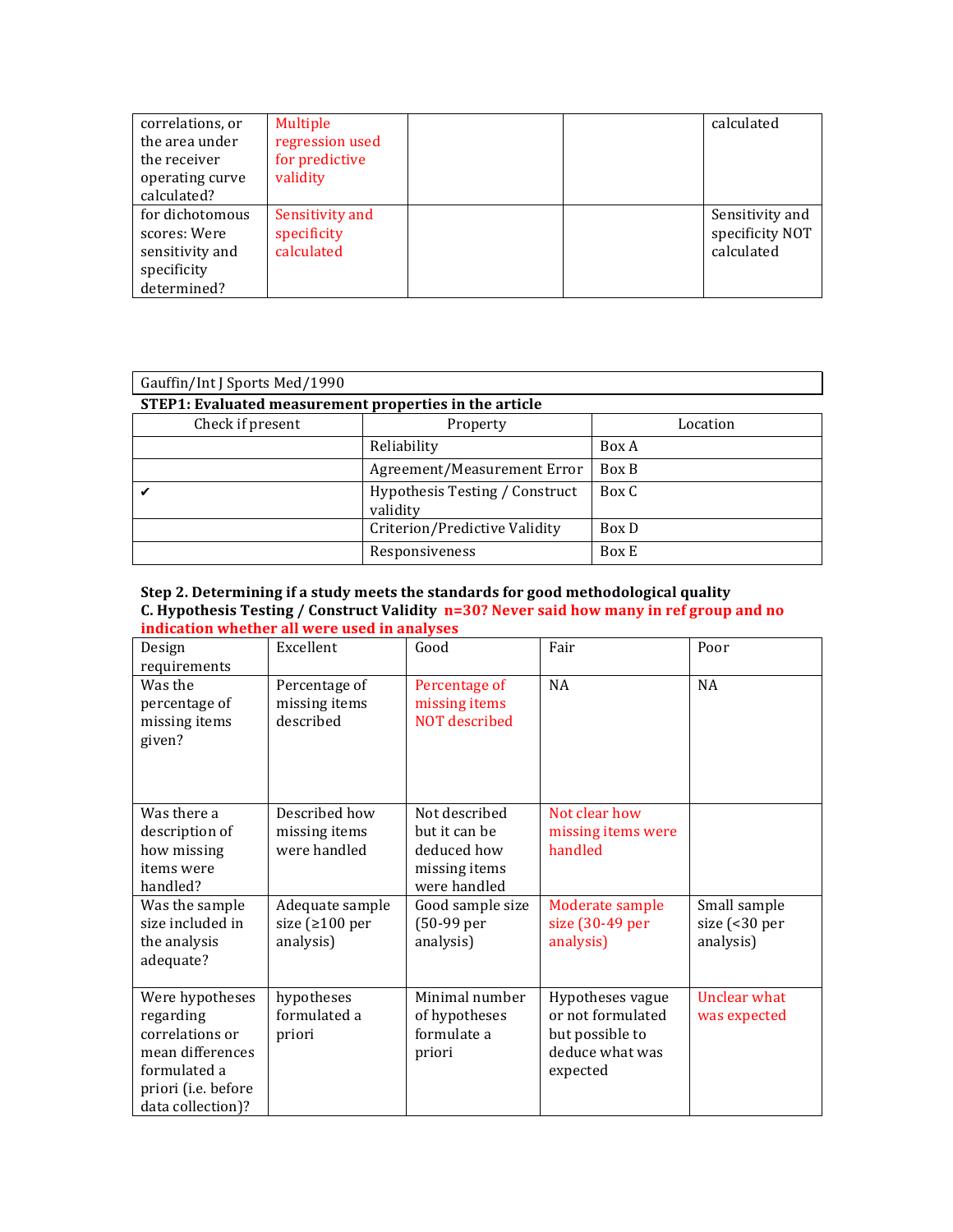| | | | | |
|---|---|---|---|---|
| correlations, or the area under the receiver operating curve calculated? | Multiple regression used for predictive validity | | | calculated |
| for dichotomous scores: Were sensitivity and specificity determined? | Sensitivity and specificity calculated | | | Sensitivity and specificity NOT calculated |

| Gauffin/Int J Sports Med/1990 | | |
|---|---|---|
| **STEP1: Evaluated measurement properties in the article** | | |
| Check if present | Property | Location |
| | Reliability | Box A |
| | Agreement/Measurement Error | Box B |
| ✔ | Hypothesis Testing / Construct validity | Box C |
| | Criterion/Predictive Validity | Box D |
| | Responsiveness | Box E |

**Step 2. Determining if a study meets the standards for good methodological quality**

**C. Hypothesis Testing / Construct Validity n=30? Never said how many in ref group and no indication whether all were used in analyses**

| Design requirements | Excellent | Good | Fair | Poor |
|---|---|---|---|---|
| Was the percentage of missing items given? | Percentage of missing items described | Percentage of missing items NOT described | NA | NA |
| Was there a description of how missing items were handled? | Described how missing items were handled | Not described but it can be deduced how missing items were handled | Not clear how missing items were handled | |
| Was the sample size included in the analysis adequate? | Adequate sample size (≥100 per analysis) | Good sample size (50-99 per analysis) | Moderate sample size (30-49 per analysis) | Small sample size (<30 per analysis) |
| Were hypotheses regarding correlations or mean differences formulated a priori (i.e. before data collection)? | hypotheses formulated a priori | Minimal number of hypotheses formulate a priori | Hypotheses vague or not formulated but possible to deduce what was expected | Unclear what was expected |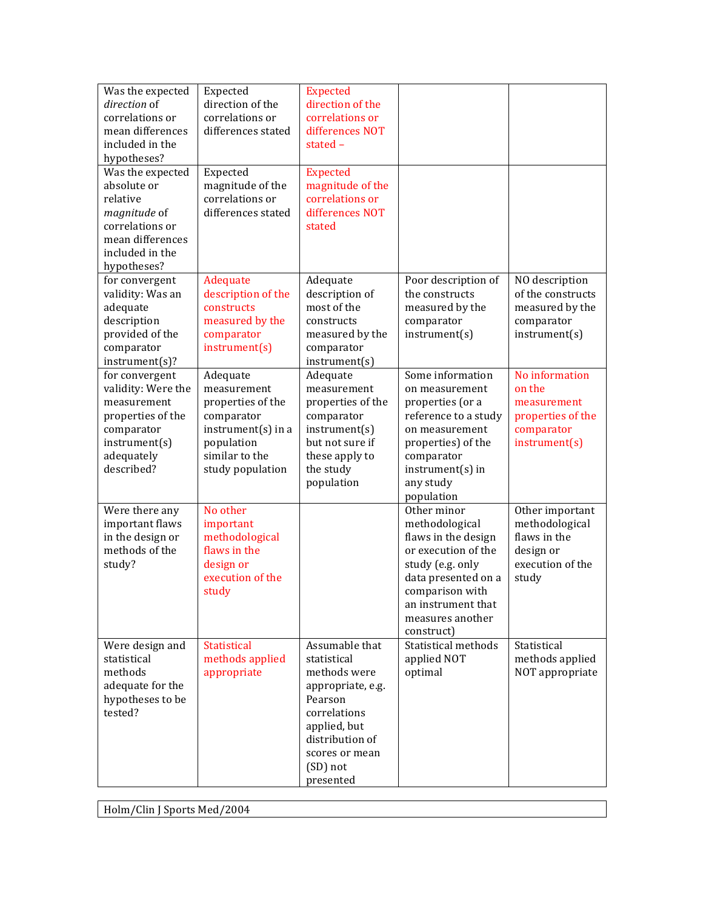| Was the expected *direction* of correlations or mean differences included in the hypotheses? | Expected direction of the correlations or differences stated | Expected direction of the correlations or differences NOT stated – | | |
|---|---|---|---|---|
| Was the expected absolute or relative *magnitude* of correlations or mean differences included in the hypotheses? | Expected magnitude of the correlations or differences stated | Expected magnitude of the correlations or differences NOT stated | | |
| for convergent validity: Was an adequate description provided of the comparator instrument(s)? | Adequate description of the constructs measured by the comparator instrument(s) | Adequate description of most of the constructs measured by the comparator instrument(s) | Poor description of the constructs measured by the comparator instrument(s) | NO description of the constructs measured by the comparator instrument(s) |
| for convergent validity: Were the measurement properties of the comparator instrument(s) adequately described? | Adequate measurement properties of the comparator instrument(s) in a population similar to the study population | Adequate measurement properties of the comparator instrument(s) but not sure if these apply to the study population | Some information on measurement properties (or a reference to a study on measurement properties) of the comparator instrument(s) in any study population | No information on the measurement properties of the comparator instrument(s) |
| Were there any important flaws in the design or methods of the study? | No other important methodological flaws in the design or execution of the study | | Other minor methodological flaws in the design or execution of the study (e.g. only data presented on a comparison with an instrument that measures another construct) | Other important methodological flaws in the design or execution of the study |
| Were design and statistical methods adequate for the hypotheses to be tested? | Statistical methods applied appropriate | Assumable that statistical methods were appropriate, e.g. Pearson correlations applied, but distribution of scores or mean (SD) not presented | Statistical methods applied NOT optimal | Statistical methods applied NOT appropriate |

| Holm/Clin J Sports Med/2004 |
|---|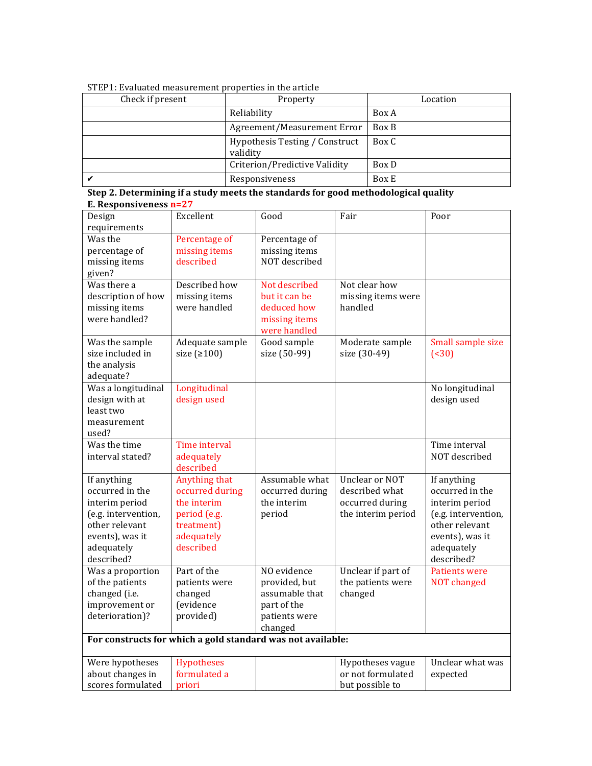STEP1: Evaluated measurement properties in the article

| Check if present | Property | Location |
|---|---|---|
| | Reliability | Box A |
| | Agreement/Measurement Error | Box B |
| | Hypothesis Testing / Construct validity | Box C |
| | Criterion/Predictive Validity | Box D |
| ✔ | Responsiveness | Box E |

**Step 2. Determining if a study meets the standards for good methodological quality**

**E. Responsiveness** n=27

| Design requirements | Excellent | Good | Fair | Poor |
|---|---|---|---|---|
| Was the percentage of missing items given? | Percentage of missing items described | Percentage of missing items NOT described | | |
| Was there a description of how missing items were handled? | Described how missing items were handled | Not described but it can be deduced how missing items were handled | Not clear how missing items were handled | |
| Was the sample size included in the analysis adequate? | Adequate sample size (≥100) | Good sample size (50-99) | Moderate sample size (30-49) | Small sample size (<30) |
| Was a longitudinal design with at least two measurement used? | Longitudinal design used | | | No longitudinal design used |
| Was the time interval stated? | Time interval adequately described | | | Time interval NOT described |
| If anything occurred in the interim period (e.g. intervention, other relevant events), was it adequately described? | Anything that occurred during the interim period (e.g. treatment) adequately described | Assumable what occurred during the interim period | Unclear or NOT described what occurred during the interim period | If anything occurred in the interim period (e.g. intervention, other relevant events), was it adequately described? |
| Was a proportion of the patients changed (i.e. improvement or deterioration)? | Part of the patients were changed (evidence provided) | NO evidence provided, but assumable that part of the patients were changed | Unclear if part of the patients were changed | Patients were NOT changed |
| **For constructs for which a gold standard was not available:** | | | | |
| Were hypotheses about changes in scores formulated | Hypotheses formulated a priori | | Hypotheses vague or not formulated but possible to | Unclear what was expected |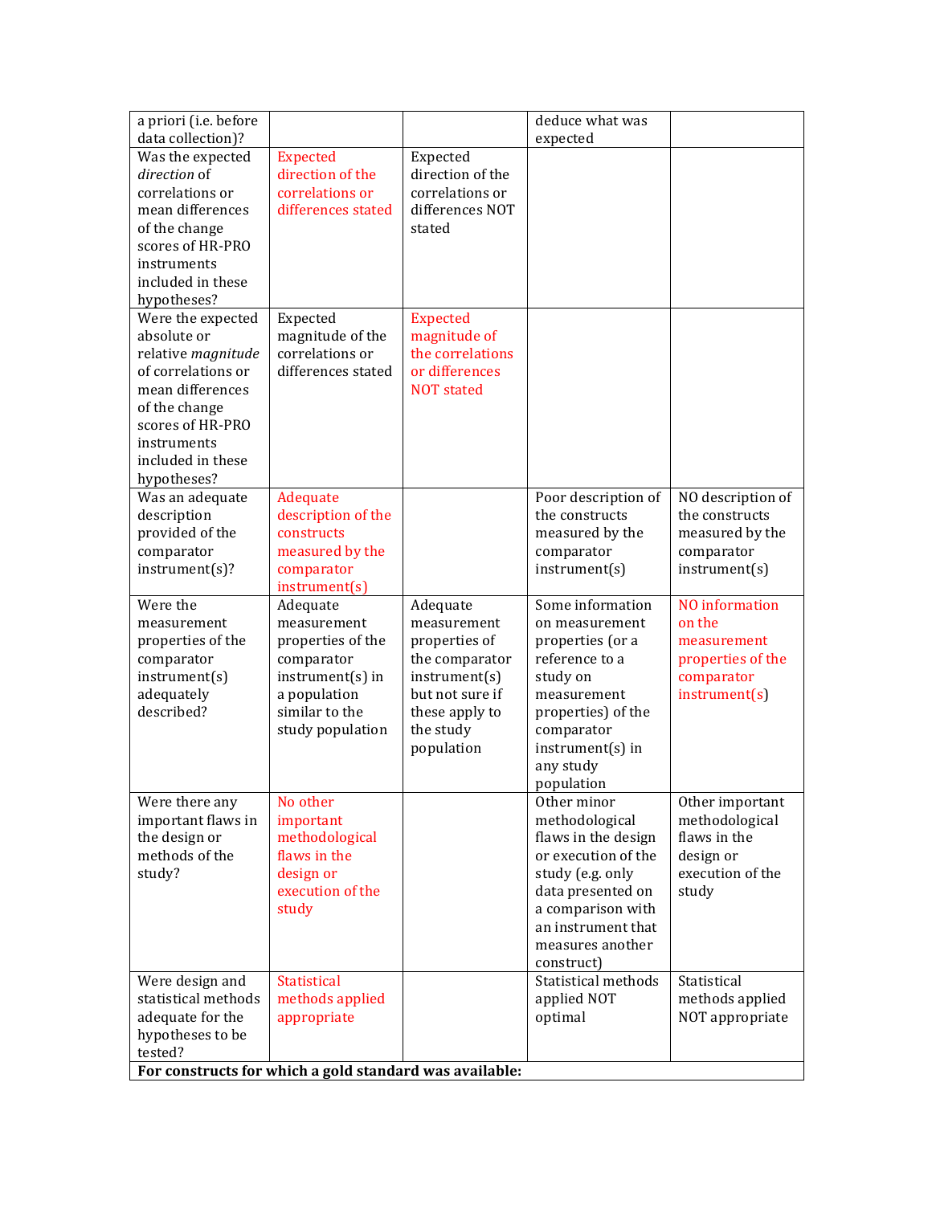| | | | | |
|---|---|---|---|---|
| a priori (i.e. before data collection)? | | | deduce what was expected | |
| Was the expected *direction* of correlations or mean differences of the change scores of HR-PRO instruments included in these hypotheses? | Expected direction of the correlations or differences stated | Expected direction of the correlations or differences NOT stated | | |
| Were the expected absolute or relative *magnitude* of correlations or mean differences of the change scores of HR-PRO instruments included in these hypotheses? | Expected magnitude of the correlations or differences stated | Expected magnitude of the correlations or differences NOT stated | | |
| Was an adequate description provided of the comparator instrument(s)? | Adequate description of the constructs measured by the comparator instrument(s) | | Poor description of the constructs measured by the comparator instrument(s) | NO description of the constructs measured by the comparator instrument(s) |
| Were the measurement properties of the comparator instrument(s) adequately described? | Adequate measurement properties of the comparator instrument(s) in a population similar to the study population | Adequate measurement properties of the comparator instrument(s) but not sure if these apply to the study population | Some information on measurement properties (or a reference to a study on measurement properties) of the comparator instrument(s) in any study population | NO information on the measurement properties of the comparator instrument(s) |
| Were there any important flaws in the design or methods of the study? | No other important methodological flaws in the design or execution of the study | | Other minor methodological flaws in the design or execution of the study (e.g. only data presented on a comparison with an instrument that measures another construct) | Other important methodological flaws in the design or execution of the study |
| Were design and statistical methods adequate for the hypotheses to be tested? | Statistical methods applied appropriate | | Statistical methods applied NOT optimal | Statistical methods applied NOT appropriate |
| **For constructs for which a gold standard was available:** | | | | |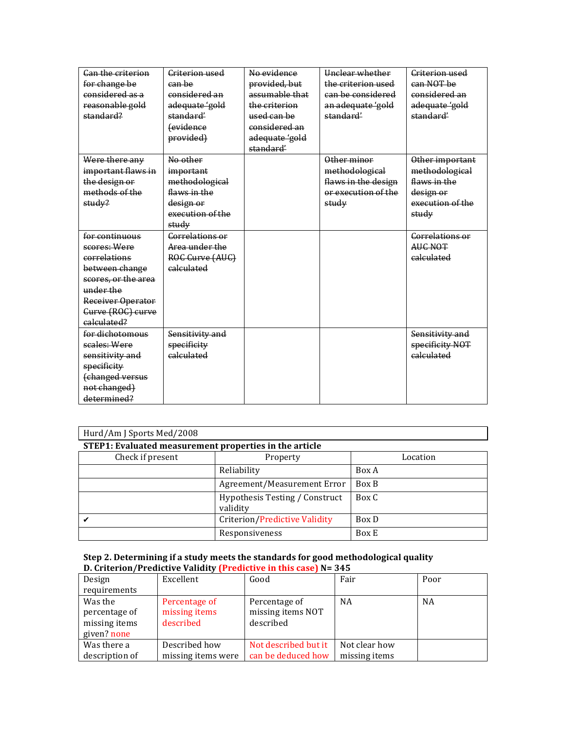| ~~Can the criterion for change be considered as a reasonable gold standard?~~ | ~~Criterion used can be considered an adequate 'gold standard' (evidence provided)~~ | ~~No evidence provided, but assumable that the criterion used can be considered an adequate 'gold standard'~~ | ~~Unclear whether the criterion used can be considered an adequate 'gold standard'~~ | ~~Criterion used can NOT be considered an adequate 'gold standard'~~ |
|---|---|---|---|---|
| ~~Were there any important flaws in the design or methods of the study?~~ | ~~No other important methodological flaws in the design or execution of the study~~ | | ~~Other minor methodological flaws in the design or execution of the study~~ | ~~Other important methodological flaws in the design or execution of the study~~ |
| ~~for continuous scores: Were correlations between change scores, or the area under the Receiver Operator Curve (ROC) curve calculated?~~ | ~~Correlations or Area under the ROC Curve (AUC) calculated~~ | | | ~~Correlations or AUC NOT calculated~~ |
| ~~for dichotomous scales: Were sensitivity and specificity (changed versus not changed) determined?~~ | ~~Sensitivity and specificity calculated~~ | | | ~~Sensitivity and specificity NOT calculated~~ |

Hurd/Am J Sports Med/2008

**STEP1: Evaluated measurement properties in the article**

| Check if present | Property | Location |
|---|---|---|
| | Reliability | Box A |
| | Agreement/Measurement Error | Box B |
| | Hypothesis Testing / Construct validity | Box C |
| ✔ | Criterion/Predictive Validity | Box D |
| | Responsiveness | Box E |

**Step 2. Determining if a study meets the standards for good methodological quality**
**D. Criterion/Predictive Validity (Predictive in this case) N= 345**

| Design requirements | Excellent | Good | Fair | Poor |
|---|---|---|---|---|
| Was the percentage of missing items given? none | Percentage of missing items described | Percentage of missing items NOT described | NA | NA |
| Was there a description of | Described how missing items were | Not described but it can be deduced how | Not clear how missing items | |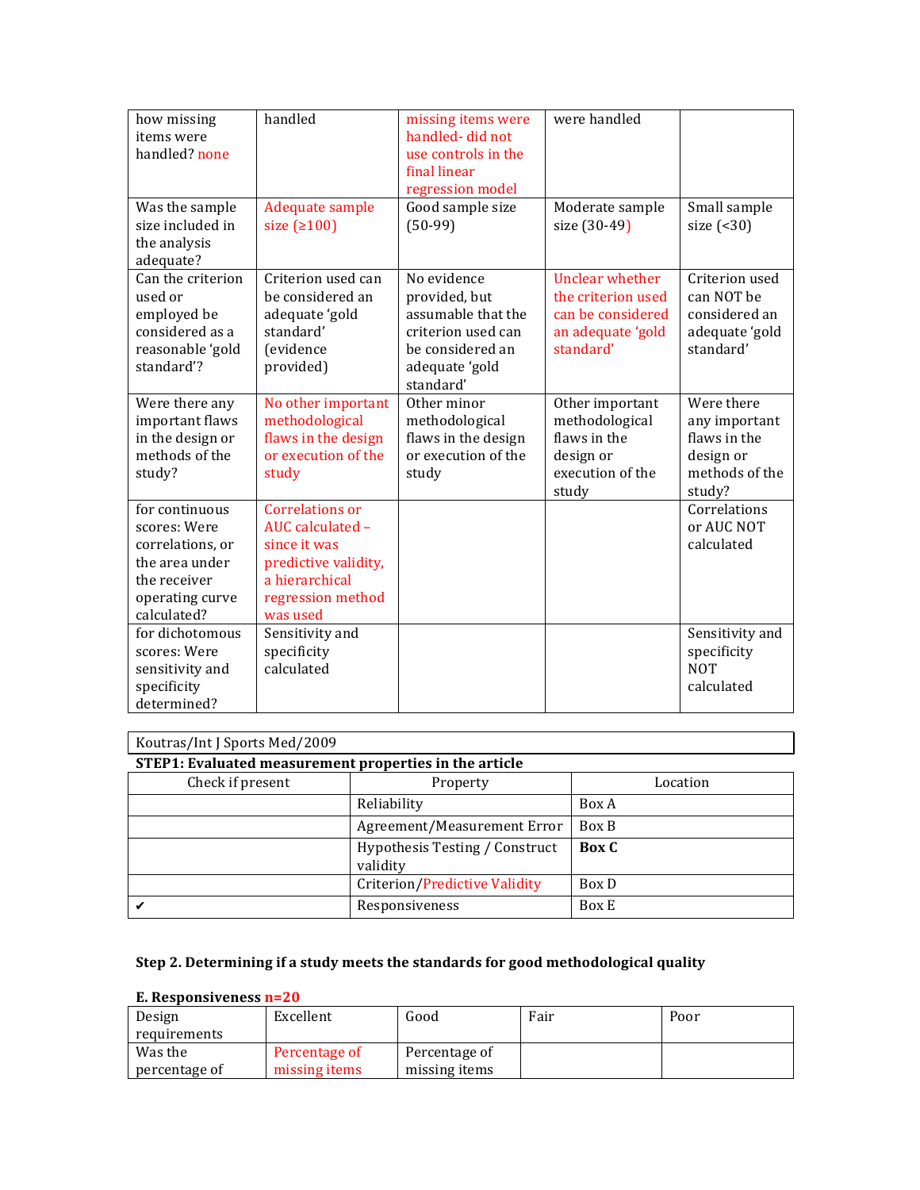| how missing items were handled? none | handled | missing items were handled- did not use controls in the final linear regression model | were handled | |
|---|---|---|---|---|
| Was the sample size included in the analysis adequate? | Adequate sample size (≥100) | Good sample size (50-99) | Moderate sample size (30-49) | Small sample size (<30) |
| Can the criterion used or employed be considered as a reasonable 'gold standard'? | Criterion used can be considered an adequate 'gold standard' (evidence provided) | No evidence provided, but assumable that the criterion used can be considered an adequate 'gold standard' | Unclear whether the criterion used can be considered an adequate 'gold standard' | Criterion used can NOT be considered an adequate 'gold standard' |
| Were there any important flaws in the design or methods of the study? | No other important methodological flaws in the design or execution of the study | Other minor methodological flaws in the design or execution of the study | Other important methodological flaws in the design or execution of the study | Were there any important flaws in the design or methods of the study? |
| for continuous scores: Were correlations, or the area under the receiver operating curve calculated? | Correlations or AUC calculated – since it was predictive validity, a hierarchical regression method was used | | | Correlations or AUC NOT calculated |
| for dichotomous scores: Were sensitivity and specificity determined? | Sensitivity and specificity calculated | | | Sensitivity and specificity NOT calculated |

Koutras/Int J Sports Med/2009

**STEP1: Evaluated measurement properties in the article**

| Check if present | Property | Location |
|---|---|---|
| | Reliability | Box A |
| | Agreement/Measurement Error | Box B |
| | Hypothesis Testing / Construct validity | **Box C** |
| | Criterion/Predictive Validity | Box D |
| ✔ | Responsiveness | Box E |

**Step 2. Determining if a study meets the standards for good methodological quality**

**E. Responsiveness n=20**

| Design requirements | Excellent | Good | Fair | Poor |
|---|---|---|---|---|
| Was the percentage of | Percentage of missing items | Percentage of missing items | | |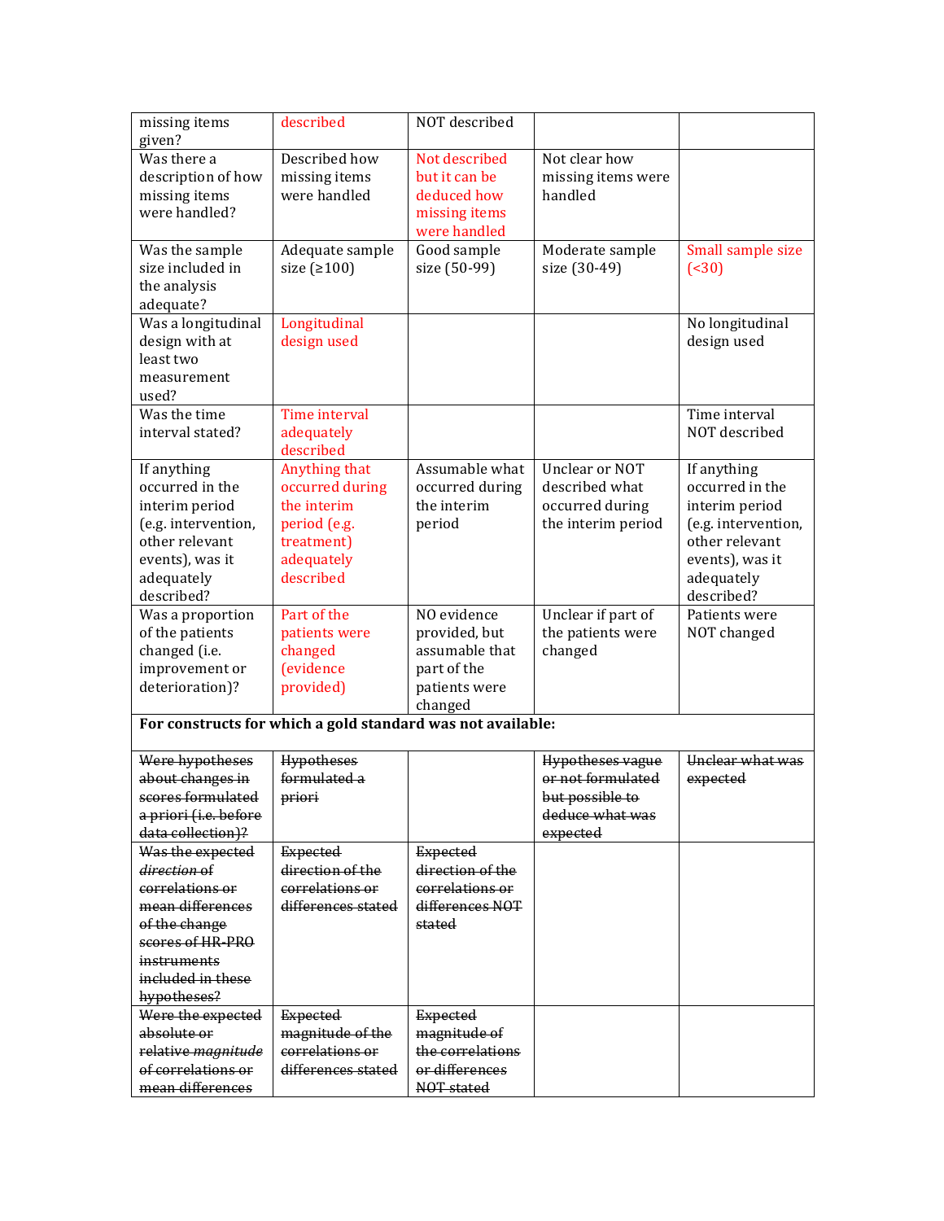| missing items given? | described | NOT described | | |
|---|---|---|---|---|
| Was there a description of how missing items were handled? | Described how missing items were handled | Not described but it can be deduced how missing items were handled | Not clear how missing items were handled | |
| Was the sample size included in the analysis adequate? | Adequate sample size (≥100) | Good sample size (50-99) | Moderate sample size (30-49) | Small sample size (<30) |
| Was a longitudinal design with at least two measurement used? | Longitudinal design used | | | No longitudinal design used |
| Was the time interval stated? | Time interval adequately described | | | Time interval NOT described |
| If anything occurred in the interim period (e.g. intervention, other relevant events), was it adequately described? | Anything that occurred during the interim period (e.g. treatment) adequately described | Assumable what occurred during the interim period | Unclear or NOT described what occurred during the interim period | If anything occurred in the interim period (e.g. intervention, other relevant events), was it adequately described? |
| Was a proportion of the patients changed (i.e. improvement or deterioration)? | Part of the patients were changed (evidence provided) | NO evidence provided, but assumable that part of the patients were changed | Unclear if part of the patients were changed | Patients were NOT changed |
| **For constructs for which a gold standard was not available:** | | | | |
| ~~Were hypotheses about changes in scores formulated a priori (i.e. before data collection)?~~ | ~~Hypotheses formulated a priori~~ | | ~~Hypotheses vague or not formulated but possible to deduce what was expected~~ | ~~Unclear what was expected~~ |
| ~~Was the expected *direction* of correlations or mean differences of the change scores of HR-PRO instruments included in these hypotheses?~~ | ~~Expected direction of the correlations or differences stated~~ | ~~Expected direction of the correlations or differences NOT stated~~ | | |
| ~~Were the expected absolute or relative *magnitude* of correlations or mean differences~~ | ~~Expected magnitude of the correlations or differences stated~~ | ~~Expected magnitude of the correlations or differences NOT stated~~ | | |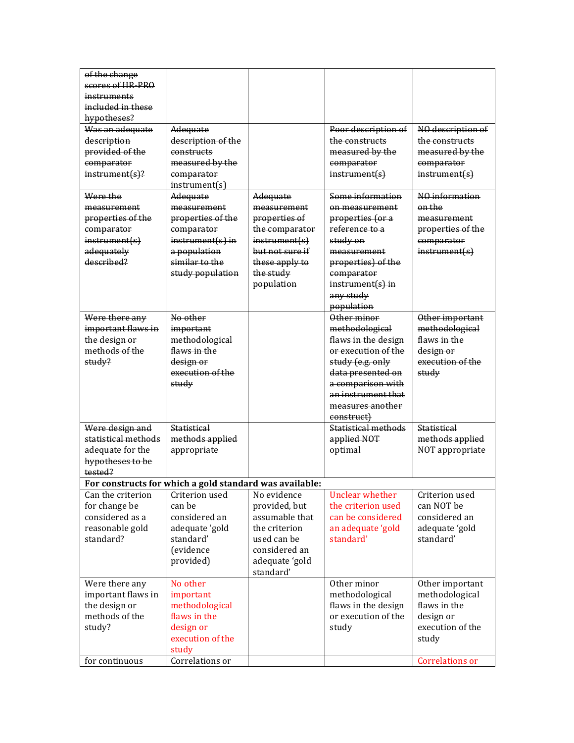| ~~of the change scores of HR-PRO instruments included in these hypotheses?~~ | | | | |
|---|---|---|---|---|
| ~~Was an adequate description provided of the comparator instrument(s)?~~ | ~~Adequate description of the constructs measured by the comparator instrument(s)~~ | | ~~Poor description of the constructs measured by the comparator instrument(s)~~ | ~~NO description of the constructs measured by the comparator instrument(s)~~ |
| ~~Were the measurement properties of the comparator instrument(s) adequately described?~~ | ~~Adequate measurement properties of the comparator instrument(s) in a population similar to the study population~~ | ~~Adequate measurement properties of the comparator instrument(s) but not sure if these apply to the study population~~ | ~~Some information on measurement properties (or a reference to a study on measurement properties) of the comparator instrument(s) in any study population~~ | ~~NO information on the measurement properties of the comparator instrument(s)~~ |
| ~~Were there any important flaws in the design or methods of the study?~~ | ~~No other important methodological flaws in the design or execution of the study~~ | | ~~Other minor methodological flaws in the design or execution of the study (e.g. only data presented on a comparison with an instrument that measures another construct)~~ | ~~Other important methodological flaws in the design or execution of the study~~ |
| ~~Were design and statistical methods adequate for the hypotheses to be tested?~~ | ~~Statistical methods applied appropriate~~ | | ~~Statistical methods applied NOT optimal~~ | ~~Statistical methods applied NOT appropriate~~ |
| **For constructs for which a gold standard was available:** | | | | |
| Can the criterion for change be considered as a reasonable gold standard? | Criterion used can be considered an adequate 'gold standard' (evidence provided) | No evidence provided, but assumable that the criterion used can be considered an adequate 'gold standard' | Unclear whether the criterion used can be considered an adequate 'gold standard' | Criterion used can NOT be considered an adequate 'gold standard' |
| Were there any important flaws in the design or methods of the study? | No other important methodological flaws in the design or execution of the study | | Other minor methodological flaws in the design or execution of the study | Other important methodological flaws in the design or execution of the study |
| for continuous | Correlations or | | | Correlations or |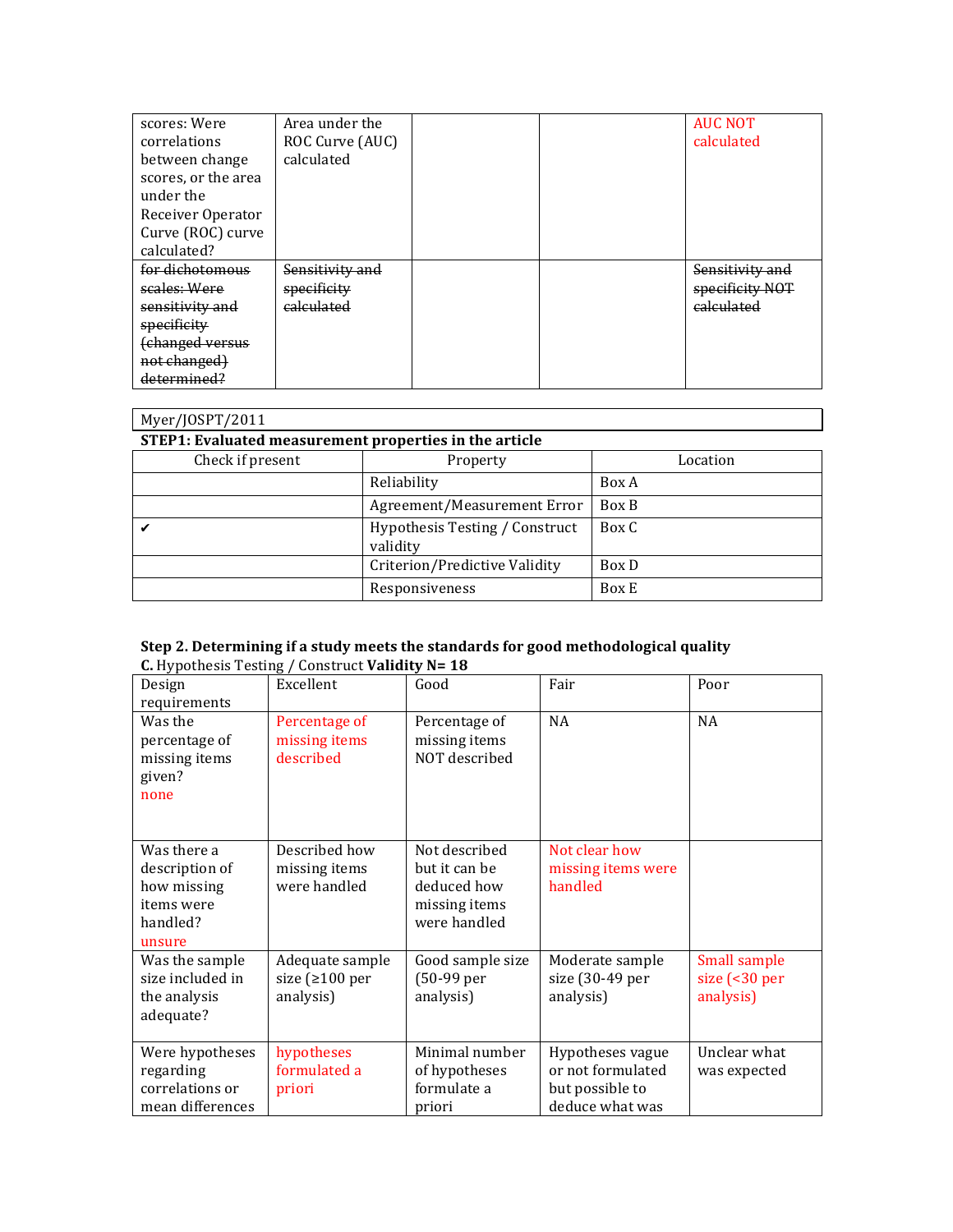| scores: Were correlations between change scores, or the area under the Receiver Operator Curve (ROC) curve calculated? | Area under the ROC Curve (AUC) calculated | | | AUC NOT calculated |
|---|---|---|---|---|
| ~~for dichotomous scales: Were sensitivity and specificity (changed versus not changed) determined?~~ | ~~Sensitivity and specificity calculated~~ | | | ~~Sensitivity and specificity NOT calculated~~ |

Myer/JOSPT/2011

**STEP1: Evaluated measurement properties in the article**

| Check if present | Property | Location |
|---|---|---|
| | Reliability | Box A |
| | Agreement/Measurement Error | Box B |
| ✔ | Hypothesis Testing / Construct validity | Box C |
| | Criterion/Predictive Validity | Box D |
| | Responsiveness | Box E |

**Step 2. Determining if a study meets the standards for good methodological quality**

**C.** Hypothesis Testing / Construct **Validity N= 18**

| Design requirements | Excellent | Good | Fair | Poor |
|---|---|---|---|---|
| Was the percentage of missing items given? none | Percentage of missing items described | Percentage of missing items NOT described | NA | NA |
| Was there a description of how missing items were handled? unsure | Described how missing items were handled | Not described but it can be deduced how missing items were handled | Not clear how missing items were handled | |
| Was the sample size included in the analysis adequate? | Adequate sample size (≥100 per analysis) | Good sample size (50-99 per analysis) | Moderate sample size (30-49 per analysis) | Small sample size (<30 per analysis) |
| Were hypotheses regarding correlations or mean differences | hypotheses formulated a priori | Minimal number of hypotheses formulate a priori | Hypotheses vague or not formulated but possible to deduce what was | Unclear what was expected |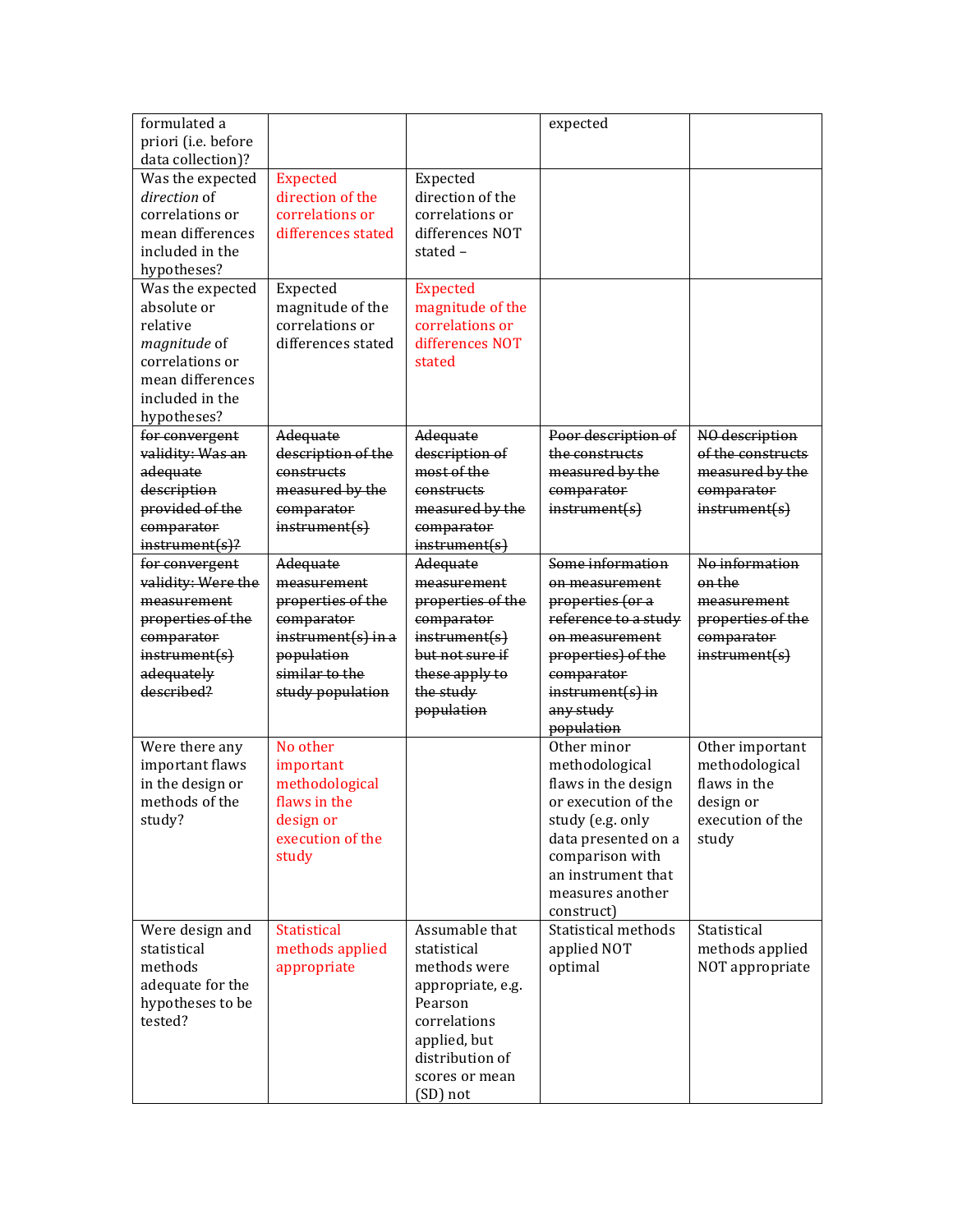| formulated a priori (i.e. before data collection)? | | | expected | |
|---|---|---|---|---|
| Was the expected *direction* of correlations or mean differences included in the hypotheses? | Expected direction of the correlations or differences stated | Expected direction of the correlations or differences NOT stated – | | |
| Was the expected absolute or relative *magnitude* of correlations or mean differences included in the hypotheses? | Expected magnitude of the correlations or differences stated | Expected magnitude of the correlations or differences NOT stated | | |
| ~~for convergent validity: Was an adequate description provided of the comparator instrument(s)?~~ | ~~Adequate description of the constructs measured by the comparator instrument(s)~~ | ~~Adequate description of most of the constructs measured by the comparator instrument(s)~~ | ~~Poor description of the constructs measured by the comparator instrument(s)~~ | ~~NO description of the constructs measured by the comparator instrument(s)~~ |
| ~~for convergent validity: Were the measurement properties of the comparator instrument(s) adequately described?~~ | ~~Adequate measurement properties of the comparator instrument(s) in a population similar to the study population~~ | ~~Adequate measurement properties of the comparator instrument(s) but not sure if these apply to the study population~~ | ~~Some information on measurement properties (or a reference to a study on measurement properties) of the comparator instrument(s) in any study population~~ | ~~No information on the measurement properties of the comparator instrument(s)~~ |
| Were there any important flaws in the design or methods of the study? | No other important methodological flaws in the design or execution of the study | | Other minor methodological flaws in the design or execution of the study (e.g. only data presented on a comparison with an instrument that measures another construct) | Other important methodological flaws in the design or execution of the study |
| Were design and statistical methods adequate for the hypotheses to be tested? | Statistical methods applied appropriate | Assumable that statistical methods were appropriate, e.g. Pearson correlations applied, but distribution of scores or mean (SD) not | Statistical methods applied NOT optimal | Statistical methods applied NOT appropriate |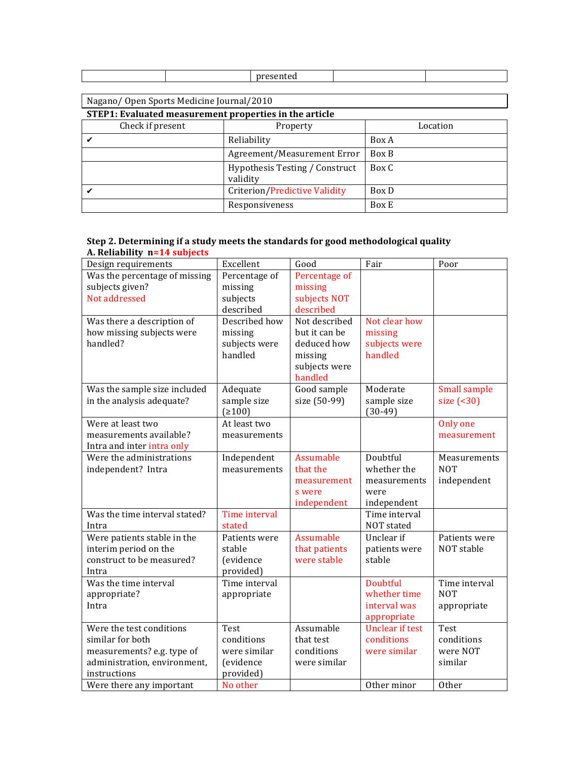| | | presented | | |
|---|---|---|---|---|

Nagano/ Open Sports Medicine Journal/2010

**STEP1: Evaluated measurement properties in the article**

| Check if present | Property | Location |
|---|---|---|
| ✔ | Reliability | Box A |
| | Agreement/Measurement Error | Box B |
| | Hypothesis Testing / Construct validity | Box C |
| ✔ | Criterion/Predictive Validity | Box D |
| | Responsiveness | Box E |

**Step 2. Determining if a study meets the standards for good methodological quality**

**A. Reliability n=14 subjects**

| Design requirements | Excellent | Good | Fair | Poor |
|---|---|---|---|---|
| Was the percentage of missing subjects given? Not addressed | Percentage of missing subjects described | Percentage of missing subjects NOT described | | |
| Was there a description of how missing subjects were handled? | Described how missing subjects were handled | Not described but it can be deduced how missing subjects were handled | Not clear how missing subjects were handled | |
| Was the sample size included in the analysis adequate? | Adequate sample size (≥100) | Good sample size (50-99) | Moderate sample size (30-49) | Small sample size (<30) |
| Were at least two measurements available? Intra and inter intra only | At least two measurements | | | Only one measurement |
| Were the administrations independent? Intra | Independent measurements | Assumable that the measurements were independent | Doubtful whether the measurements were independent | Measurements NOT independent |
| Was the time interval stated? Intra | Time interval stated | | Time interval NOT stated | |
| Were patients stable in the interim period on the construct to be measured? Intra | Patients were stable (evidence provided) | Assumable that patients were stable | Unclear if patients were stable | Patients were NOT stable |
| Was the time interval appropriate? Intra | Time interval appropriate | | Doubtful whether time interval was appropriate | Time interval NOT appropriate |
| Were the test conditions similar for both measurements? e.g. type of administration, environment, instructions | Test conditions were similar (evidence provided) | Assumable that test conditions were similar | Unclear if test conditions were similar | Test conditions were NOT similar |
| Were there any important | No other | | Other minor | Other |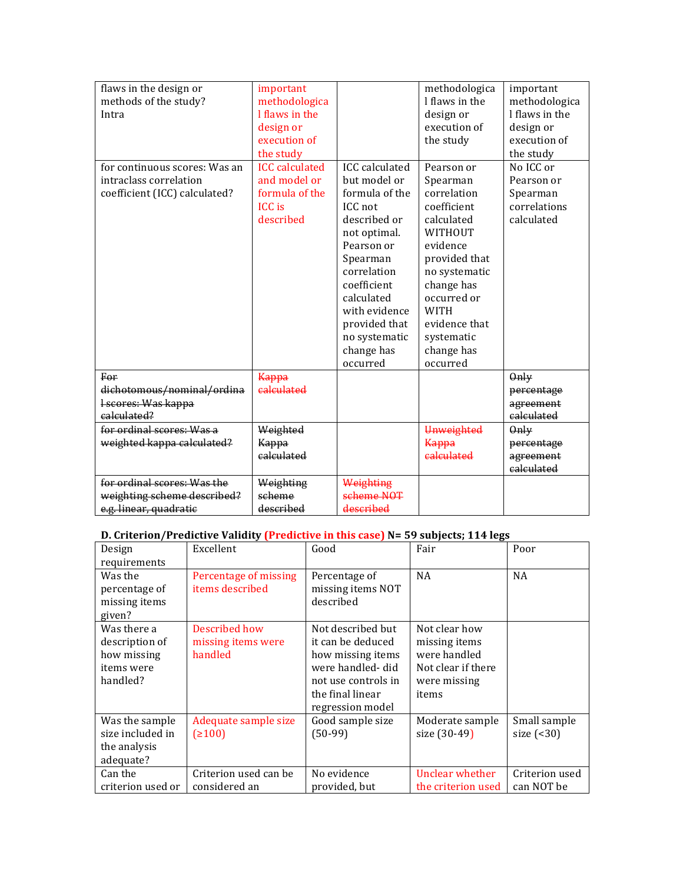| flaws in the design or methods of the study? Intra | important methodological flaws in the design or execution of the study | | methodological flaws in the design or execution of the study | important methodological flaws in the design or execution of the study |
|---|---|---|---|---|
| for continuous scores: Was an intraclass correlation coefficient (ICC) calculated? | ICC calculated and model or formula of the ICC is described | ICC calculated but model or formula of the ICC not described or not optimal. Pearson or Spearman correlation coefficient calculated with evidence provided that no systematic change has occurred | Pearson or Spearman correlation coefficient calculated WITHOUT evidence provided that no systematic change has occurred or WITH evidence that systematic change has occurred | No ICC or Pearson or Spearman correlations calculated |
| ~~For dichotomous/nominal/ordinal scores: Was kappa calculated?~~ | ~~Kappa calculated~~ | | | ~~Only percentage agreement calculated~~ |
| ~~for ordinal scores: Was a weighted kappa calculated?~~ | ~~Weighted Kappa calculated~~ | | ~~Unweighted Kappa calculated~~ | ~~Only percentage agreement calculated~~ |
| ~~for ordinal scores: Was the weighting scheme described? e.g. linear, quadratic~~ | ~~Weighting scheme described~~ | ~~Weighting scheme NOT described~~ | | |

**D. Criterion/Predictive Validity (Predictive in this case) N= 59 subjects; 114 legs**

| Design requirements | Excellent | Good | Fair | Poor |
|---|---|---|---|---|
| Was the percentage of missing items given? | Percentage of missing items described | Percentage of missing items NOT described | NA | NA |
| Was there a description of how missing items were handled? | Described how missing items were handled | Not described but it can be deduced how missing items were handled- did not use controls in the final linear regression model | Not clear how missing items were handled Not clear if there were missing items | |
| Was the sample size included in the analysis adequate? | Adequate sample size (≥100) | Good sample size (50-99) | Moderate sample size (30-49) | Small sample size (<30) |
| Can the criterion used or | Criterion used can be considered an | No evidence provided, but | Unclear whether the criterion used | Criterion used can NOT be |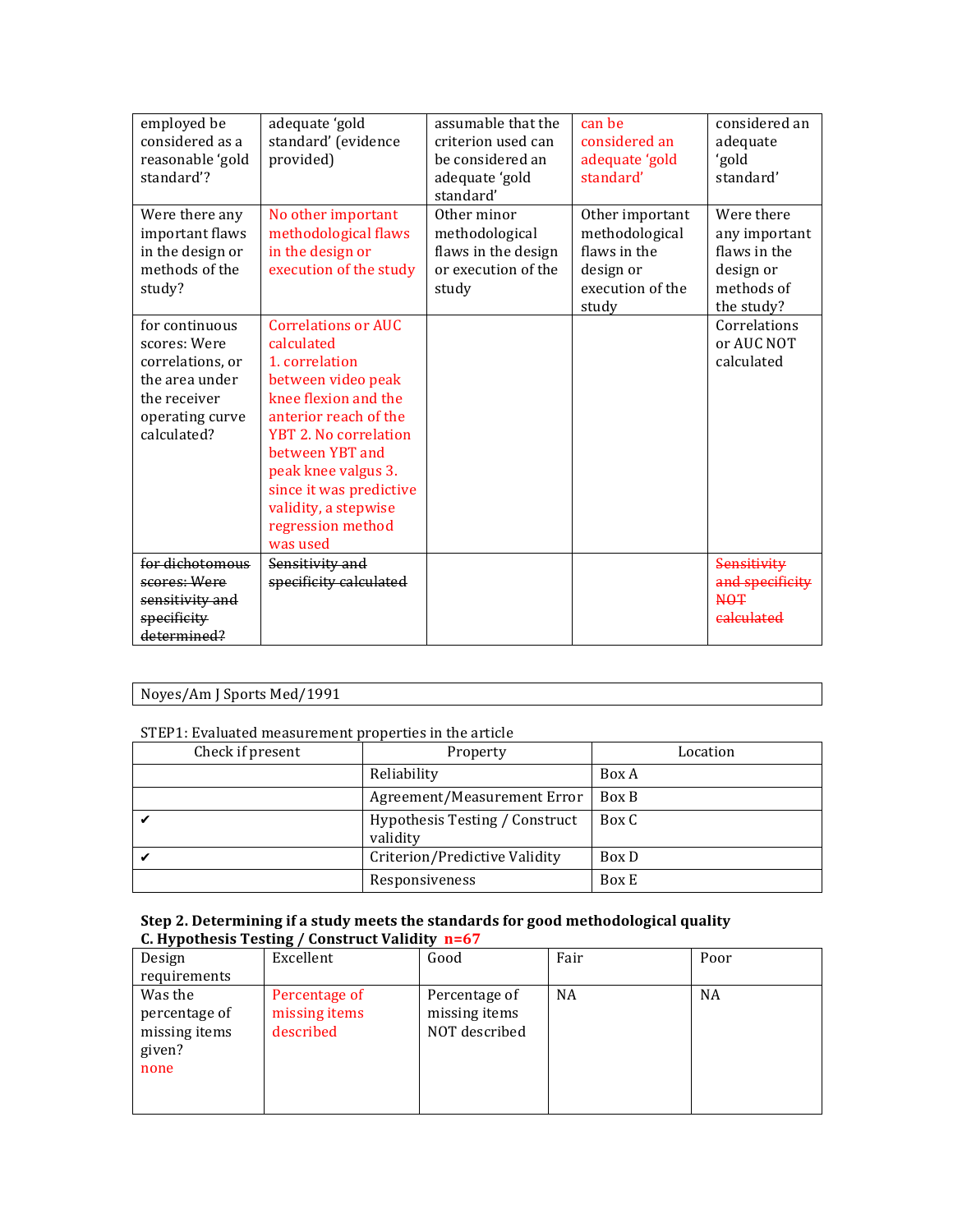| employed be considered as a reasonable 'gold standard'? | adequate 'gold standard' (evidence provided) | assumable that the criterion used can be considered an adequate 'gold standard' | can be considered an adequate 'gold standard' | considered an adequate 'gold standard' |
|---|---|---|---|---|
| Were there any important flaws in the design or methods of the study? | No other important methodological flaws in the design or execution of the study | Other minor methodological flaws in the design or execution of the study | Other important methodological flaws in the design or execution of the study | Were there any important flaws in the design or methods of the study? |
| for continuous scores: Were correlations, or the area under the receiver operating curve calculated? | Correlations or AUC calculated 1. correlation between video peak knee flexion and the anterior reach of the YBT 2. No correlation between YBT and peak knee valgus 3. since it was predictive validity, a stepwise regression method was used | | | Correlations or AUC NOT calculated |
| ~~for dichotomous scores: Were sensitivity and specificity determined?~~ | ~~Sensitivity and specificity calculated~~ | | | ~~Sensitivity and specificity NOT calculated~~ |

Noyes/Am J Sports Med/1991

STEP1: Evaluated measurement properties in the article

| Check if present | Property | Location |
|---|---|---|
| | Reliability | Box A |
| | Agreement/Measurement Error | Box B |
| ✔ | Hypothesis Testing / Construct validity | Box C |
| ✔ | Criterion/Predictive Validity | Box D |
| | Responsiveness | Box E |

**Step 2. Determining if a study meets the standards for good methodological quality**
**C. Hypothesis Testing / Construct Validity n=67**

| Design requirements | Excellent | Good | Fair | Poor |
|---|---|---|---|---|
| Was the percentage of missing items given? none | Percentage of missing items described | Percentage of missing items NOT described | NA | NA |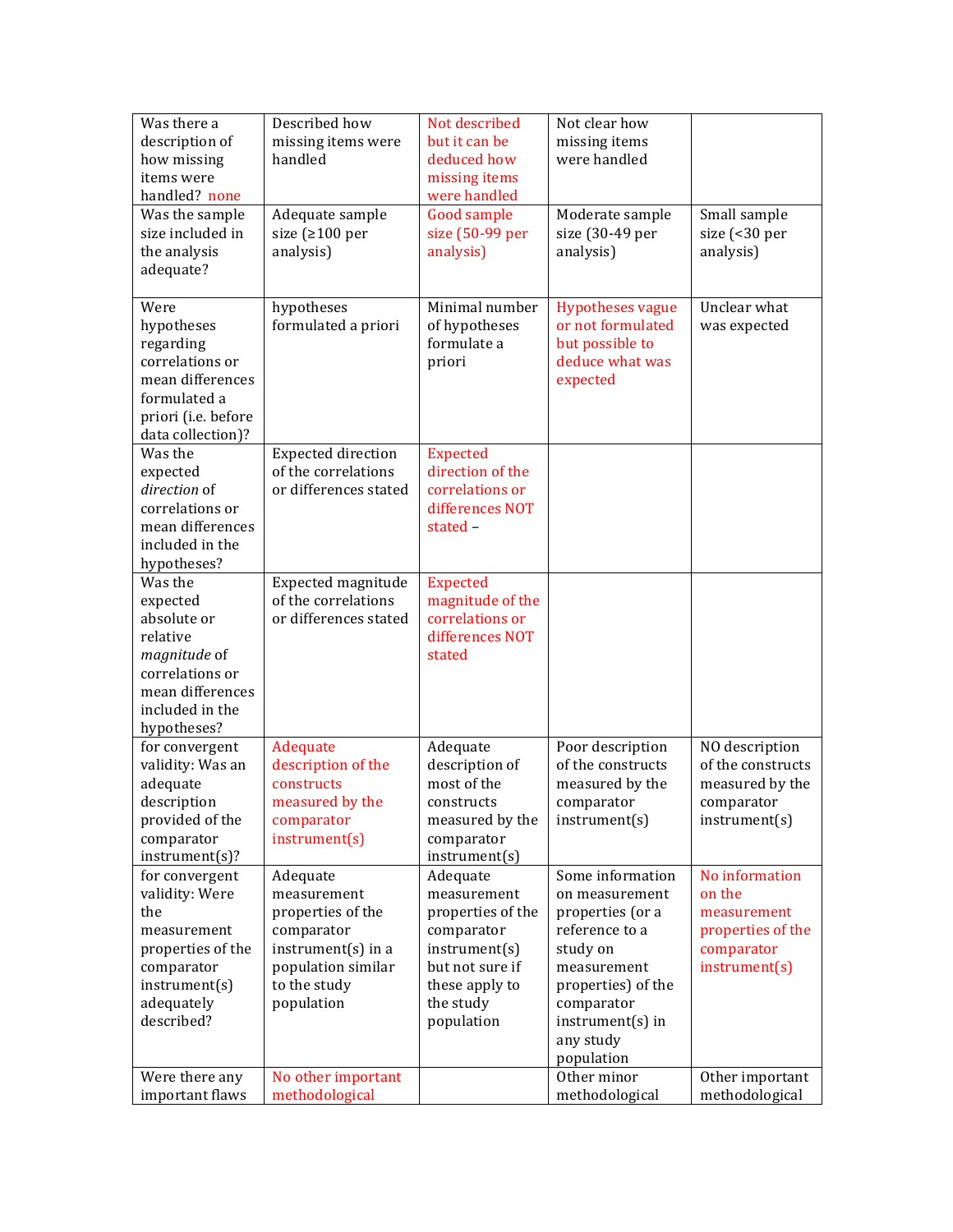| Was there a description of how missing items were handled? none | Described how missing items were handled | Not described but it can be deduced how missing items were handled | Not clear how missing items were handled | |
|---|---|---|---|---|
| Was the sample size included in the analysis adequate? | Adequate sample size (≥100 per analysis) | Good sample size (50-99 per analysis) | Moderate sample size (30-49 per analysis) | Small sample size (<30 per analysis) |
| Were hypotheses regarding correlations or mean differences formulated a priori (i.e. before data collection)? | hypotheses formulated a priori | Minimal number of hypotheses formulate a priori | Hypotheses vague or not formulated but possible to deduce what was expected | Unclear what was expected |
| Was the expected *direction* of correlations or mean differences included in the hypotheses? | Expected direction of the correlations or differences stated | Expected direction of the correlations or differences NOT stated – | | |
| Was the expected absolute or relative *magnitude* of correlations or mean differences included in the hypotheses? | Expected magnitude of the correlations or differences stated | Expected magnitude of the correlations or differences NOT stated | | |
| for convergent validity: Was an adequate description provided of the comparator instrument(s)? | Adequate description of the constructs measured by the comparator instrument(s) | Adequate description of most of the constructs measured by the comparator instrument(s) | Poor description of the constructs measured by the comparator instrument(s) | NO description of the constructs measured by the comparator instrument(s) |
| for convergent validity: Were the measurement properties of the comparator instrument(s) adequately described? | Adequate measurement properties of the comparator instrument(s) in a population similar to the study population | Adequate measurement properties of the comparator instrument(s) but not sure if these apply to the study population | Some information on measurement properties (or a reference to a study on measurement properties) of the comparator instrument(s) in any study population | No information on the measurement properties of the comparator instrument(s) |
| Were there any important flaws | No other important methodological | | Other minor methodological | Other important methodological |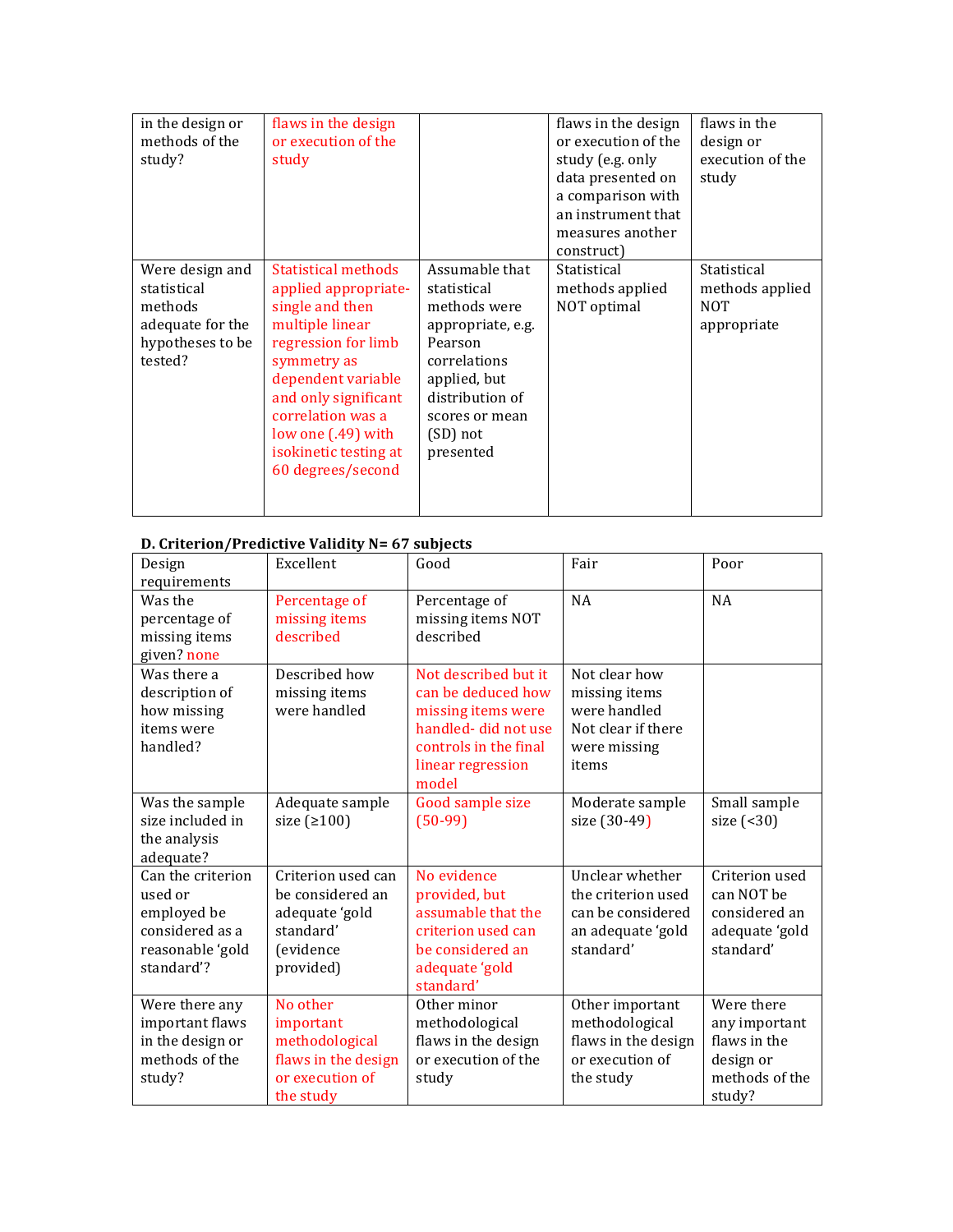| in the design or methods of the study? | flaws in the design or execution of the study | | flaws in the design or execution of the study (e.g. only data presented on a comparison with an instrument that measures another construct) | flaws in the design or execution of the study |
|---|---|---|---|---|
| Were design and statistical methods adequate for the hypotheses to be tested? | Statistical methods applied appropriate- single and then multiple linear regression for limb symmetry as dependent variable and only significant correlation was a low one (.49) with isokinetic testing at 60 degrees/second | Assumable that statistical methods were appropriate, e.g. Pearson correlations applied, but distribution of scores or mean (SD) not presented | Statistical methods applied NOT optimal | Statistical methods applied NOT appropriate |

**D. Criterion/Predictive Validity N= 67 subjects**

| Design requirements | Excellent | Good | Fair | Poor |
|---|---|---|---|---|
| Was the percentage of missing items given? none | Percentage of missing items described | Percentage of missing items NOT described | NA | NA |
| Was there a description of how missing items were handled? | Described how missing items were handled | Not described but it can be deduced how missing items were handled- did not use controls in the final linear regression model | Not clear how missing items were handled Not clear if there were missing items | |
| Was the sample size included in the analysis adequate? | Adequate sample size (≥100) | Good sample size (50-99) | Moderate sample size (30-49) | Small sample size (<30) |
| Can the criterion used or employed be considered as a reasonable 'gold standard'? | Criterion used can be considered an adequate 'gold standard' (evidence provided) | No evidence provided, but assumable that the criterion used can be considered an adequate 'gold standard' | Unclear whether the criterion used can be considered an adequate 'gold standard' | Criterion used can NOT be considered an adequate 'gold standard' |
| Were there any important flaws in the design or methods of the study? | No other important methodological flaws in the design or execution of the study | Other minor methodological flaws in the design or execution of the study | Other important methodological flaws in the design or execution of the study | Were there any important flaws in the design or methods of the study? |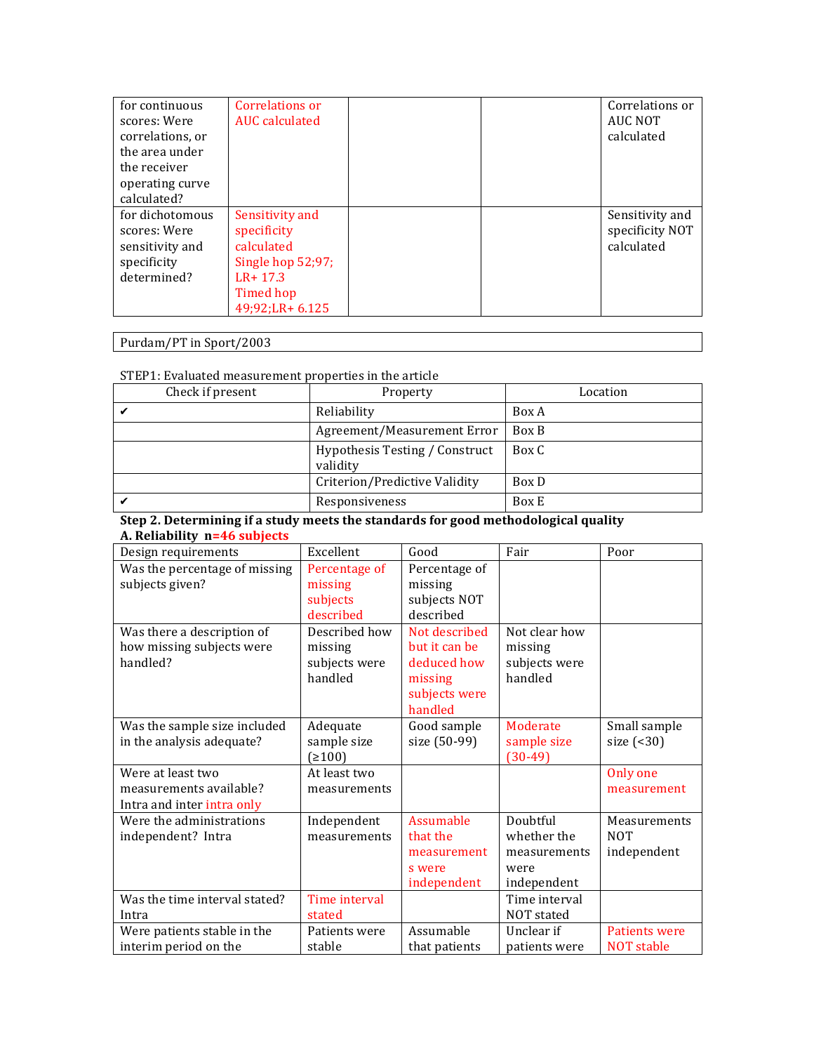| for continuous scores: Were correlations, or the area under the receiver operating curve calculated? | Correlations or AUC calculated | | | Correlations or AUC NOT calculated |
|---|---|---|---|---|
| for dichotomous scores: Were sensitivity and specificity determined? | Sensitivity and specificity calculated Single hop 52;97; LR+ 17.3 Timed hop 49;92;LR+ 6.125 | | | Sensitivity and specificity NOT calculated |

| Purdam/PT in Sport/2003 |
|---|

STEP1: Evaluated measurement properties in the article

| Check if present | Property | Location |
|---|---|---|
| ✔ | Reliability | Box A |
| | Agreement/Measurement Error | Box B |
| | Hypothesis Testing / Construct validity | Box C |
| | Criterion/Predictive Validity | Box D |
| ✔ | Responsiveness | Box E |

**Step 2. Determining if a study meets the standards for good methodological quality**

**A. Reliability n=46 subjects**

| Design requirements | Excellent | Good | Fair | Poor |
|---|---|---|---|---|
| Was the percentage of missing subjects given? | Percentage of missing subjects described | Percentage of missing subjects NOT described | | |
| Was there a description of how missing subjects were handled? | Described how missing subjects were handled | Not described but it can be deduced how missing subjects were handled | Not clear how missing subjects were handled | |
| Was the sample size included in the analysis adequate? | Adequate sample size (≥100) | Good sample size (50-99) | Moderate sample size (30-49) | Small sample size (<30) |
| Were at least two measurements available? Intra and inter intra only | At least two measurements | | | Only one measurement |
| Were the administrations independent? Intra | Independent measurements | Assumable that the measurements were independent | Doubtful whether the measurements were independent | Measurements NOT independent |
| Was the time interval stated? Intra | Time interval stated | | Time interval NOT stated | |
| Were patients stable in the interim period on the | Patients were stable | Assumable that patients | Unclear if patients were | Patients were NOT stable |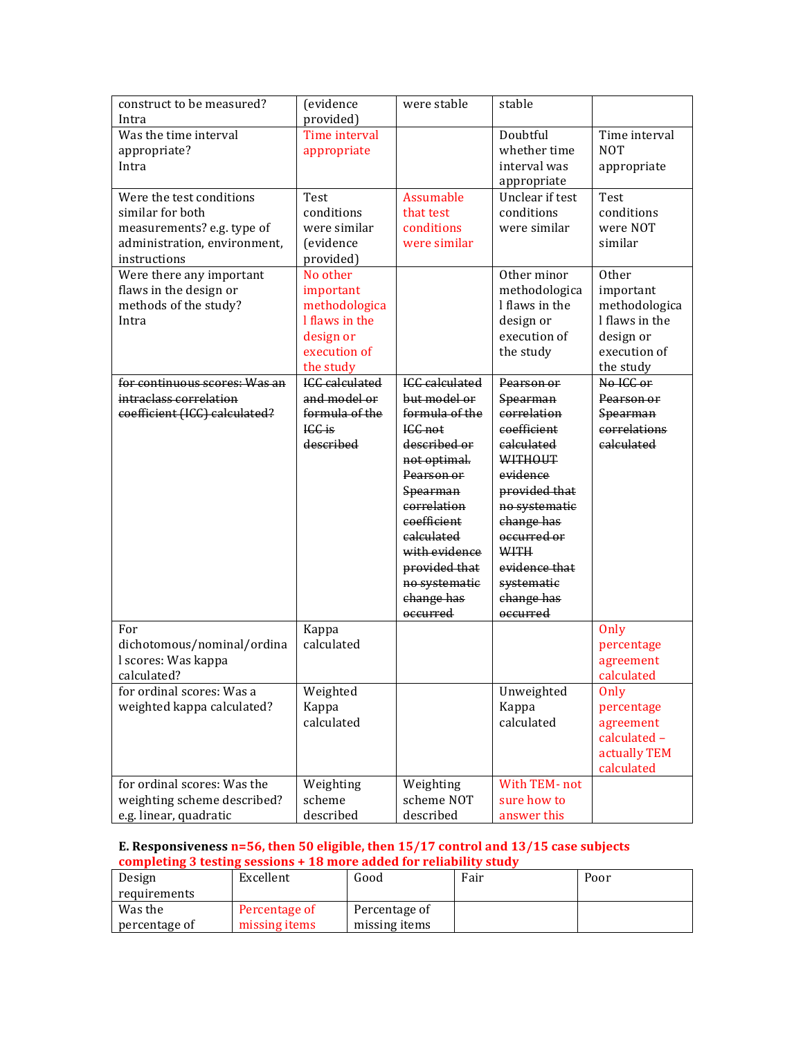| construct to be measured? Intra | (evidence provided) | were stable | stable | |
|---|---|---|---|---|
| Was the time interval appropriate? Intra | Time interval appropriate | | Doubtful whether time interval was appropriate | Time interval NOT appropriate |
| Were the test conditions similar for both measurements? e.g. type of administration, environment, instructions | Test conditions were similar (evidence provided) | Assumable that test conditions were similar | Unclear if test conditions were similar | Test conditions were NOT similar |
| Were there any important flaws in the design or methods of the study? Intra | No other important methodological flaws in the design or execution of the study | | Other minor methodological flaws in the design or execution of the study | Other important methodological flaws in the design or execution of the study |
| ~~for continuous scores: Was an intraclass correlation coefficient (ICC) calculated?~~ | ~~ICC calculated and model or formula of the ICC is described~~ | ~~ICC calculated but model or formula of the ICC not described or not optimal. Pearson or Spearman correlation coefficient calculated with evidence provided that no systematic change has occurred~~ | ~~Pearson or Spearman correlation coefficient calculated WITHOUT evidence provided that no systematic change has occurred or WITH evidence that systematic change has occurred~~ | ~~No ICC or Pearson or Spearman correlations calculated~~ |
| For dichotomous/nominal/ordinal scores: Was kappa calculated? | Kappa calculated | | | Only percentage agreement calculated |
| for ordinal scores: Was a weighted kappa calculated? | Weighted Kappa calculated | | Unweighted Kappa calculated | Only percentage agreement calculated – actually TEM calculated |
| for ordinal scores: Was the weighting scheme described? e.g. linear, quadratic | Weighting scheme described | Weighting scheme NOT described | With TEM- not sure how to answer this | |

**E. Responsiveness n=56, then 50 eligible, then 15/17 control and 13/15 case subjects completing 3 testing sessions + 18 more added for reliability study**

| Design requirements | Excellent | Good | Fair | Poor |
|---|---|---|---|---|
| Was the percentage of | Percentage of missing items | Percentage of missing items | | |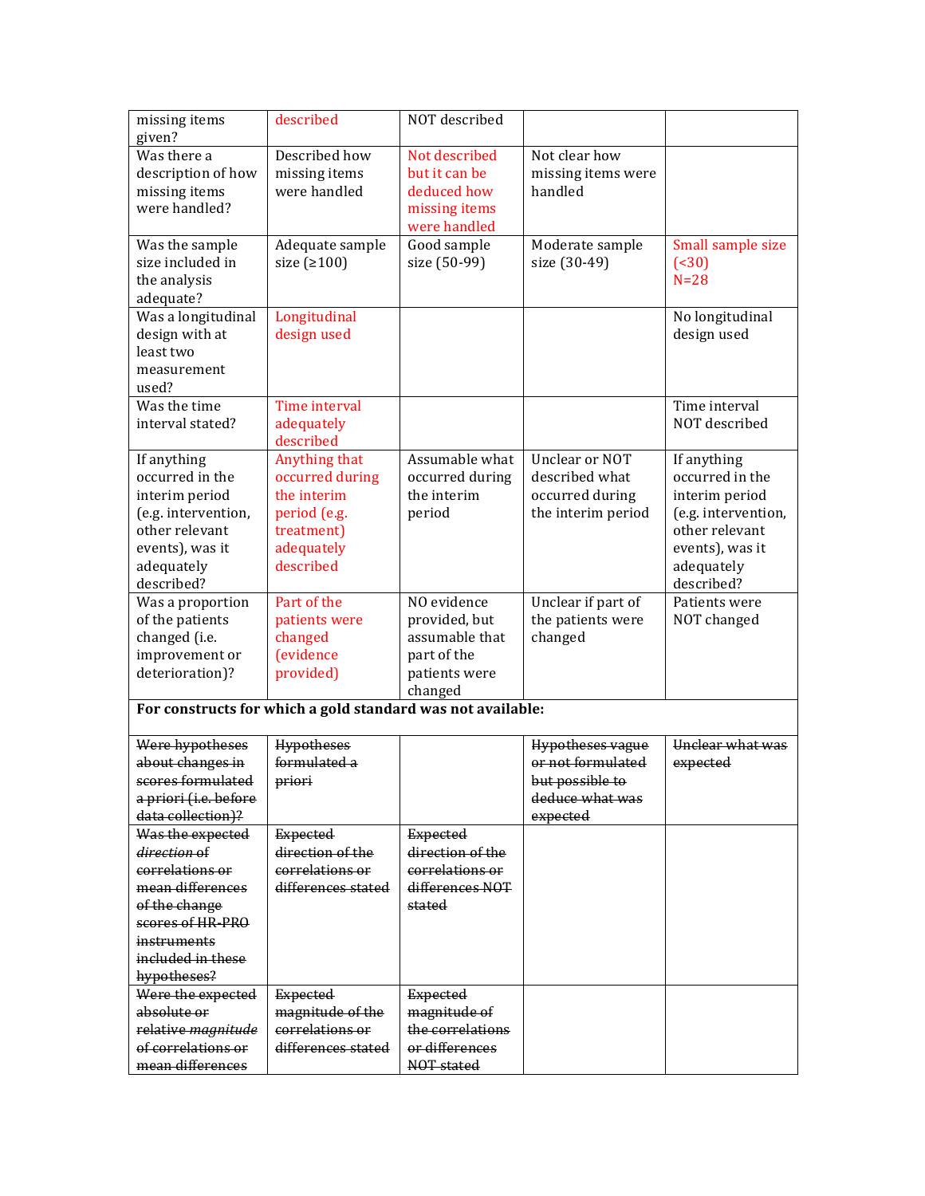| missing items given? | described | NOT described | | |
|---|---|---|---|---|
| Was there a description of how missing items were handled? | Described how missing items were handled | Not described but it can be deduced how missing items were handled | Not clear how missing items were handled | |
| Was the sample size included in the analysis adequate? | Adequate sample size (≥100) | Good sample size (50-99) | Moderate sample size (30-49) | Small sample size (<30) N=28 |
| Was a longitudinal design with at least two measurement used? | Longitudinal design used | | | No longitudinal design used |
| Was the time interval stated? | Time interval adequately described | | | Time interval NOT described |
| If anything occurred in the interim period (e.g. intervention, other relevant events), was it adequately described? | Anything that occurred during the interim period (e.g. treatment) adequately described | Assumable what occurred during the interim period | Unclear or NOT described what occurred during the interim period | If anything occurred in the interim period (e.g. intervention, other relevant events), was it adequately described? |
| Was a proportion of the patients changed (i.e. improvement or deterioration)? | Part of the patients were changed (evidence provided) | NO evidence provided, but assumable that part of the patients were changed | Unclear if part of the patients were changed | Patients were NOT changed |
| **For constructs for which a gold standard was not available:** | | | | |
| ~~Were hypotheses about changes in scores formulated a priori (i.e. before data collection)?~~ | ~~Hypotheses formulated a priori~~ | | ~~Hypotheses vague or not formulated but possible to deduce what was expected~~ | ~~Unclear what was expected~~ |
| ~~Was the expected *direction* of correlations or mean differences of the change scores of HR-PRO instruments included in these hypotheses?~~ | ~~Expected direction of the correlations or differences stated~~ | ~~Expected direction of the correlations or differences NOT stated~~ | | |
| ~~Were the expected absolute or relative *magnitude* of correlations or mean differences~~ | ~~Expected magnitude of the correlations or differences stated~~ | ~~Expected magnitude of the correlations or differences NOT stated~~ | | |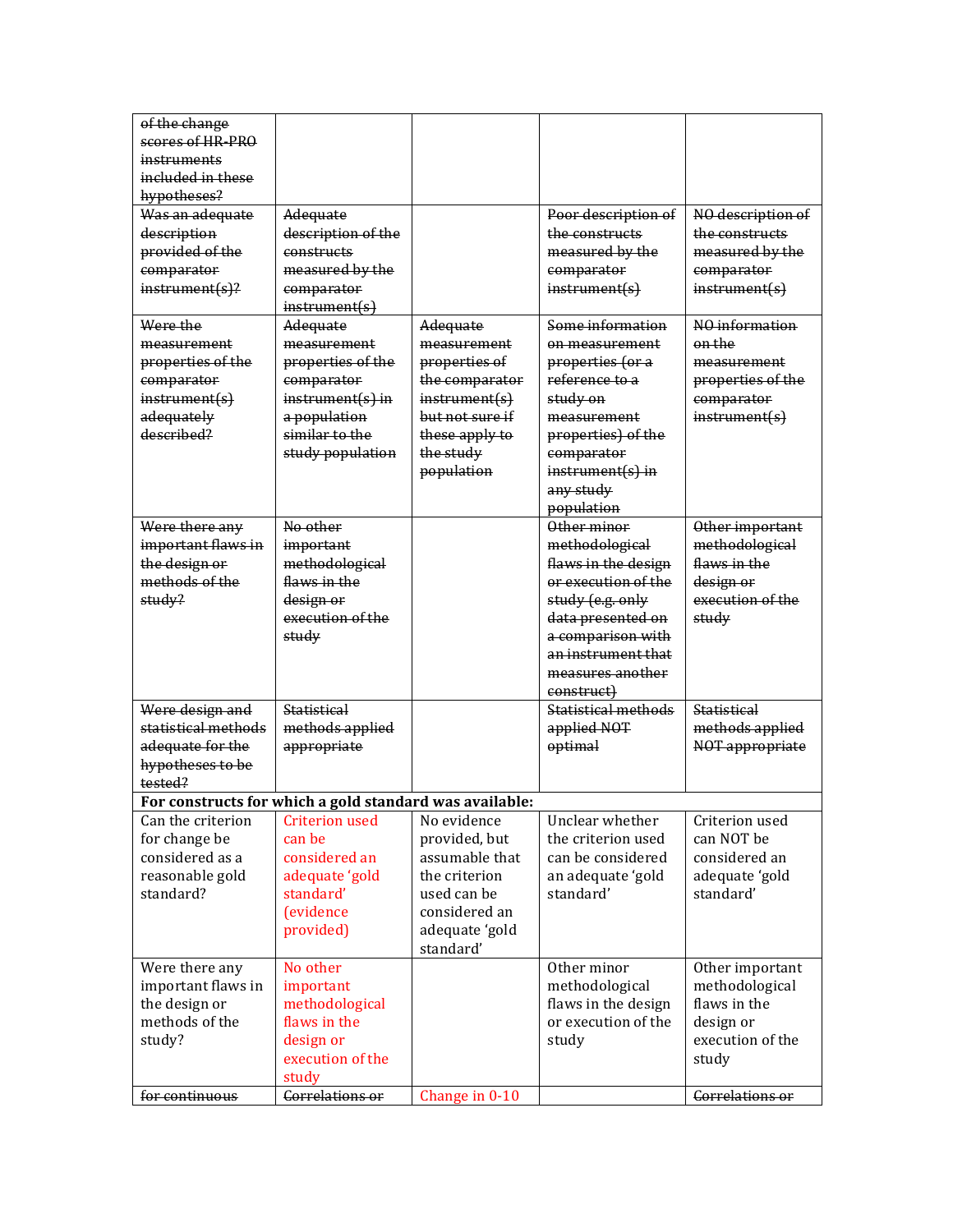| ~~of the change scores of HR-PRO instruments included in these hypotheses?~~ | | | | |
|---|---|---|---|---|
| ~~Was an adequate description provided of the comparator instrument(s)?~~ | ~~Adequate description of the constructs measured by the comparator instrument(s)~~ | | ~~Poor description of the constructs measured by the comparator instrument(s)~~ | ~~NO description of the constructs measured by the comparator instrument(s)~~ |
| ~~Were the measurement properties of the comparator instrument(s) adequately described?~~ | ~~Adequate measurement properties of the comparator instrument(s) in a population similar to the study population~~ | ~~Adequate measurement properties of the comparator instrument(s) but not sure if these apply to the study population~~ | ~~Some information on measurement properties (or a reference to a study on measurement properties) of the comparator instrument(s) in any study population~~ | ~~NO information on the measurement properties of the comparator instrument(s)~~ |
| ~~Were there any important flaws in the design or methods of the study?~~ | ~~No other important methodological flaws in the design or execution of the study~~ | | ~~Other minor methodological flaws in the design or execution of the study (e.g. only data presented on a comparison with an instrument that measures another construct)~~ | ~~Other important methodological flaws in the design or execution of the study~~ |
| ~~Were design and statistical methods adequate for the hypotheses to be tested?~~ | ~~Statistical methods applied appropriate~~ | | ~~Statistical methods applied NOT optimal~~ | ~~Statistical methods applied NOT appropriate~~ |
| **For constructs for which a gold standard was available:** | | | | |
| Can the criterion for change be considered as a reasonable gold standard? | Criterion used can be considered an adequate 'gold standard' (evidence provided) | No evidence provided, but assumable that the criterion used can be considered an adequate 'gold standard' | Unclear whether the criterion used can be considered an adequate 'gold standard' | Criterion used can NOT be considered an adequate 'gold standard' |
| Were there any important flaws in the design or methods of the study? | No other important methodological flaws in the design or execution of the study | | Other minor methodological flaws in the design or execution of the study | Other important methodological flaws in the design or execution of the study |
| ~~for continuous~~ | ~~Correlations or~~ | Change in 0-10 | | ~~Correlations or~~ |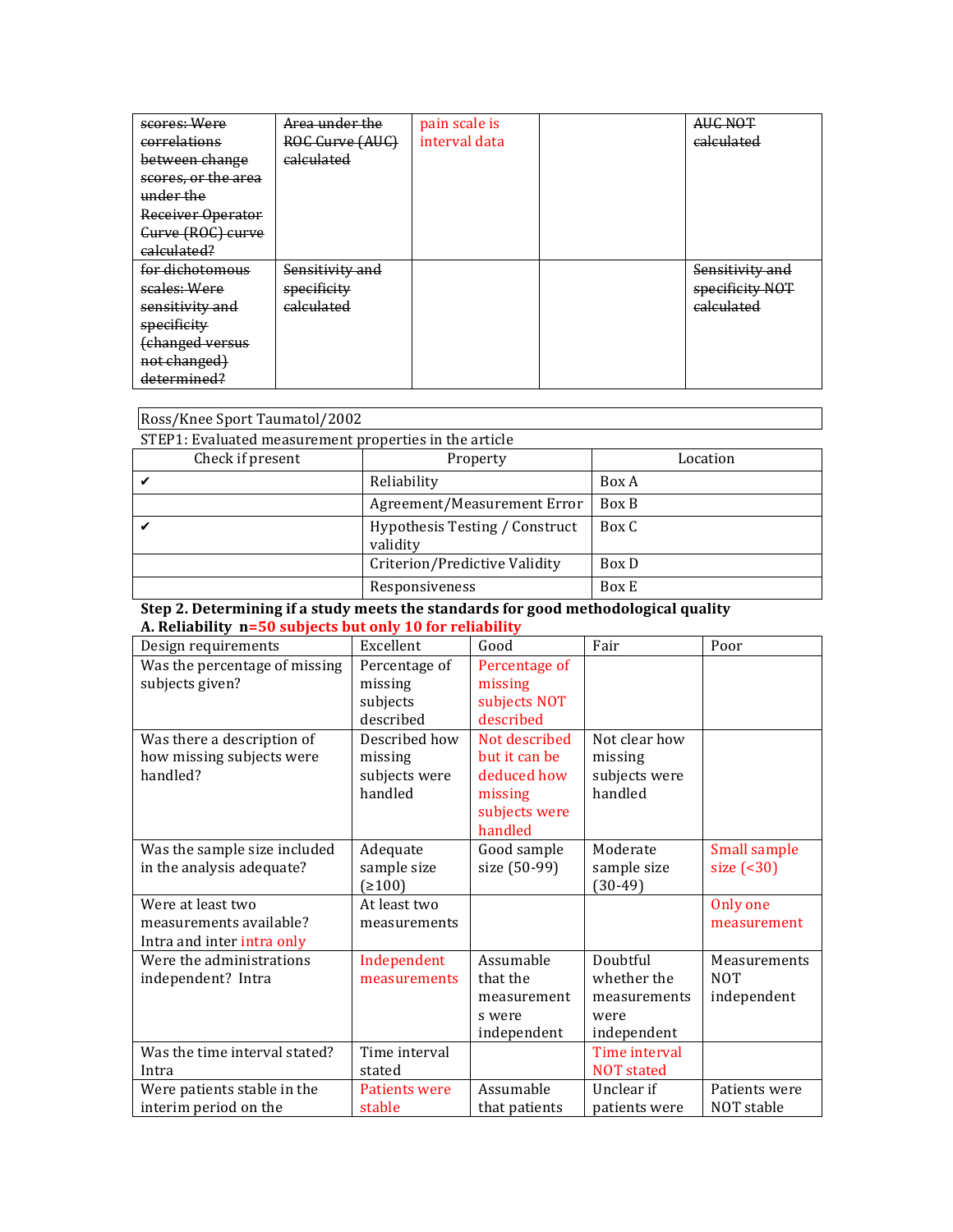| ~~scores: Were correlations between change scores, or the area under the Receiver Operator Curve (ROC) curve calculated?~~ | ~~Area under the ROC Curve (AUC) calculated~~ | pain scale is interval data | | ~~AUC NOT calculated~~ |
|---|---|---|---|---|
| ~~for dichotomous scales: Were sensitivity and specificity (changed versus not changed) determined?~~ | ~~Sensitivity and specificity calculated~~ | | | ~~Sensitivity and specificity NOT calculated~~ |

Ross/Knee Sport Taumatol/2002

STEP1: Evaluated measurement properties in the article

| Check if present | Property | Location |
|---|---|---|
| ✔ | Reliability | Box A |
| | Agreement/Measurement Error | Box B |
| ✔ | Hypothesis Testing / Construct validity | Box C |
| | Criterion/Predictive Validity | Box D |
| | Responsiveness | Box E |

**Step 2. Determining if a study meets the standards for good methodological quality**

**A. Reliability n=50 subjects but only 10 for reliability**

| Design requirements | Excellent | Good | Fair | Poor |
|---|---|---|---|---|
| Was the percentage of missing subjects given? | Percentage of missing subjects described | Percentage of missing subjects NOT described | | |
| Was there a description of how missing subjects were handled? | Described how missing subjects were handled | Not described but it can be deduced how missing subjects were handled | Not clear how missing subjects were handled | |
| Was the sample size included in the analysis adequate? | Adequate sample size (≥100) | Good sample size (50-99) | Moderate sample size (30-49) | Small sample size (<30) |
| Were at least two measurements available? Intra and inter intra only | At least two measurements | | | Only one measurement |
| Were the administrations independent? Intra | Independent measurements | Assumable that the measurements were independent | Doubtful whether the measurements were independent | Measurements NOT independent |
| Was the time interval stated? Intra | Time interval stated | | Time interval NOT stated | |
| Were patients stable in the interim period on the | Patients were stable | Assumable that patients | Unclear if patients were | Patients were NOT stable |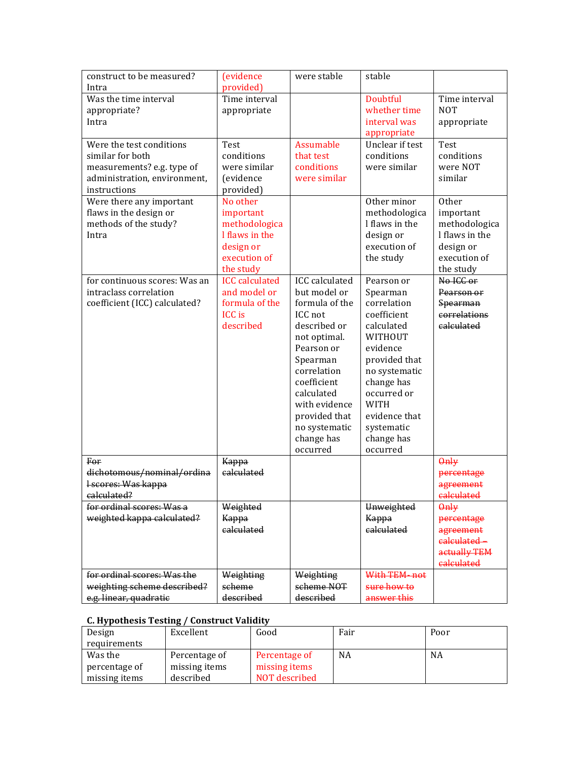| | | | | |
|---|---|---|---|---|
| construct to be measured? Intra | (evidence provided) | were stable | stable | |
| Was the time interval appropriate? Intra | Time interval appropriate | | Doubtful whether time interval was appropriate | Time interval NOT appropriate |
| Were the test conditions similar for both measurements? e.g. type of administration, environment, instructions | Test conditions were similar (evidence provided) | Assumable that test conditions were similar | Unclear if test conditions were similar | Test conditions were NOT similar |
| Were there any important flaws in the design or methods of the study? Intra | No other important methodological flaws in the design or execution of the study | | Other minor methodological flaws in the design or execution of the study | Other important methodological flaws in the design or execution of the study |
| for continuous scores: Was an intraclass correlation coefficient (ICC) calculated? | ICC calculated and model or formula of the ICC is described | ICC calculated but model or formula of the ICC not described or not optimal. Pearson or Spearman correlation coefficient calculated with evidence provided that no systematic change has occurred | Pearson or Spearman correlation coefficient calculated WITHOUT evidence provided that no systematic change has occurred or WITH evidence that systematic change has occurred | ~~No ICC or Pearson or Spearman correlations calculated~~ |
| ~~For dichotomous/nominal/ordinal scores: Was kappa calculated?~~ | ~~Kappa calculated~~ | | | ~~Only percentage agreement calculated~~ |
| ~~for ordinal scores: Was a weighted kappa calculated?~~ | ~~Weighted Kappa calculated~~ | | ~~Unweighted Kappa calculated~~ | ~~Only percentage agreement calculated – actually TEM calculated~~ |
| ~~for ordinal scores: Was the weighting scheme described? e.g. linear, quadratic~~ | ~~Weighting scheme described~~ | ~~Weighting scheme NOT described~~ | ~~With TEM- not sure how to answer this~~ | |

### C. Hypothesis Testing / Construct Validity

| Design requirements | Excellent | Good | Fair | Poor |
|---|---|---|---|---|
| Was the percentage of missing items | Percentage of missing items described | Percentage of missing items NOT described | NA | NA |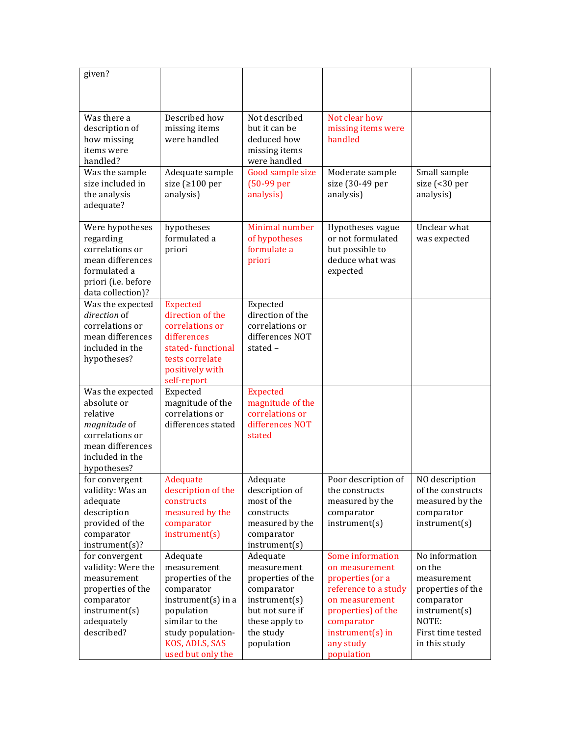| given? | | | | |
|---|---|---|---|---|
| Was there a description of how missing items were handled? | Described how missing items were handled | Not described but it can be deduced how missing items were handled | Not clear how missing items were handled | |
| Was the sample size included in the analysis adequate? | Adequate sample size (≥100 per analysis) | Good sample size (50-99 per analysis) | Moderate sample size (30-49 per analysis) | Small sample size (<30 per analysis) |
| Were hypotheses regarding correlations or mean differences formulated a priori (i.e. before data collection)? | hypotheses formulated a priori | Minimal number of hypotheses formulate a priori | Hypotheses vague or not formulated but possible to deduce what was expected | Unclear what was expected |
| Was the expected *direction* of correlations or mean differences included in the hypotheses? | Expected direction of the correlations or differences stated- functional tests correlate positively with self-report | Expected direction of the correlations or differences NOT stated – | | |
| Was the expected absolute or relative *magnitude* of correlations or mean differences included in the hypotheses? | Expected magnitude of the correlations or differences stated | Expected magnitude of the correlations or differences NOT stated | | |
| for convergent validity: Was an adequate description provided of the comparator instrument(s)? | Adequate description of the constructs measured by the comparator instrument(s) | Adequate description of most of the constructs measured by the comparator instrument(s) | Poor description of the constructs measured by the comparator instrument(s) | NO description of the constructs measured by the comparator instrument(s) |
| for convergent validity: Were the measurement properties of the comparator instrument(s) adequately described? | Adequate measurement properties of the comparator instrument(s) in a population similar to the study population- KOS, ADLS, SAS used but only the | Adequate measurement properties of the comparator instrument(s) but not sure if these apply to the study population | Some information on measurement properties (or a reference to a study on measurement properties) of the comparator instrument(s) in any study population | No information on the measurement properties of the comparator instrument(s) NOTE: First time tested in this study |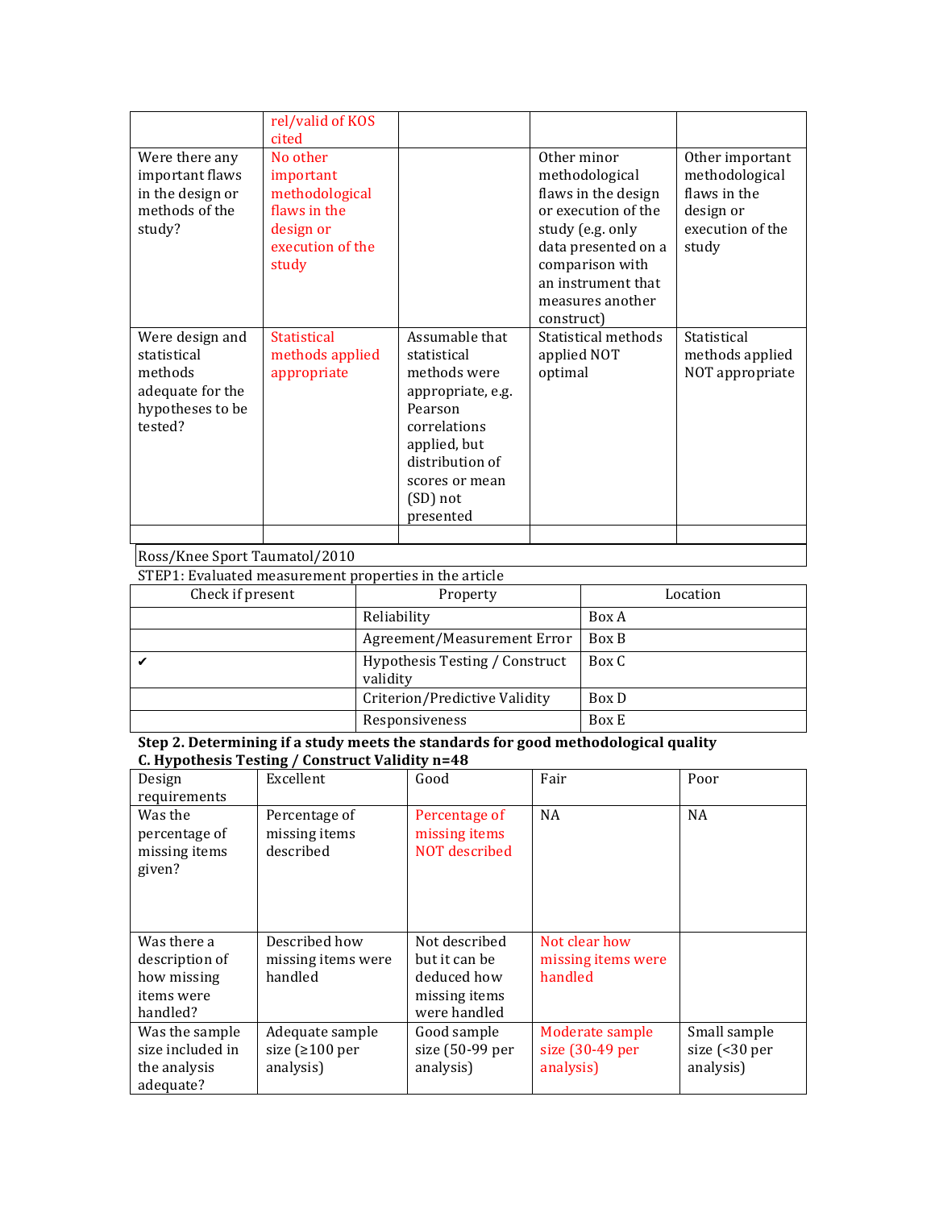| | rel/valid of KOS cited | | | |
|---|---|---|---|---|
| Were there any important flaws in the design or methods of the study? | No other important methodological flaws in the design or execution of the study | | Other minor methodological flaws in the design or execution of the study (e.g. only data presented on a comparison with an instrument that measures another construct) | Other important methodological flaws in the design or execution of the study |
| Were design and statistical methods adequate for the hypotheses to be tested? | Statistical methods applied appropriate | Assumable that statistical methods were appropriate, e.g. Pearson correlations applied, but distribution of scores or mean (SD) not presented | Statistical methods applied NOT optimal | Statistical methods applied NOT appropriate |
| | | | | |

Ross/Knee Sport Taumatol/2010

STEP1: Evaluated measurement properties in the article

| Check if present | Property | Location |
|---|---|---|
| | Reliability | Box A |
| | Agreement/Measurement Error | Box B |
| ✔ | Hypothesis Testing / Construct validity | Box C |
| | Criterion/Predictive Validity | Box D |
| | Responsiveness | Box E |

**Step 2. Determining if a study meets the standards for good methodological quality**

**C. Hypothesis Testing / Construct Validity n=48**

| Design requirements | Excellent | Good | Fair | Poor |
|---|---|---|---|---|
| Was the percentage of missing items given? | Percentage of missing items described | Percentage of missing items NOT described | NA | NA |
| Was there a description of how missing items were handled? | Described how missing items were handled | Not described but it can be deduced how missing items were handled | Not clear how missing items were handled | |
| Was the sample size included in the analysis adequate? | Adequate sample size (≥100 per analysis) | Good sample size (50-99 per analysis) | Moderate sample size (30-49 per analysis) | Small sample size (<30 per analysis) |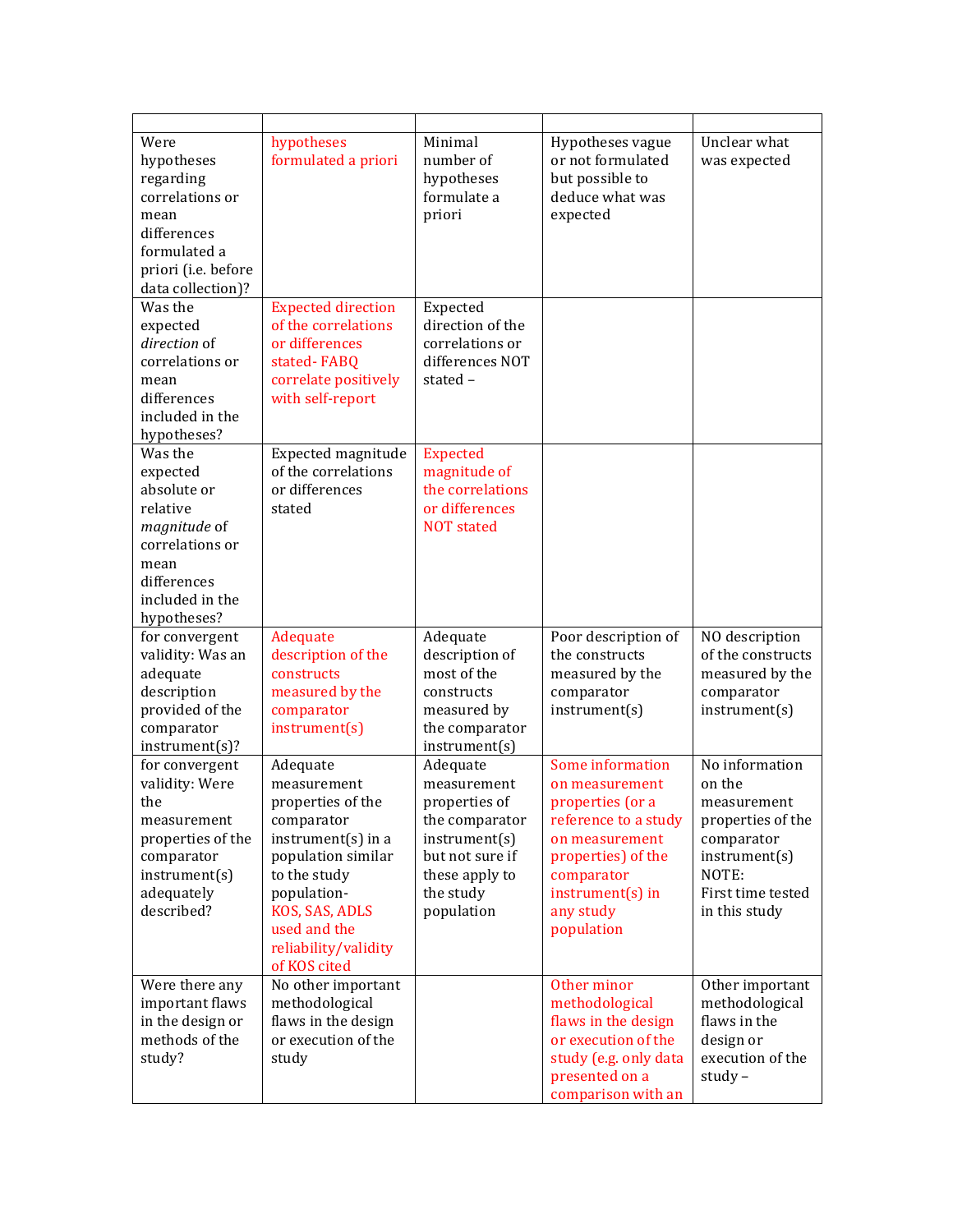| | | | | |
|---|---|---|---|---|
| Were hypotheses regarding correlations or mean differences formulated a priori (i.e. before data collection)? | hypotheses formulated a priori | Minimal number of hypotheses formulate a priori | Hypotheses vague or not formulated but possible to deduce what was expected | Unclear what was expected |
| Was the expected *direction* of correlations or mean differences included in the hypotheses? | Expected direction of the correlations or differences stated- FABQ correlate positively with self-report | Expected direction of the correlations or differences NOT stated – | | |
| Was the expected absolute or relative *magnitude* of correlations or mean differences included in the hypotheses? | Expected magnitude of the correlations or differences stated | Expected magnitude of the correlations or differences NOT stated | | |
| for convergent validity: Was an adequate description provided of the comparator instrument(s)? | Adequate description of the constructs measured by the comparator instrument(s) | Adequate description of most of the constructs measured by the comparator instrument(s) | Poor description of the constructs measured by the comparator instrument(s) | NO description of the constructs measured by the comparator instrument(s) |
| for convergent validity: Were the measurement properties of the comparator instrument(s) adequately described? | Adequate measurement properties of the comparator instrument(s) in a population similar to the study population- KOS, SAS, ADLS used and the reliability/validity of KOS cited | Adequate measurement properties of the comparator instrument(s) but not sure if these apply to the study population | Some information on measurement properties (or a reference to a study on measurement properties) of the comparator instrument(s) in any study population | No information on the measurement properties of the comparator instrument(s) NOTE: First time tested in this study |
| Were there any important flaws in the design or methods of the study? | No other important methodological flaws in the design or execution of the study | | Other minor methodological flaws in the design or execution of the study (e.g. only data presented on a comparison with an | Other important methodological flaws in the design or execution of the study – |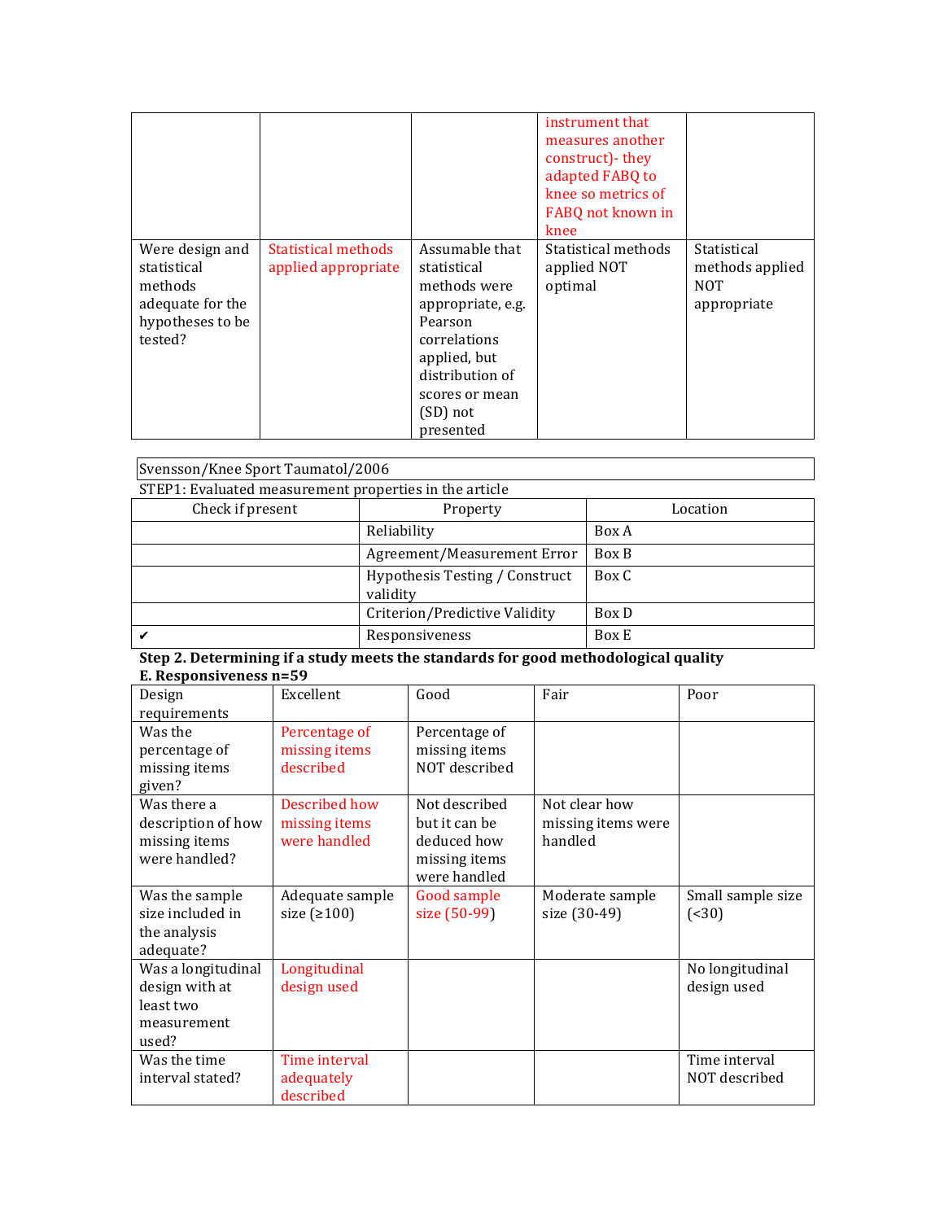|  |  |  | instrument that measures another construct)- they adapted FABQ to knee so metrics of FABQ not known in knee |  |
|---|---|---|---|---|
| Were design and statistical methods adequate for the hypotheses to be tested? | Statistical methods applied appropriate | Assumable that statistical methods were appropriate, e.g. Pearson correlations applied, but distribution of scores or mean (SD) not presented | Statistical methods applied NOT optimal | Statistical methods applied NOT appropriate |

Svensson/Knee Sport Taumatol/2006

STEP1: Evaluated measurement properties in the article

| Check if present | Property | Location |
|---|---|---|
|  | Reliability | Box A |
|  | Agreement/Measurement Error | Box B |
|  | Hypothesis Testing / Construct validity | Box C |
|  | Criterion/Predictive Validity | Box D |
| ✔ | Responsiveness | Box E |

**Step 2. Determining if a study meets the standards for good methodological quality**

**E. Responsiveness n=59**

| Design requirements | Excellent | Good | Fair | Poor |
|---|---|---|---|---|
| Was the percentage of missing items given? | Percentage of missing items described | Percentage of missing items NOT described |  |  |
| Was there a description of how missing items were handled? | Described how missing items were handled | Not described but it can be deduced how missing items were handled | Not clear how missing items were handled |  |
| Was the sample size included in the analysis adequate? | Adequate sample size (≥100) | Good sample size (50-99) | Moderate sample size (30-49) | Small sample size (<30) |
| Was a longitudinal design with at least two measurement used? | Longitudinal design used |  |  | No longitudinal design used |
| Was the time interval stated? | Time interval adequately described |  |  | Time interval NOT described |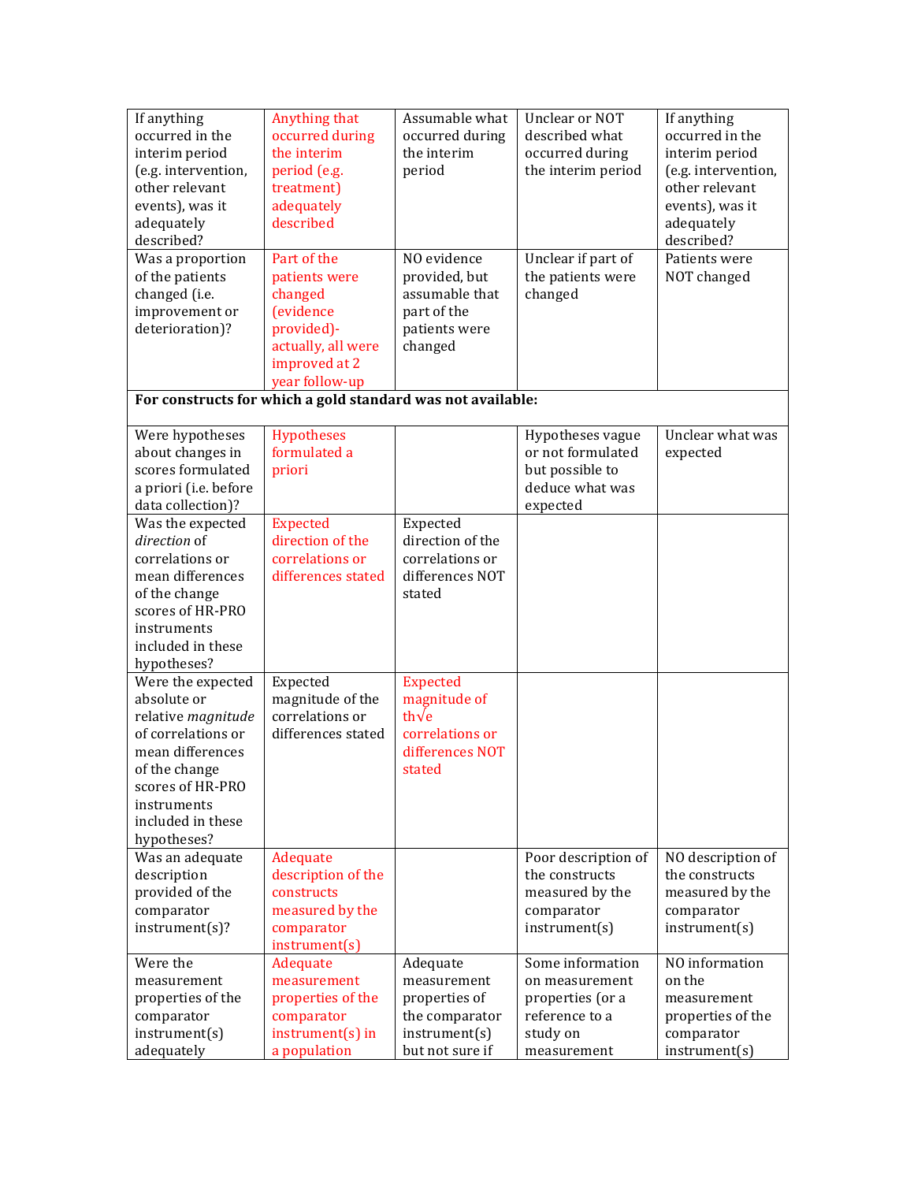| If anything occurred in the interim period (e.g. intervention, other relevant events), was it adequately described? | Anything that occurred during the interim period (e.g. treatment) adequately described | Assumable what occurred during the interim period | Unclear or NOT described what occurred during the interim period | If anything occurred in the interim period (e.g. intervention, other relevant events), was it adequately described? |
|---|---|---|---|---|
| Was a proportion of the patients changed (i.e. improvement or deterioration)? | Part of the patients were changed (evidence provided)- actually, all were improved at 2 year follow-up | NO evidence provided, but assumable that part of the patients were changed | Unclear if part of the patients were changed | Patients were NOT changed |
| **For constructs for which a gold standard was not available:** | | | | |
| Were hypotheses about changes in scores formulated a priori (i.e. before data collection)? | Hypotheses formulated a priori | | Hypotheses vague or not formulated but possible to deduce what was expected | Unclear what was expected |
| Was the expected *direction* of correlations or mean differences of the change scores of HR-PRO instruments included in these hypotheses? | Expected direction of the correlations or differences stated | Expected direction of the correlations or differences NOT stated | | |
| Were the expected absolute or relative *magnitude* of correlations or mean differences of the change scores of HR-PRO instruments included in these hypotheses? | Expected magnitude of the correlations or differences stated | Expected magnitude of th√e correlations or differences NOT stated | | |
| Was an adequate description provided of the comparator instrument(s)? | Adequate description of the constructs measured by the comparator instrument(s) | | Poor description of the constructs measured by the comparator instrument(s) | NO description of the constructs measured by the comparator instrument(s) |
| Were the measurement properties of the comparator instrument(s) adequately | Adequate measurement properties of the comparator instrument(s) in a population | Adequate measurement properties of the comparator instrument(s) but not sure if | Some information on measurement properties (or a reference to a study on measurement | NO information on the measurement properties of the comparator instrument(s) |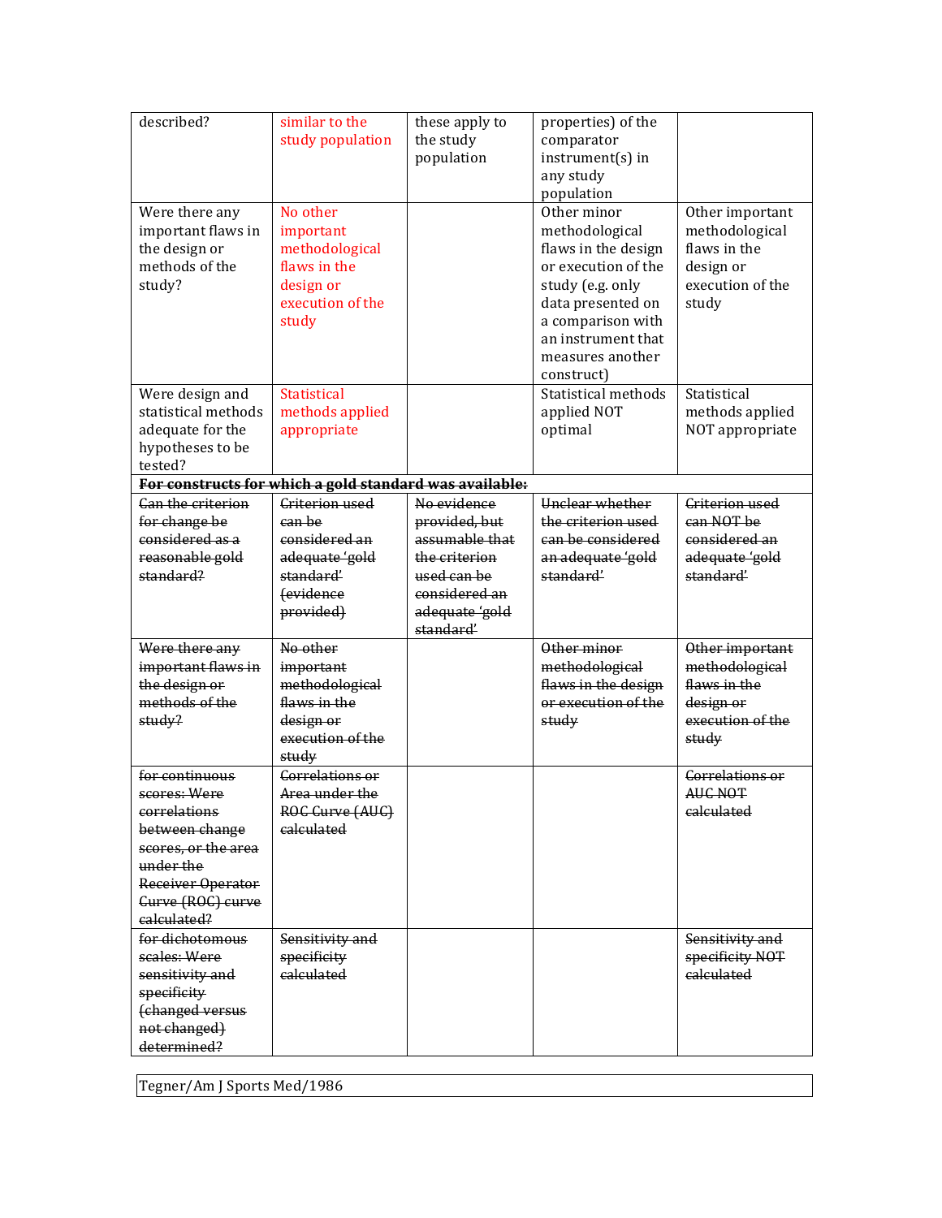| described? | similar to the study population | these apply to the study population | properties) of the comparator instrument(s) in any study population | |
|---|---|---|---|---|
| Were there any important flaws in the design or methods of the study? | No other important methodological flaws in the design or execution of the study | | Other minor methodological flaws in the design or execution of the study (e.g. only data presented on a comparison with an instrument that measures another construct) | Other important methodological flaws in the design or execution of the study |
| Were design and statistical methods adequate for the hypotheses to be tested? | Statistical methods applied appropriate | | Statistical methods applied NOT optimal | Statistical methods applied NOT appropriate |
| ~~**For constructs for which a gold standard was available:**~~ | | | | |
| ~~Can the criterion for change be considered as a reasonable gold standard?~~ | ~~Criterion used can be considered an adequate 'gold standard' (evidence provided)~~ | ~~No evidence provided, but assumable that the criterion used can be considered an adequate 'gold standard'~~ | ~~Unclear whether the criterion used can be considered an adequate 'gold standard'~~ | ~~Criterion used can NOT be considered an adequate 'gold standard'~~ |
| ~~Were there any important flaws in the design or methods of the study?~~ | ~~No other important methodological flaws in the design or execution of the study~~ | | ~~Other minor methodological flaws in the design or execution of the study~~ | ~~Other important methodological flaws in the design or execution of the study~~ |
| ~~for continuous scores: Were correlations between change scores, or the area under the Receiver Operator Curve (ROC) curve calculated?~~ | ~~Correlations or Area under the ROC Curve (AUC) calculated~~ | | | ~~Correlations or AUC NOT calculated~~ |
| ~~for dichotomous scales: Were sensitivity and specificity (changed versus not changed) determined?~~ | ~~Sensitivity and specificity calculated~~ | | | ~~Sensitivity and specificity NOT calculated~~ |

| Tegner/Am J Sports Med/1986 |
|---|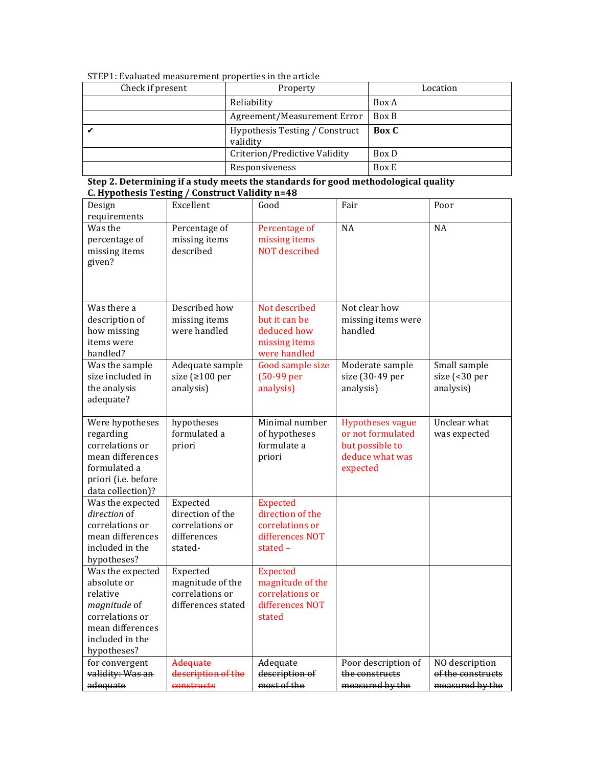STEP1: Evaluated measurement properties in the article

| Check if present | Property | Location |
|---|---|---|
| | Reliability | Box A |
| | Agreement/Measurement Error | Box B |
| ✔ | Hypothesis Testing / Construct validity | **Box C** |
| | Criterion/Predictive Validity | Box D |
| | Responsiveness | Box E |

**Step 2. Determining if a study meets the standards for good methodological quality**

**C. Hypothesis Testing / Construct Validity n=48**

| Design requirements | Excellent | Good | Fair | Poor |
|---|---|---|---|---|
| Was the percentage of missing items given? | Percentage of missing items described | Percentage of missing items NOT described | NA | NA |
| Was there a description of how missing items were handled? | Described how missing items were handled | Not described but it can be deduced how missing items were handled | Not clear how missing items were handled | |
| Was the sample size included in the analysis adequate? | Adequate sample size (≥100 per analysis) | Good sample size (50-99 per analysis) | Moderate sample size (30-49 per analysis) | Small sample size (<30 per analysis) |
| Were hypotheses regarding correlations or mean differences formulated a priori (i.e. before data collection)? | hypotheses formulated a priori | Minimal number of hypotheses formulate a priori | Hypotheses vague or not formulated but possible to deduce what was expected | Unclear what was expected |
| Was the expected *direction* of correlations or mean differences included in the hypotheses? | Expected direction of the correlations or differences stated- | Expected direction of the correlations or differences NOT stated – | | |
| Was the expected absolute or relative *magnitude* of correlations or mean differences included in the hypotheses? | Expected magnitude of the correlations or differences stated | Expected magnitude of the correlations or differences NOT stated | | |
| ~~for convergent validity: Was an adequate~~ | ~~Adequate description of the constructs~~ | ~~Adequate description of most of the~~ | ~~Poor description of the constructs measured by the~~ | ~~NO description of the constructs measured by the~~ |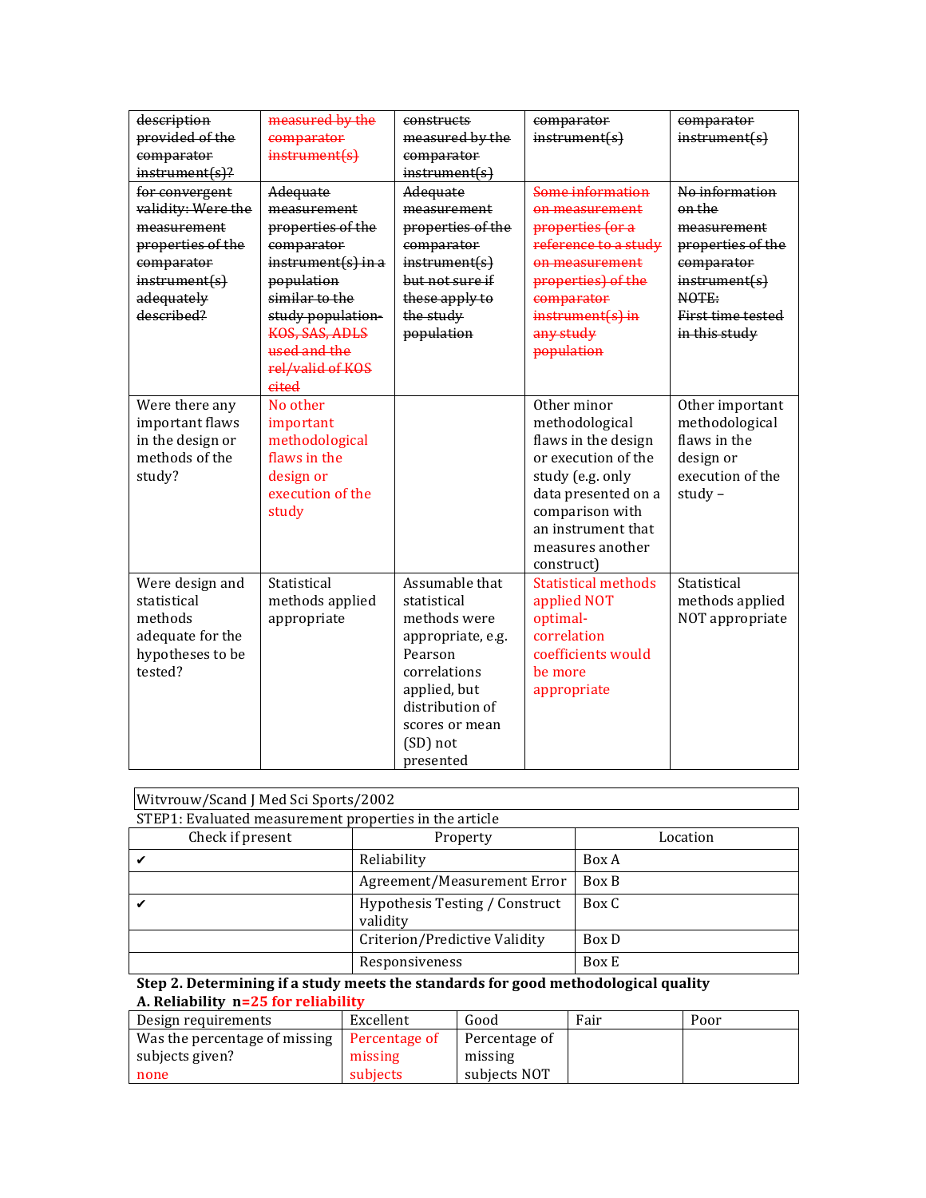| ~~description provided of the comparator instrument(s)?~~ | ~~measured by the comparator instrument(s)~~ | ~~constructs measured by the comparator instrument(s)~~ | ~~comparator instrument(s)~~ | ~~comparator instrument(s)~~ |
|---|---|---|---|---|
| ~~for convergent validity: Were the measurement properties of the comparator instrument(s) adequately described?~~ | ~~Adequate measurement properties of the comparator instrument(s) in a population similar to the study population- KOS, SAS, ADLS used and the rel/valid of KOS cited~~ | ~~Adequate measurement properties of the comparator instrument(s) but not sure if these apply to the study population~~ | ~~Some information on measurement properties (or a reference to a study on measurement properties) of the comparator instrument(s) in any study population~~ | ~~No information on the measurement properties of the comparator instrument(s) NOTE: First time tested in this study~~ |
| Were there any important flaws in the design or methods of the study? | No other important methodological flaws in the design or execution of the study | | Other minor methodological flaws in the design or execution of the study (e.g. only data presented on a comparison with an instrument that measures another construct) | Other important methodological flaws in the design or execution of the study – |
| Were design and statistical methods adequate for the hypotheses to be tested? | Statistical methods applied appropriate | Assumable that statistical methods were appropriate, e.g. Pearson correlations applied, but distribution of scores or mean (SD) not presented | Statistical methods applied NOT optimal- correlation coefficients would be more appropriate | Statistical methods applied NOT appropriate |

Witvrouw/Scand J Med Sci Sports/2002

STEP1: Evaluated measurement properties in the article

| Check if present | Property | Location |
|---|---|---|
| ✔ | Reliability | Box A |
| | Agreement/Measurement Error | Box B |
| ✔ | Hypothesis Testing / Construct validity | Box C |
| | Criterion/Predictive Validity | Box D |
| | Responsiveness | Box E |

**Step 2. Determining if a study meets the standards for good methodological quality**

**A. Reliability n=25 for reliability**

| Design requirements | Excellent | Good | Fair | Poor |
|---|---|---|---|---|
| Was the percentage of missing subjects given? none | Percentage of missing subjects | Percentage of missing subjects NOT | | |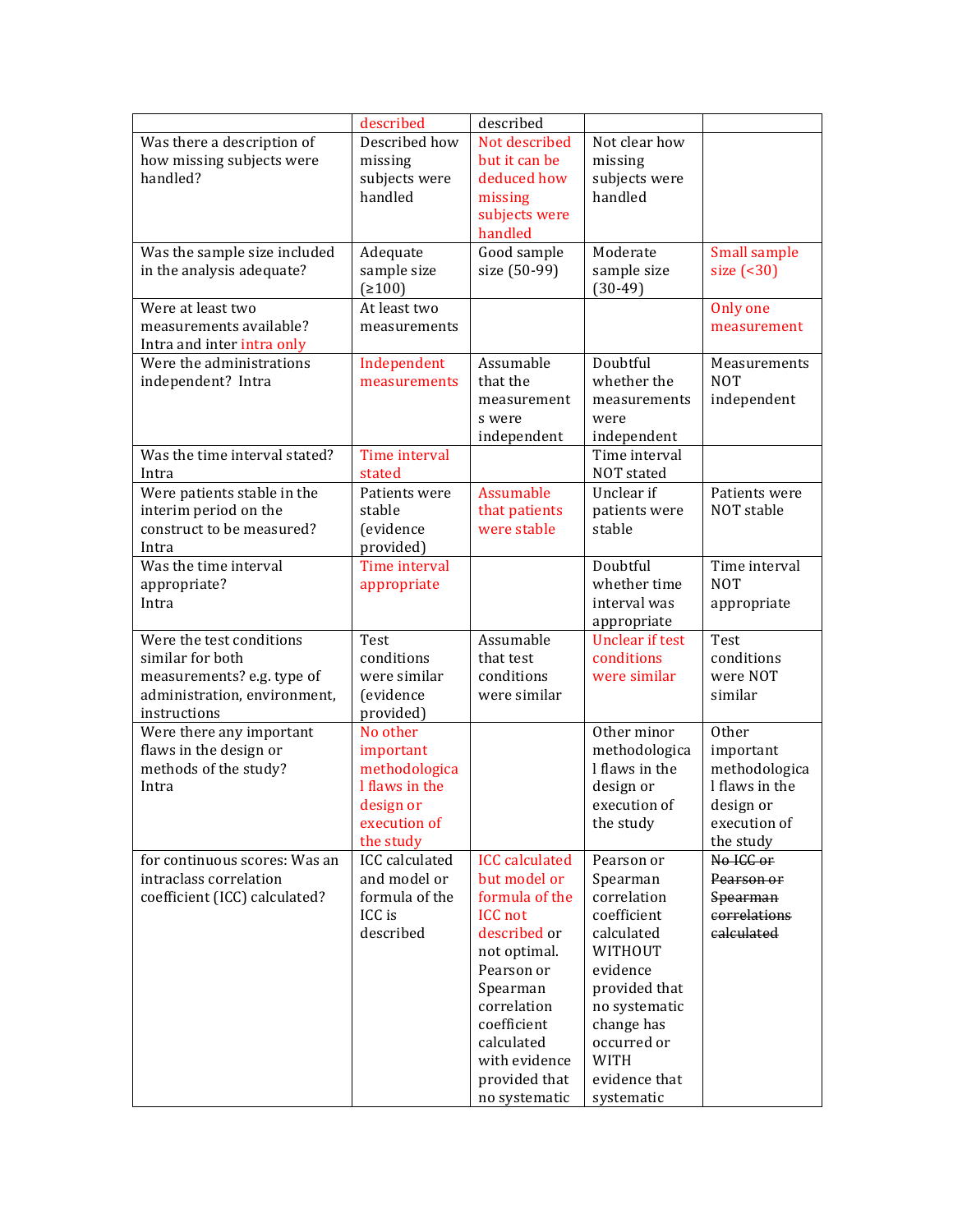| | | | | |
|---|---|---|---|---|
| | described | described | | |
| Was there a description of how missing subjects were handled? | Described how missing subjects were handled | Not described but it can be deduced how missing subjects were handled | Not clear how missing subjects were handled | |
| Was the sample size included in the analysis adequate? | Adequate sample size (≥100) | Good sample size (50-99) | Moderate sample size (30-49) | Small sample size (<30) |
| Were at least two measurements available? Intra and inter intra only | At least two measurements | | | Only one measurement |
| Were the administrations independent? Intra | Independent measurements | Assumable that the measurements were independent | Doubtful whether the measurements were independent | Measurements NOT independent |
| Was the time interval stated? Intra | Time interval stated | | Time interval NOT stated | |
| Were patients stable in the interim period on the construct to be measured? Intra | Patients were stable (evidence provided) | Assumable that patients were stable | Unclear if patients were stable | Patients were NOT stable |
| Was the time interval appropriate? Intra | Time interval appropriate | | Doubtful whether time interval was appropriate | Time interval NOT appropriate |
| Were the test conditions similar for both measurements? e.g. type of administration, environment, instructions | Test conditions were similar (evidence provided) | Assumable that test conditions were similar | Unclear if test conditions were similar | Test conditions were NOT similar |
| Were there any important flaws in the design or methods of the study? Intra | No other important methodological flaws in the design or execution of the study | | Other minor methodological flaws in the design or execution of the study | Other important methodological flaws in the design or execution of the study |
| for continuous scores: Was an intraclass correlation coefficient (ICC) calculated? | ICC calculated and model or formula of the ICC is described | ICC calculated but model or formula of the ICC not described or not optimal. Pearson or Spearman correlation coefficient calculated with evidence provided that no systematic | Pearson or Spearman correlation coefficient calculated WITHOUT evidence provided that no systematic change has occurred or WITH evidence that systematic | ~~No ICC or Pearson or Spearman correlations calculated~~ |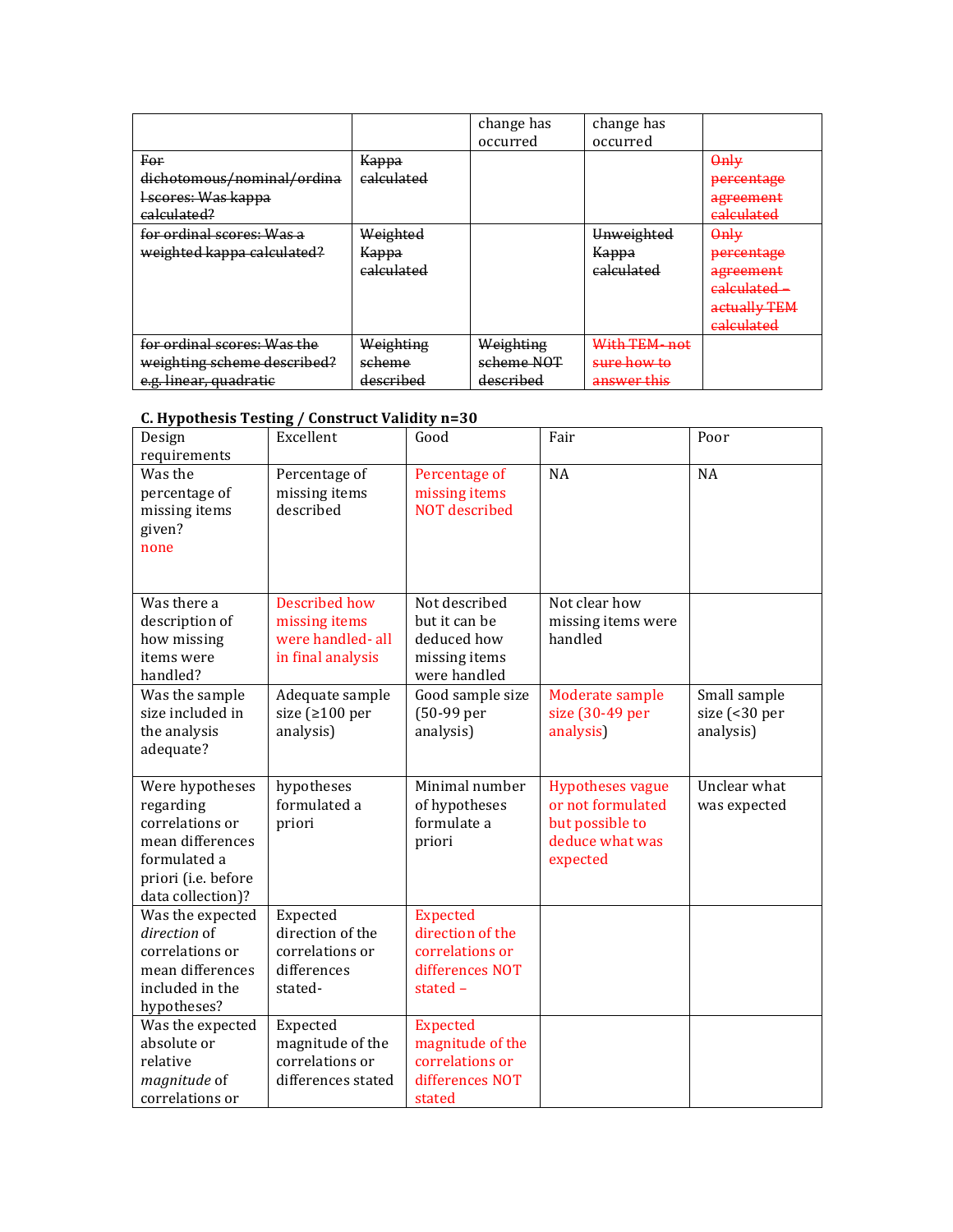| | | change has occurred | change has occurred | |
|---|---|---|---|---|
| ~~For dichotomous/nominal/ordinal scores: Was kappa calculated?~~ | ~~Kappa calculated~~ | | | ~~Only percentage agreement calculated~~ |
| ~~for ordinal scores: Was a weighted kappa calculated?~~ | ~~Weighted Kappa calculated~~ | | ~~Unweighted Kappa calculated~~ | ~~Only percentage agreement calculated – actually TEM calculated~~ |
| ~~for ordinal scores: Was the weighting scheme described? e.g. linear, quadratic~~ | ~~Weighting scheme described~~ | ~~Weighting scheme NOT described~~ | ~~With TEM- not sure how to answer this~~ | |

### C. Hypothesis Testing / Construct Validity n=30

| Design requirements | Excellent | Good | Fair | Poor |
|---|---|---|---|---|
| Was the percentage of missing items given? none | Percentage of missing items described | Percentage of missing items NOT described | NA | NA |
| Was there a description of how missing items were handled? | Described how missing items were handled- all in final analysis | Not described but it can be deduced how missing items were handled | Not clear how missing items were handled | |
| Was the sample size included in the analysis adequate? | Adequate sample size (≥100 per analysis) | Good sample size (50-99 per analysis) | Moderate sample size (30-49 per analysis) | Small sample size (<30 per analysis) |
| Were hypotheses regarding correlations or mean differences formulated a priori (i.e. before data collection)? | hypotheses formulated a priori | Minimal number of hypotheses formulate a priori | Hypotheses vague or not formulated but possible to deduce what was expected | Unclear what was expected |
| Was the expected *direction* of correlations or mean differences included in the hypotheses? | Expected direction of the correlations or differences stated- | Expected direction of the correlations or differences NOT stated – | | |
| Was the expected absolute or relative *magnitude* of correlations or | Expected magnitude of the correlations or differences stated | Expected magnitude of the correlations or differences NOT stated | | |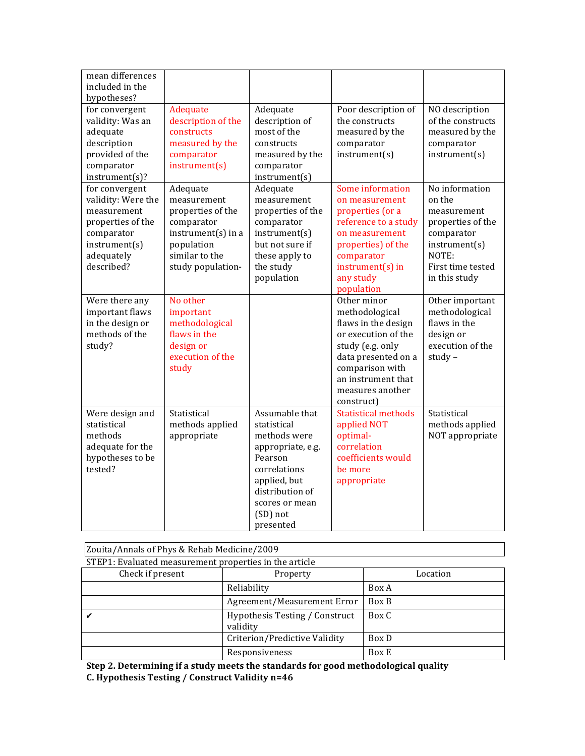| mean differences included in the hypotheses? | | | | |
|---|---|---|---|---|
| for convergent validity: Was an adequate description provided of the comparator instrument(s)? | Adequate description of the constructs measured by the comparator instrument(s) | Adequate description of most of the constructs measured by the comparator instrument(s) | Poor description of the constructs measured by the comparator instrument(s) | NO description of the constructs measured by the comparator instrument(s) |
| for convergent validity: Were the measurement properties of the comparator instrument(s) adequately described? | Adequate measurement properties of the comparator instrument(s) in a population similar to the study population- | Adequate measurement properties of the comparator instrument(s) but not sure if these apply to the study population | Some information on measurement properties (or a reference to a study on measurement properties) of the comparator instrument(s) in any study population | No information on the measurement properties of the comparator instrument(s) NOTE: First time tested in this study |
| Were there any important flaws in the design or methods of the study? | No other important methodological flaws in the design or execution of the study | | Other minor methodological flaws in the design or execution of the study (e.g. only data presented on a comparison with an instrument that measures another construct) | Other important methodological flaws in the design or execution of the study – |
| Were design and statistical methods adequate for the hypotheses to be tested? | Statistical methods applied appropriate | Assumable that statistical methods were appropriate, e.g. Pearson correlations applied, but distribution of scores or mean (SD) not presented | Statistical methods applied NOT optimal- correlation coefficients would be more appropriate | Statistical methods applied NOT appropriate |

Zouita/Annals of Phys & Rehab Medicine/2009

STEP1: Evaluated measurement properties in the article

| Check if present | Property | Location |
|---|---|---|
| | Reliability | Box A |
| | Agreement/Measurement Error | Box B |
| ✔ | Hypothesis Testing / Construct validity | Box C |
| | Criterion/Predictive Validity | Box D |
| | Responsiveness | Box E |

**Step 2. Determining if a study meets the standards for good methodological quality**

**C. Hypothesis Testing / Construct Validity n=46**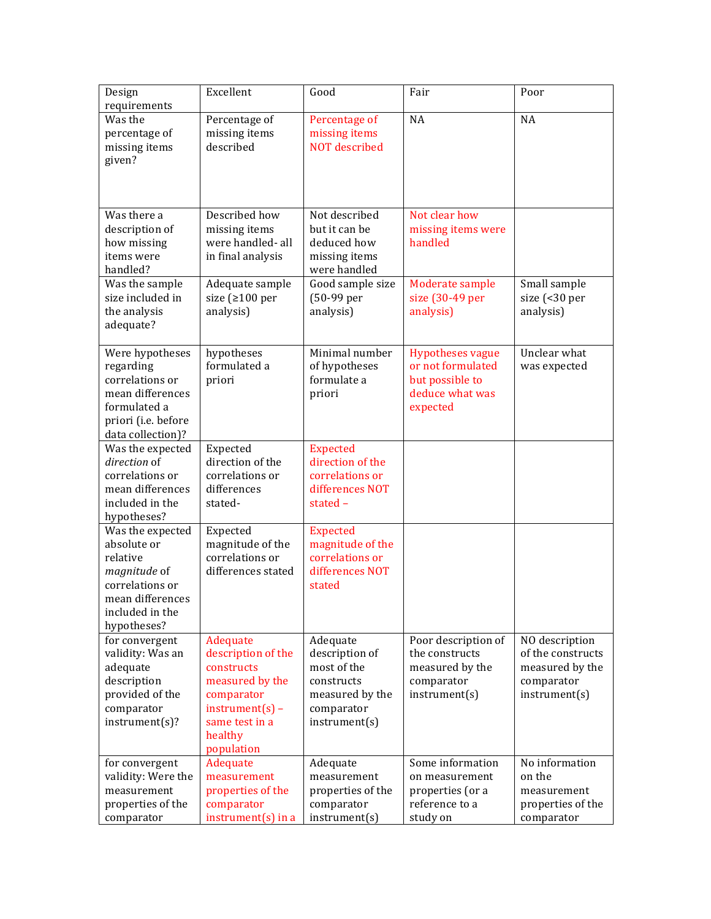| Design requirements | Excellent | Good | Fair | Poor |
|---|---|---|---|---|
| Was the percentage of missing items given? | Percentage of missing items described | Percentage of missing items NOT described | NA | NA |
| Was there a description of how missing items were handled? | Described how missing items were handled- all in final analysis | Not described but it can be deduced how missing items were handled | Not clear how missing items were handled | |
| Was the sample size included in the analysis adequate? | Adequate sample size (≥100 per analysis) | Good sample size (50-99 per analysis) | Moderate sample size (30-49 per analysis) | Small sample size (<30 per analysis) |
| Were hypotheses regarding correlations or mean differences formulated a priori (i.e. before data collection)? | hypotheses formulated a priori | Minimal number of hypotheses formulate a priori | Hypotheses vague or not formulated but possible to deduce what was expected | Unclear what was expected |
| Was the expected *direction* of correlations or mean differences included in the hypotheses? | Expected direction of the correlations or differences stated- | Expected direction of the correlations or differences NOT stated – | | |
| Was the expected absolute or relative *magnitude* of correlations or mean differences included in the hypotheses? | Expected magnitude of the correlations or differences stated | Expected magnitude of the correlations or differences NOT stated | | |
| for convergent validity: Was an adequate description provided of the comparator instrument(s)? | Adequate description of the constructs measured by the comparator instrument(s) – same test in a healthy population | Adequate description of most of the constructs measured by the comparator instrument(s) | Poor description of the constructs measured by the comparator instrument(s) | NO description of the constructs measured by the comparator instrument(s) |
| for convergent validity: Were the measurement properties of the comparator | Adequate measurement properties of the comparator instrument(s) in a | Adequate measurement properties of the comparator instrument(s) | Some information on measurement properties (or a reference to a study on | No information on the measurement properties of the comparator |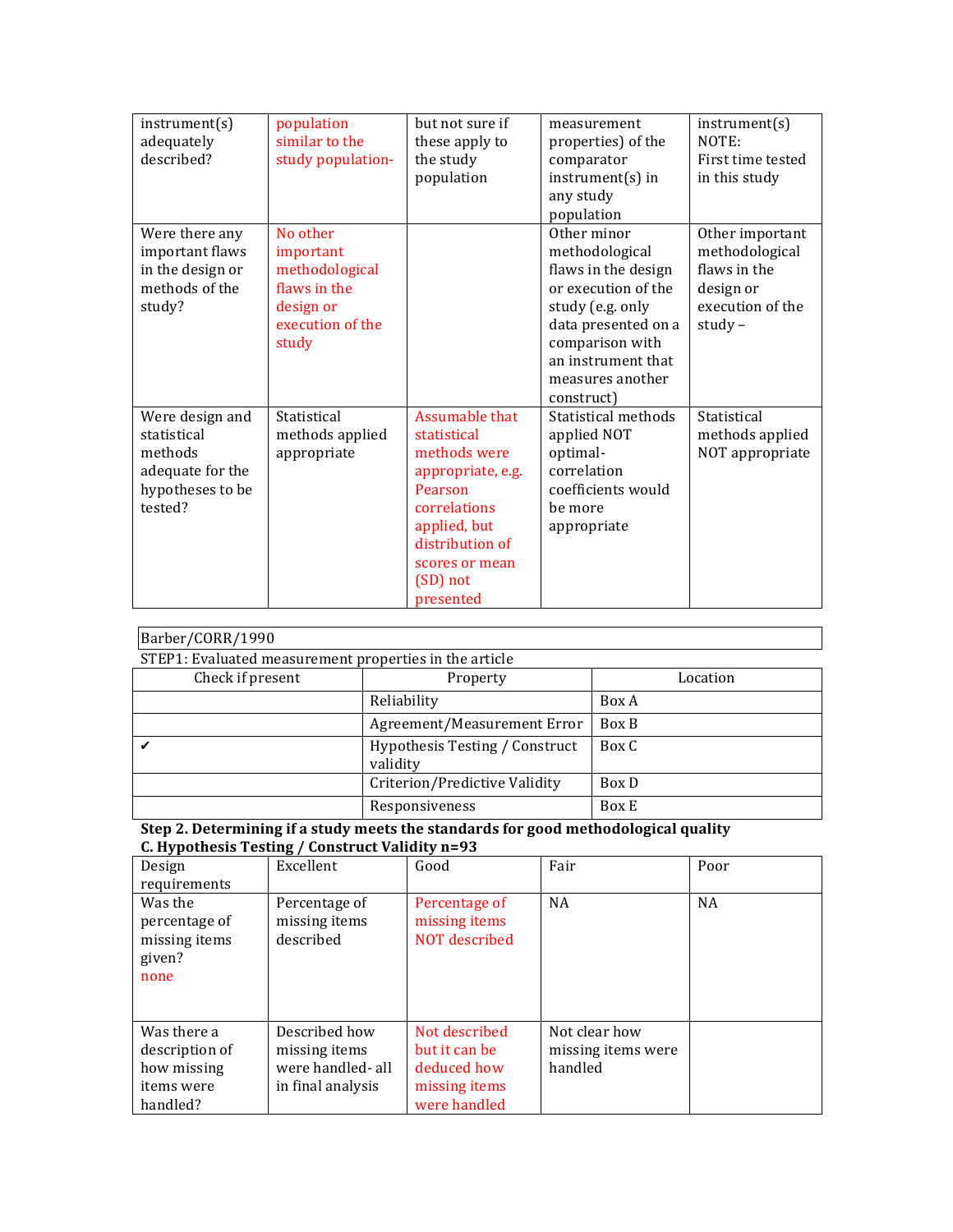| instrument(s) adequately described? | population similar to the study population- | but not sure if these apply to the study population | measurement properties) of the comparator instrument(s) in any study population | instrument(s) NOTE: First time tested in this study |
|---|---|---|---|---|
| Were there any important flaws in the design or methods of the study? | No other important methodological flaws in the design or execution of the study | | Other minor methodological flaws in the design or execution of the study (e.g. only data presented on a comparison with an instrument that measures another construct) | Other important methodological flaws in the design or execution of the study – |
| Were design and statistical methods adequate for the hypotheses to be tested? | Statistical methods applied appropriate | Assumable that statistical methods were appropriate, e.g. Pearson correlations applied, but distribution of scores or mean (SD) not presented | Statistical methods applied NOT optimal- correlation coefficients would be more appropriate | Statistical methods applied NOT appropriate |

Barber/CORR/1990

STEP1: Evaluated measurement properties in the article

| Check if present | Property | Location |
|---|---|---|
| | Reliability | Box A |
| | Agreement/Measurement Error | Box B |
| ✔ | Hypothesis Testing / Construct validity | Box C |
| | Criterion/Predictive Validity | Box D |
| | Responsiveness | Box E |

**Step 2. Determining if a study meets the standards for good methodological quality**
**C. Hypothesis Testing / Construct Validity n=93**

| Design requirements | Excellent | Good | Fair | Poor |
|---|---|---|---|---|
| Was the percentage of missing items given? none | Percentage of missing items described | Percentage of missing items NOT described | NA | NA |
| Was there a description of how missing items were handled? | Described how missing items were handled- all in final analysis | Not described but it can be deduced how missing items were handled | Not clear how missing items were handled | |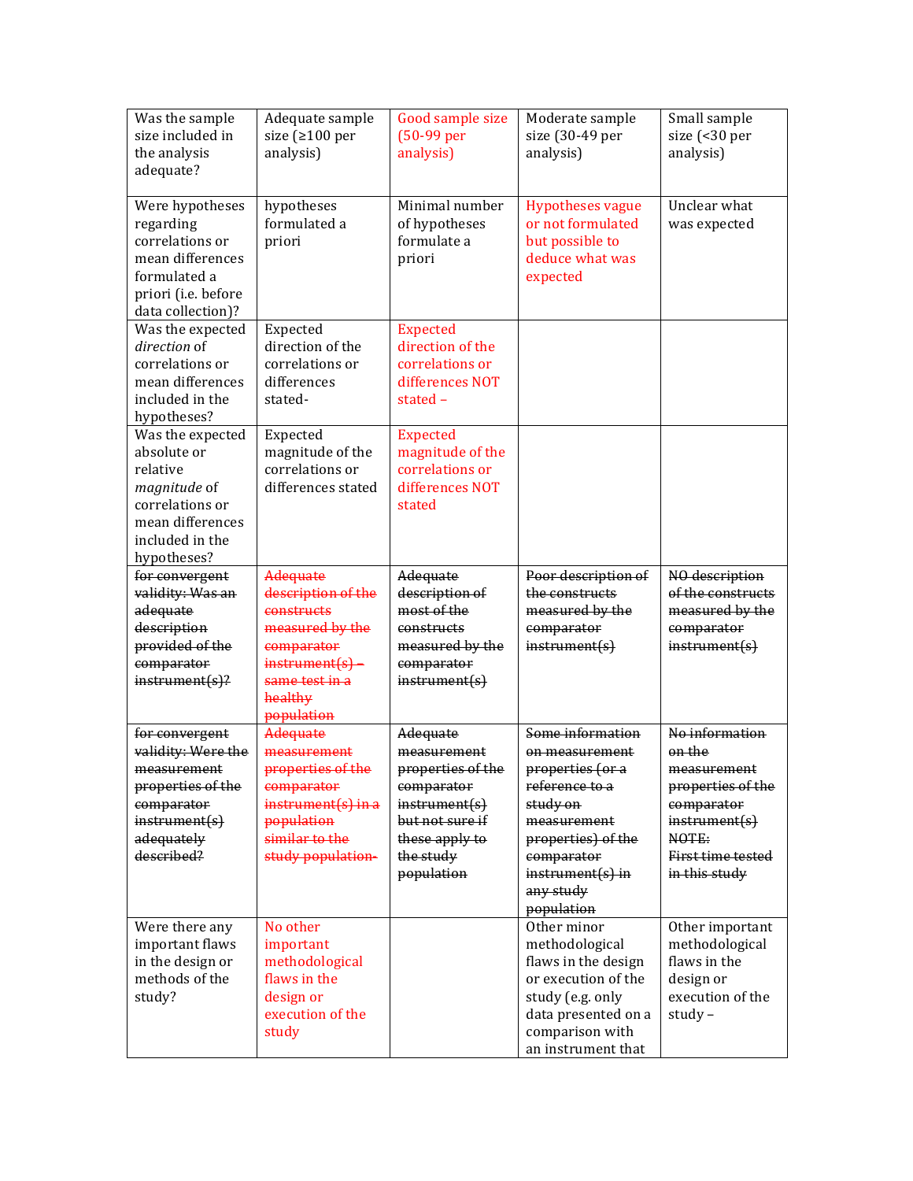| Was the sample size included in the analysis adequate? | Adequate sample size (≥100 per analysis) | Good sample size (50-99 per analysis) | Moderate sample size (30-49 per analysis) | Small sample size (<30 per analysis) |
|---|---|---|---|---|
| Were hypotheses regarding correlations or mean differences formulated a priori (i.e. before data collection)? | hypotheses formulated a priori | Minimal number of hypotheses formulate a priori | Hypotheses vague or not formulated but possible to deduce what was expected | Unclear what was expected |
| Was the expected *direction* of correlations or mean differences included in the hypotheses? | Expected direction of the correlations or differences stated- | Expected direction of the correlations or differences NOT stated – | | |
| Was the expected absolute or relative *magnitude* of correlations or mean differences included in the hypotheses? | Expected magnitude of the correlations or differences stated | Expected magnitude of the correlations or differences NOT stated | | |
| ~~for convergent validity: Was an adequate description provided of the comparator instrument(s)?~~ | ~~Adequate description of the constructs measured by the comparator instrument(s) – same test in a healthy population~~ | ~~Adequate description of most of the constructs measured by the comparator instrument(s)~~ | ~~Poor description of the constructs measured by the comparator instrument(s)~~ | ~~NO description of the constructs measured by the comparator instrument(s)~~ |
| ~~for convergent validity: Were the measurement properties of the comparator instrument(s) adequately described?~~ | ~~Adequate measurement properties of the comparator instrument(s) in a population similar to the study population-~~ | ~~Adequate measurement properties of the comparator instrument(s) but not sure if these apply to the study population~~ | ~~Some information on measurement properties (or a reference to a study on measurement properties) of the comparator instrument(s) in any study population~~ | ~~No information on the measurement properties of the comparator instrument(s) NOTE: First time tested in this study~~ |
| Were there any important flaws in the design or methods of the study? | No other important methodological flaws in the design or execution of the study | | Other minor methodological flaws in the design or execution of the study (e.g. only data presented on a comparison with an instrument that | Other important methodological flaws in the design or execution of the study – |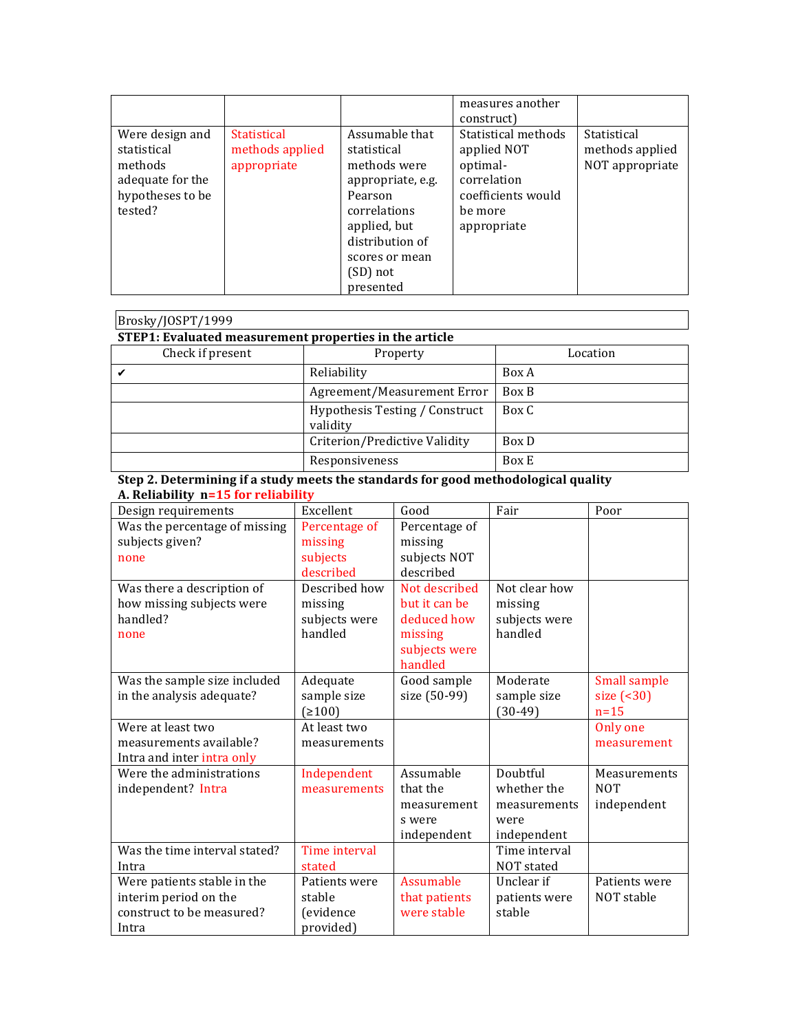| | | | measures another construct) | |
|---|---|---|---|---|
| Were design and statistical methods adequate for the hypotheses to be tested? | Statistical methods applied appropriate | Assumable that statistical methods were appropriate, e.g. Pearson correlations applied, but distribution of scores or mean (SD) not presented | Statistical methods applied NOT optimal-correlation coefficients would be more appropriate | Statistical methods applied NOT appropriate |

Brosky/JOSPT/1999

**STEP1: Evaluated measurement properties in the article**

| Check if present | Property | Location |
|---|---|---|
| ✔ | Reliability | Box A |
| | Agreement/Measurement Error | Box B |
| | Hypothesis Testing / Construct validity | Box C |
| | Criterion/Predictive Validity | Box D |
| | Responsiveness | Box E |

**Step 2. Determining if a study meets the standards for good methodological quality**

**A. Reliability n=15 for reliability**

| Design requirements | Excellent | Good | Fair | Poor |
|---|---|---|---|---|
| Was the percentage of missing subjects given? none | Percentage of missing subjects described | Percentage of missing subjects NOT described | | |
| Was there a description of how missing subjects were handled? none | Described how missing subjects were handled | Not described but it can be deduced how missing subjects were handled | Not clear how missing subjects were handled | |
| Was the sample size included in the analysis adequate? | Adequate sample size (≥100) | Good sample size (50-99) | Moderate sample size (30-49) | Small sample size (<30) n=15 |
| Were at least two measurements available? Intra and inter intra only | At least two measurements | | | Only one measurement |
| Were the administrations independent? Intra | Independent measurements | Assumable that the measurements were independent | Doubtful whether the measurements were independent | Measurements NOT independent |
| Was the time interval stated? Intra | Time interval stated | | Time interval NOT stated | |
| Were patients stable in the interim period on the construct to be measured? Intra | Patients were stable (evidence provided) | Assumable that patients were stable | Unclear if patients were stable | Patients were NOT stable |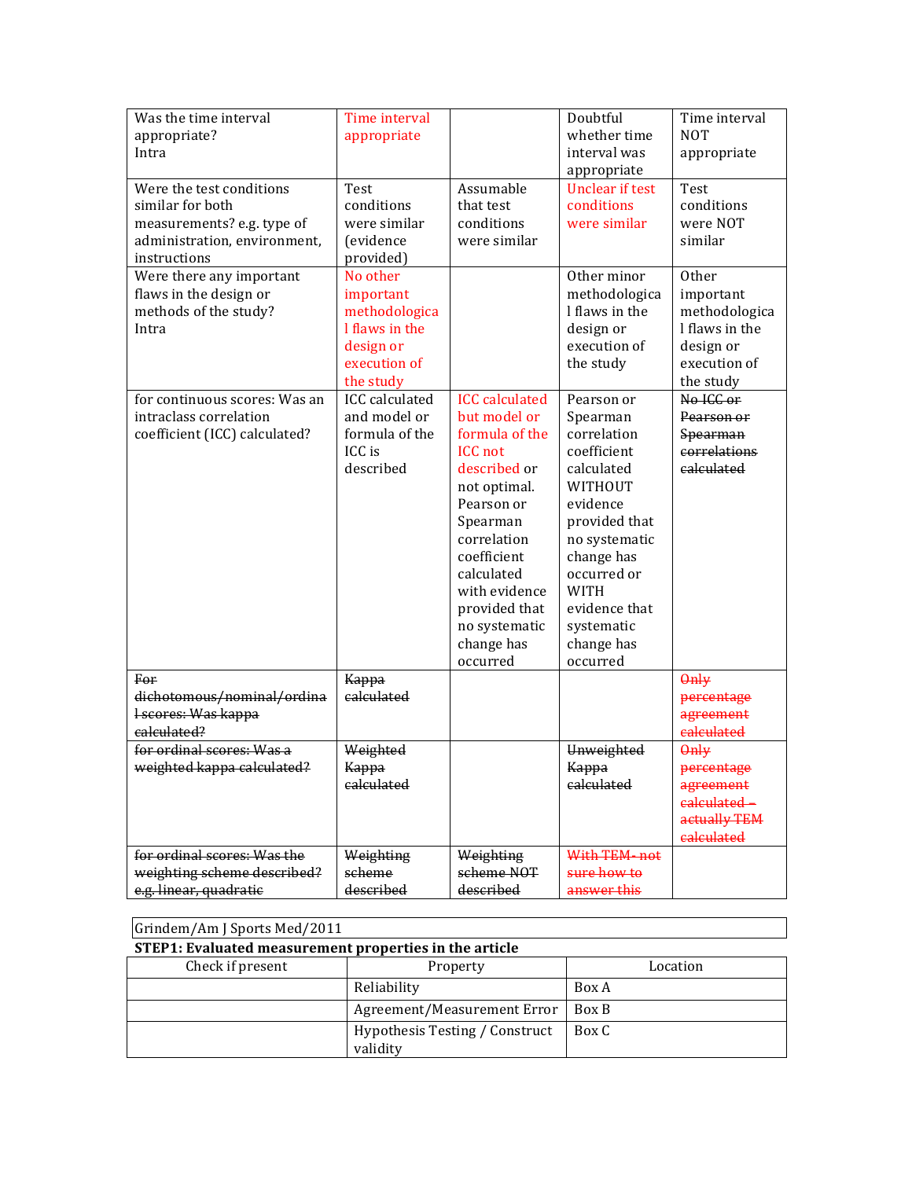| Was the time interval appropriate? Intra | Time interval appropriate | | Doubtful whether time interval was appropriate | Time interval NOT appropriate |
|---|---|---|---|---|
| Were the test conditions similar for both measurements? e.g. type of administration, environment, instructions | Test conditions were similar (evidence provided) | Assumable that test conditions were similar | Unclear if test conditions were similar | Test conditions were NOT similar |
| Were there any important flaws in the design or methods of the study? Intra | No other important methodological flaws in the design or execution of the study | | Other minor methodological flaws in the design or execution of the study | Other important methodological flaws in the design or execution of the study |
| for continuous scores: Was an intraclass correlation coefficient (ICC) calculated? | ICC calculated and model or formula of the ICC is described | ICC calculated but model or formula of the ICC not described or not optimal. Pearson or Spearman correlation coefficient calculated with evidence provided that no systematic change has occurred | Pearson or Spearman correlation coefficient calculated WITHOUT evidence provided that no systematic change has occurred or WITH evidence that systematic change has occurred | ~~No ICC or Pearson or Spearman correlations calculated~~ |
| ~~For dichotomous/nominal/ordinal scores: Was kappa calculated?~~ | ~~Kappa calculated~~ | | | ~~Only percentage agreement calculated~~ |
| ~~for ordinal scores: Was a weighted kappa calculated?~~ | ~~Weighted Kappa calculated~~ | | ~~Unweighted Kappa calculated~~ | ~~Only percentage agreement calculated – actually TEM calculated~~ |
| ~~for ordinal scores: Was the weighting scheme described? e.g. linear, quadratic~~ | ~~Weighting scheme described~~ | ~~Weighting scheme NOT described~~ | ~~With TEM- not sure how to answer this~~ | |

Grindem/Am J Sports Med/2011

**STEP1: Evaluated measurement properties in the article**

| Check if present | Property | Location |
|---|---|---|
| | Reliability | Box A |
| | Agreement/Measurement Error | Box B |
| | Hypothesis Testing / Construct validity | Box C |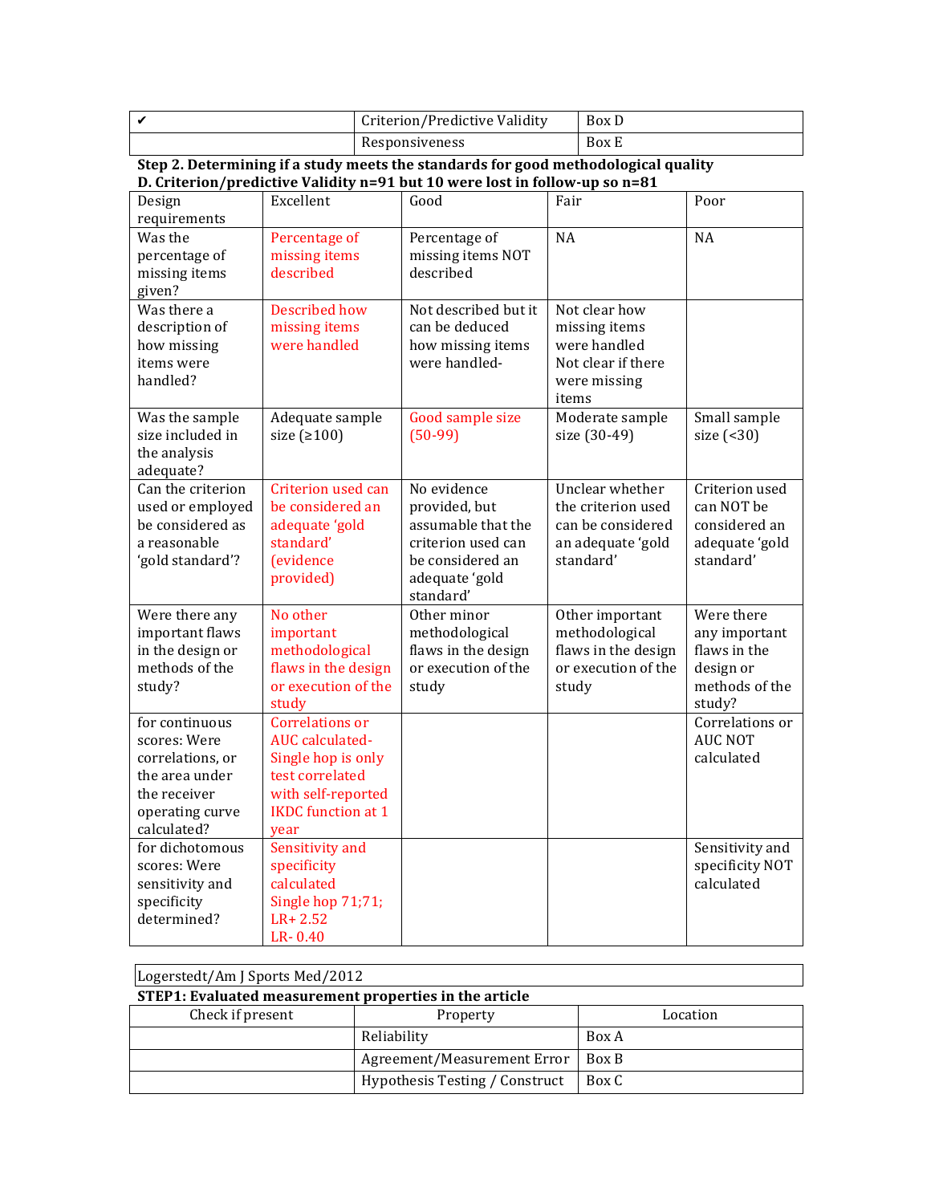| ✔ | Criterion/Predictive Validity | Box D |
|---|---|---|
| | Responsiveness | Box E |

**Step 2. Determining if a study meets the standards for good methodological quality**

**D. Criterion/predictive Validity n=91 but 10 were lost in follow-up so n=81**

| Design requirements | Excellent | Good | Fair | Poor |
|---|---|---|---|---|
| Was the percentage of missing items given? | Percentage of missing items described | Percentage of missing items NOT described | NA | NA |
| Was there a description of how missing items were handled? | Described how missing items were handled | Not described but it can be deduced how missing items were handled- | Not clear how missing items were handled Not clear if there were missing items | |
| Was the sample size included in the analysis adequate? | Adequate sample size (≥100) | Good sample size (50-99) | Moderate sample size (30-49) | Small sample size (<30) |
| Can the criterion used or employed be considered as a reasonable 'gold standard'? | Criterion used can be considered an adequate 'gold standard' (evidence provided) | No evidence provided, but assumable that the criterion used can be considered an adequate 'gold standard' | Unclear whether the criterion used can be considered an adequate 'gold standard' | Criterion used can NOT be considered an adequate 'gold standard' |
| Were there any important flaws in the design or methods of the study? | No other important methodological flaws in the design or execution of the study | Other minor methodological flaws in the design or execution of the study | Other important methodological flaws in the design or execution of the study | Were there any important flaws in the design or methods of the study? |
| for continuous scores: Were correlations, or the area under the receiver operating curve calculated? | Correlations or AUC calculated- Single hop is only test correlated with self-reported IKDC function at 1 year | | | Correlations or AUC NOT calculated |
| for dichotomous scores: Were sensitivity and specificity determined? | Sensitivity and specificity calculated Single hop 71;71; LR+ 2.52 LR- 0.40 | | | Sensitivity and specificity NOT calculated |

| Logerstedt/Am J Sports Med/2012 |
|---|

**STEP1: Evaluated measurement properties in the article**

| Check if present | Property | Location |
|---|---|---|
| | Reliability | Box A |
| | Agreement/Measurement Error | Box B |
| | Hypothesis Testing / Construct | Box C |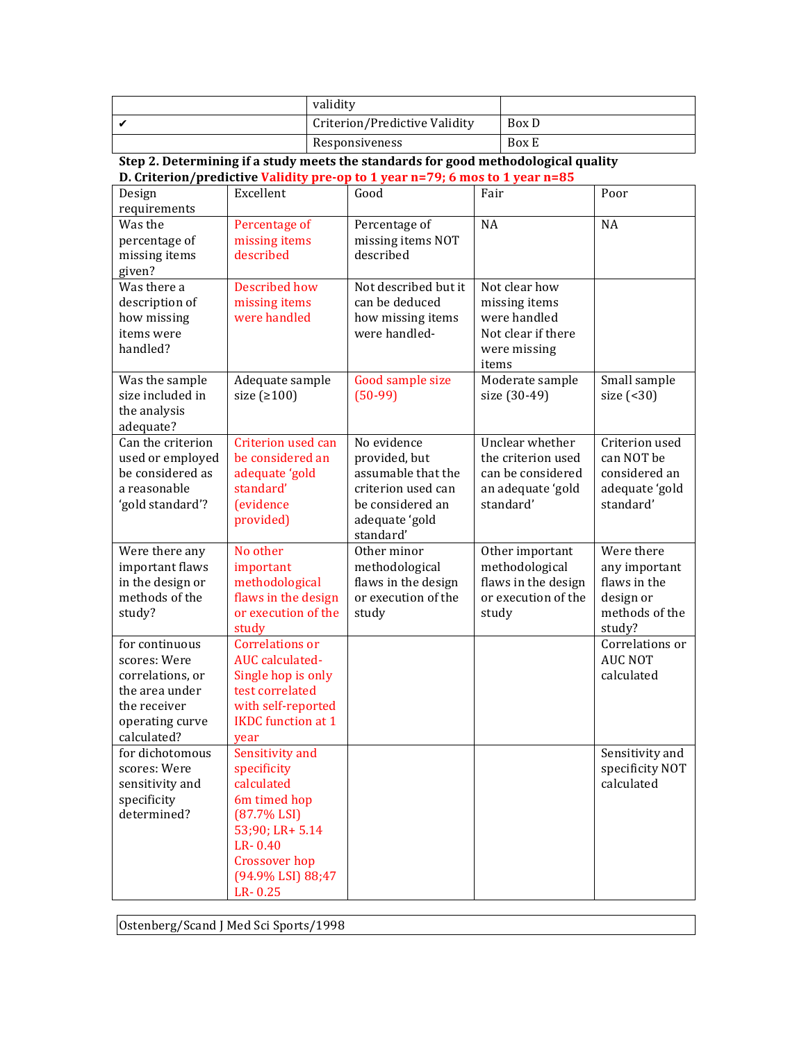|   | validity |   |
|---|---|---|
| ✔ | Criterion/Predictive Validity | Box D |
|   | Responsiveness | Box E |

**Step 2. Determining if a study meets the standards for good methodological quality**

**D. Criterion/predictive Validity pre-op to 1 year n=79; 6 mos to 1 year n=85**

| Design requirements | Excellent | Good | Fair | Poor |
|---|---|---|---|---|
| Was the percentage of missing items given? | Percentage of missing items described | Percentage of missing items NOT described | NA | NA |
| Was there a description of how missing items were handled? | Described how missing items were handled | Not described but it can be deduced how missing items were handled- | Not clear how missing items were handled Not clear if there were missing items |  |
| Was the sample size included in the analysis adequate? | Adequate sample size (≥100) | Good sample size (50-99) | Moderate sample size (30-49) | Small sample size (<30) |
| Can the criterion used or employed be considered as a reasonable 'gold standard'? | Criterion used can be considered an adequate 'gold standard' (evidence provided) | No evidence provided, but assumable that the criterion used can be considered an adequate 'gold standard' | Unclear whether the criterion used can be considered an adequate 'gold standard' | Criterion used can NOT be considered an adequate 'gold standard' |
| Were there any important flaws in the design or methods of the study? | No other important methodological flaws in the design or execution of the study | Other minor methodological flaws in the design or execution of the study | Other important methodological flaws in the design or execution of the study | Were there any important flaws in the design or methods of the study? |
| for continuous scores: Were correlations, or the area under the receiver operating curve calculated? | Correlations or AUC calculated- Single hop is only test correlated with self-reported IKDC function at 1 year |  |  | Correlations or AUC NOT calculated |
| for dichotomous scores: Were sensitivity and specificity determined? | Sensitivity and specificity calculated 6m timed hop (87.7% LSI) 53;90; LR+ 5.14 LR- 0.40 Crossover hop (94.9% LSI) 88;47 LR- 0.25 |  |  | Sensitivity and specificity NOT calculated |

Ostenberg/Scand J Med Sci Sports/1998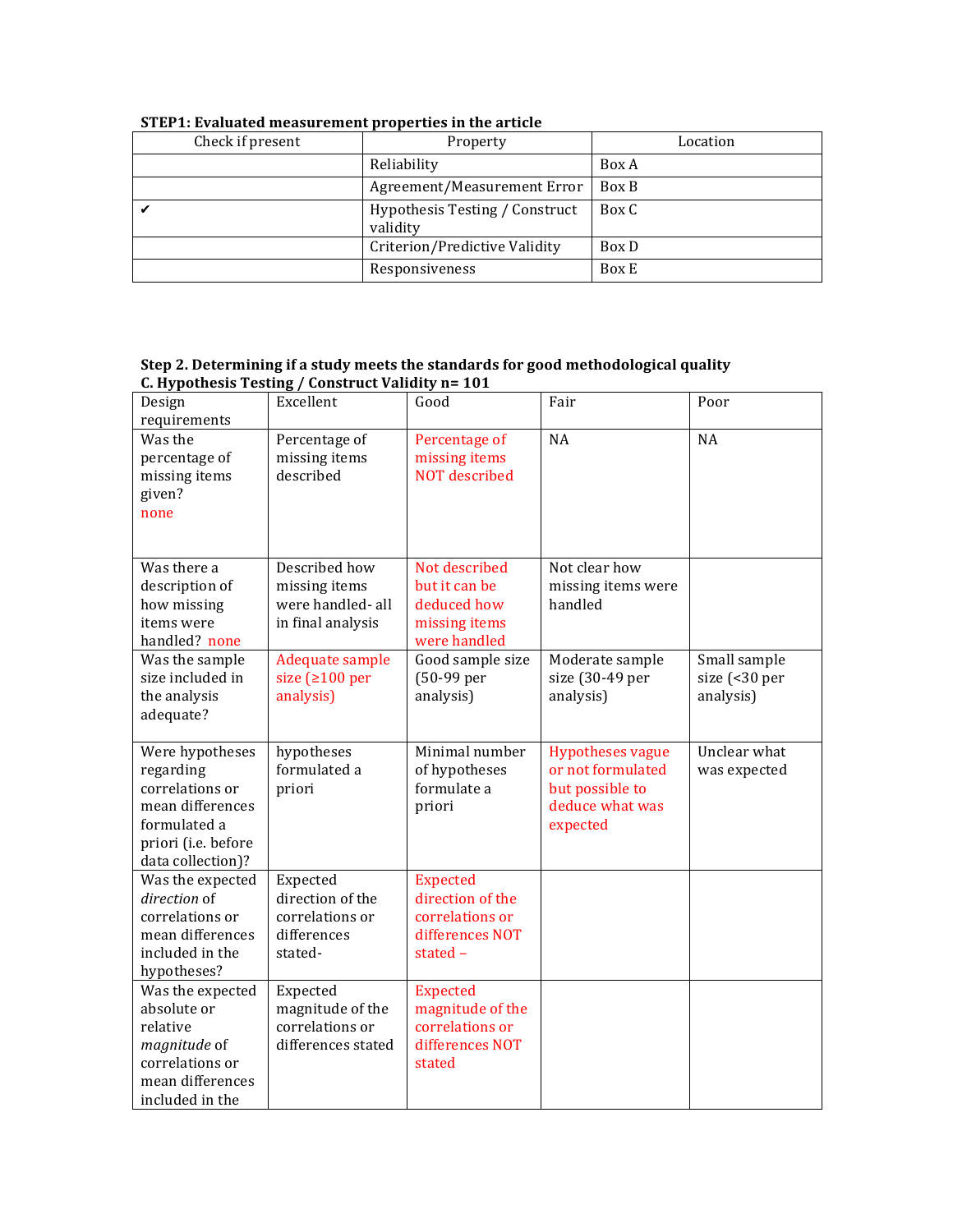**STEP1: Evaluated measurement properties in the article**

| Check if present | Property | Location |
|---|---|---|
| | Reliability | Box A |
| | Agreement/Measurement Error | Box B |
| ✔ | Hypothesis Testing / Construct validity | Box C |
| | Criterion/Predictive Validity | Box D |
| | Responsiveness | Box E |

**Step 2. Determining if a study meets the standards for good methodological quality**
**C. Hypothesis Testing / Construct Validity n= 101**

| Design requirements | Excellent | Good | Fair | Poor |
|---|---|---|---|---|
| Was the percentage of missing items given? none | Percentage of missing items described | Percentage of missing items NOT described | NA | NA |
| Was there a description of how missing items were handled? none | Described how missing items were handled- all in final analysis | Not described but it can be deduced how missing items were handled | Not clear how missing items were handled | |
| Was the sample size included in the analysis adequate? | Adequate sample size (≥100 per analysis) | Good sample size (50-99 per analysis) | Moderate sample size (30-49 per analysis) | Small sample size (<30 per analysis) |
| Were hypotheses regarding correlations or mean differences formulated a priori (i.e. before data collection)? | hypotheses formulated a priori | Minimal number of hypotheses formulate a priori | Hypotheses vague or not formulated but possible to deduce what was expected | Unclear what was expected |
| Was the expected *direction* of correlations or mean differences included in the hypotheses? | Expected direction of the correlations or differences stated- | Expected direction of the correlations or differences NOT stated – | | |
| Was the expected absolute or relative *magnitude* of correlations or mean differences included in the | Expected magnitude of the correlations or differences stated | Expected magnitude of the correlations or differences NOT stated | | |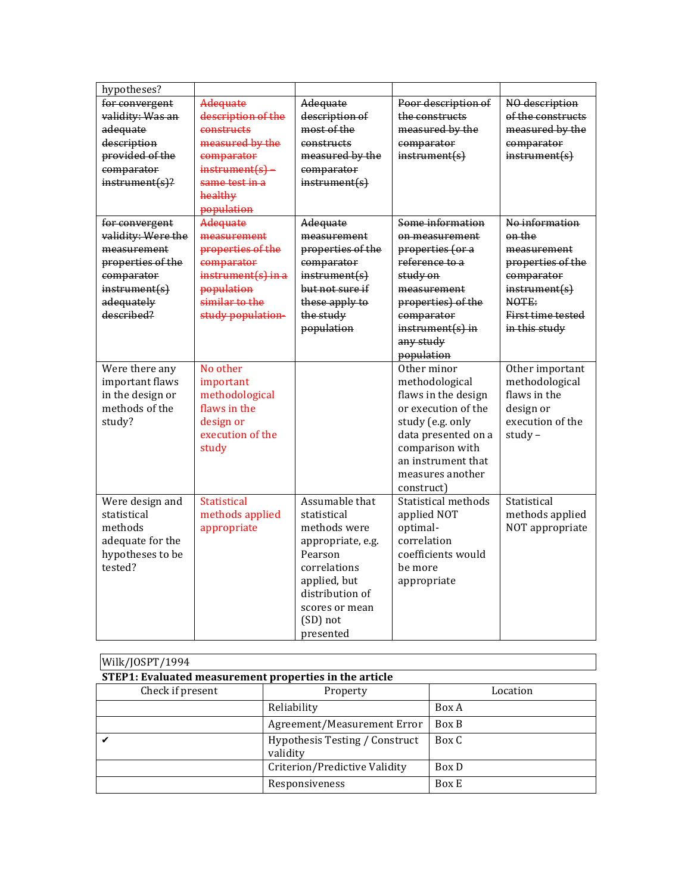| hypotheses? | | | | |
|---|---|---|---|---|
| ~~for convergent validity: Was an adequate description provided of the comparator instrument(s)?~~ | ~~Adequate description of the constructs measured by the comparator instrument(s) – same test in a healthy population~~ | ~~Adequate description of most of the constructs measured by the comparator instrument(s)~~ | ~~Poor description of the constructs measured by the comparator instrument(s)~~ | ~~NO description of the constructs measured by the comparator instrument(s)~~ |
| ~~for convergent validity: Were the measurement properties of the comparator instrument(s) adequately described?~~ | ~~Adequate measurement properties of the comparator instrument(s) in a population similar to the study population~~ | ~~Adequate measurement properties of the comparator instrument(s) but not sure if these apply to the study population~~ | ~~Some information on measurement properties (or a reference to a study on measurement properties) of the comparator instrument(s) in any study population~~ | ~~No information on the measurement properties of the comparator instrument(s) NOTE: First time tested in this study~~ |
| Were there any important flaws in the design or methods of the study? | No other important methodological flaws in the design or execution of the study | | Other minor methodological flaws in the design or execution of the study (e.g. only data presented on a comparison with an instrument that measures another construct) | Other important methodological flaws in the design or execution of the study – |
| Were design and statistical methods adequate for the hypotheses to be tested? | Statistical methods applied appropriate | Assumable that statistical methods were appropriate, e.g. Pearson correlations applied, but distribution of scores or mean (SD) not presented | Statistical methods applied NOT optimal- correlation coefficients would be more appropriate | Statistical methods applied NOT appropriate |

Wilk/JOSPT/1994

**STEP1: Evaluated measurement properties in the article**

| Check if present | Property | Location |
|---|---|---|
| | Reliability | Box A |
| | Agreement/Measurement Error | Box B |
| ✔ | Hypothesis Testing / Construct validity | Box C |
| | Criterion/Predictive Validity | Box D |
| | Responsiveness | Box E |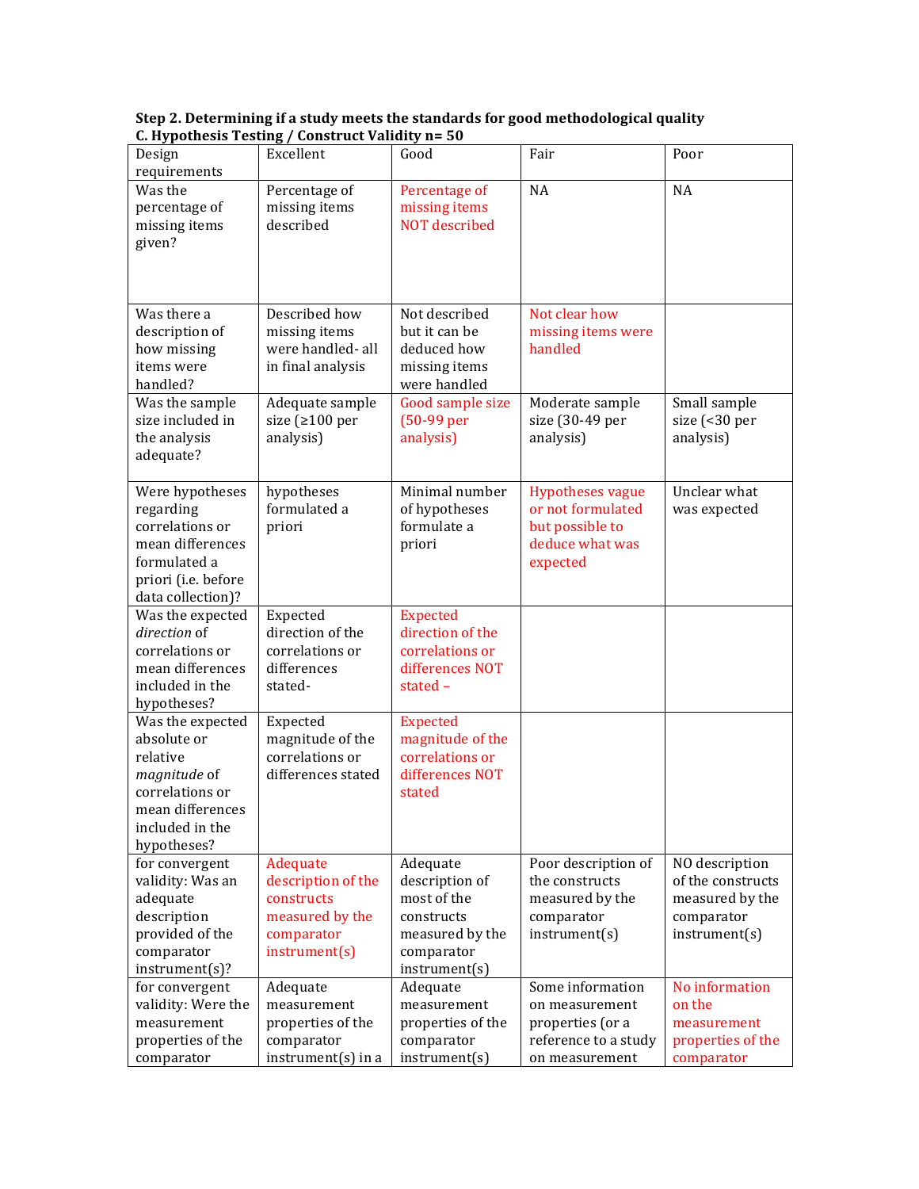**Step 2. Determining if a study meets the standards for good methodological quality**
**C. Hypothesis Testing / Construct Validity n= 50**

| Design requirements | Excellent | Good | Fair | Poor |
|---|---|---|---|---|
| Was the percentage of missing items given? | Percentage of missing items described | Percentage of missing items NOT described | NA | NA |
| Was there a description of how missing items were handled? | Described how missing items were handled- all in final analysis | Not described but it can be deduced how missing items were handled | Not clear how missing items were handled | |
| Was the sample size included in the analysis adequate? | Adequate sample size (≥100 per analysis) | Good sample size (50-99 per analysis) | Moderate sample size (30-49 per analysis) | Small sample size (<30 per analysis) |
| Were hypotheses regarding correlations or mean differences formulated a priori (i.e. before data collection)? | hypotheses formulated a priori | Minimal number of hypotheses formulate a priori | Hypotheses vague or not formulated but possible to deduce what was expected | Unclear what was expected |
| Was the expected *direction* of correlations or mean differences included in the hypotheses? | Expected direction of the correlations or differences stated- | Expected direction of the correlations or differences NOT stated – | | |
| Was the expected absolute or relative *magnitude* of correlations or mean differences included in the hypotheses? | Expected magnitude of the correlations or differences stated | Expected magnitude of the correlations or differences NOT stated | | |
| for convergent validity: Was an adequate description provided of the comparator instrument(s)? | Adequate description of the constructs measured by the comparator instrument(s) | Adequate description of most of the constructs measured by the comparator instrument(s) | Poor description of the constructs measured by the comparator instrument(s) | NO description of the constructs measured by the comparator instrument(s) |
| for convergent validity: Were the measurement properties of the comparator | Adequate measurement properties of the comparator instrument(s) in a | Adequate measurement properties of the comparator instrument(s) | Some information on measurement properties (or a reference to a study on measurement | No information on the measurement properties of the comparator |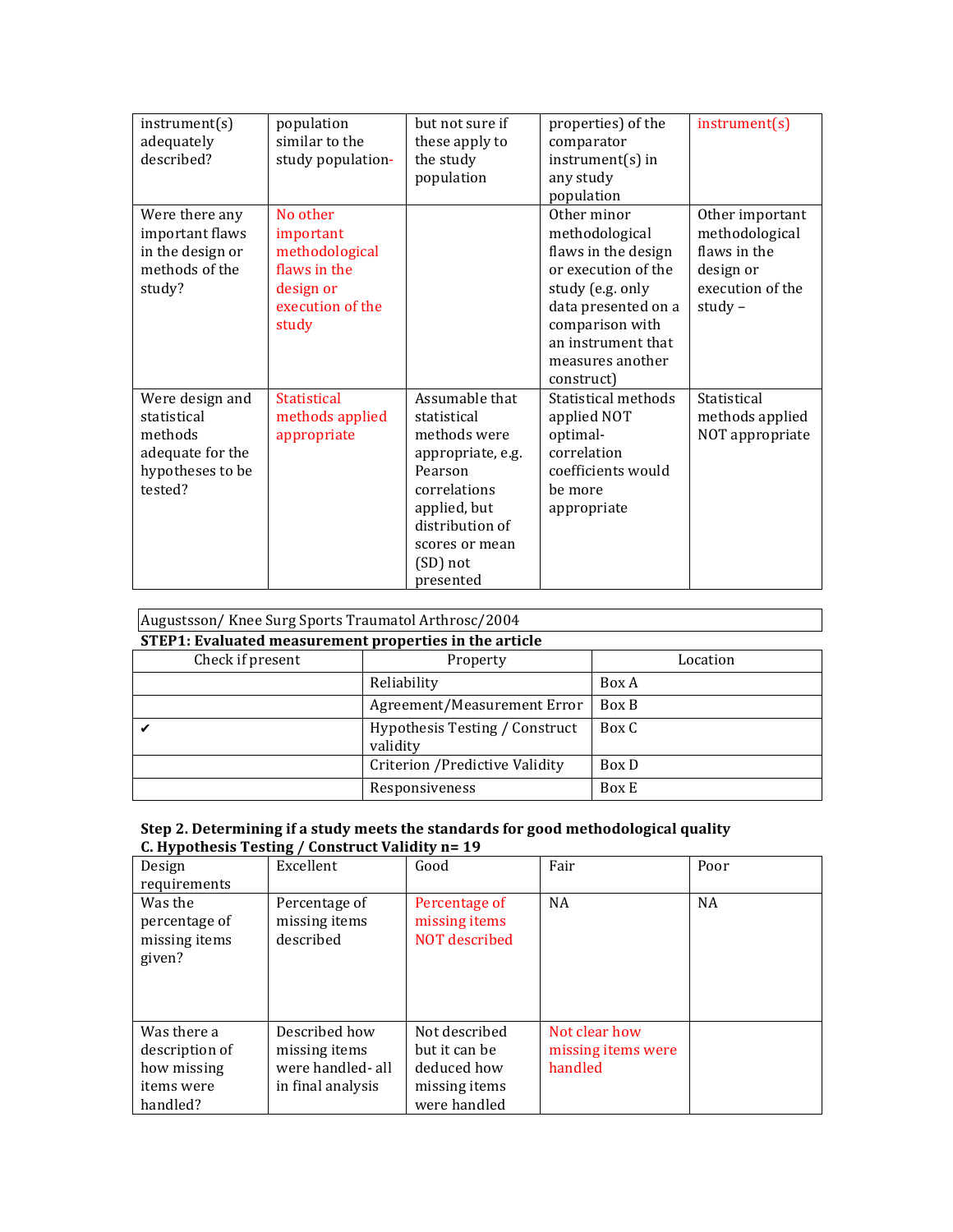| | | | | |
|---|---|---|---|---|
| instrument(s) adequately described? | population similar to the study population- | but not sure if these apply to the study population | properties) of the comparator instrument(s) in any study population | instrument(s) |
| Were there any important flaws in the design or methods of the study? | No other important methodological flaws in the design or execution of the study | | Other minor methodological flaws in the design or execution of the study (e.g. only data presented on a comparison with an instrument that measures another construct) | Other important methodological flaws in the design or execution of the study – |
| Were design and statistical methods adequate for the hypotheses to be tested? | Statistical methods applied appropriate | Assumable that statistical methods were appropriate, e.g. Pearson correlations applied, but distribution of scores or mean (SD) not presented | Statistical methods applied NOT optimal-correlation coefficients would be more appropriate | Statistical methods applied NOT appropriate |

Augustsson/ Knee Surg Sports Traumatol Arthrosc/2004

**STEP1: Evaluated measurement properties in the article**

| Check if present | Property | Location |
|---|---|---|
| | Reliability | Box A |
| | Agreement/Measurement Error | Box B |
| ✔ | Hypothesis Testing / Construct validity | Box C |
| | Criterion /Predictive Validity | Box D |
| | Responsiveness | Box E |

**Step 2. Determining if a study meets the standards for good methodological quality**

**C. Hypothesis Testing / Construct Validity n= 19**

| Design requirements | Excellent | Good | Fair | Poor |
|---|---|---|---|---|
| Was the percentage of missing items given? | Percentage of missing items described | Percentage of missing items NOT described | NA | NA |
| Was there a description of how missing items were handled? | Described how missing items were handled- all in final analysis | Not described but it can be deduced how missing items were handled | Not clear how missing items were handled | |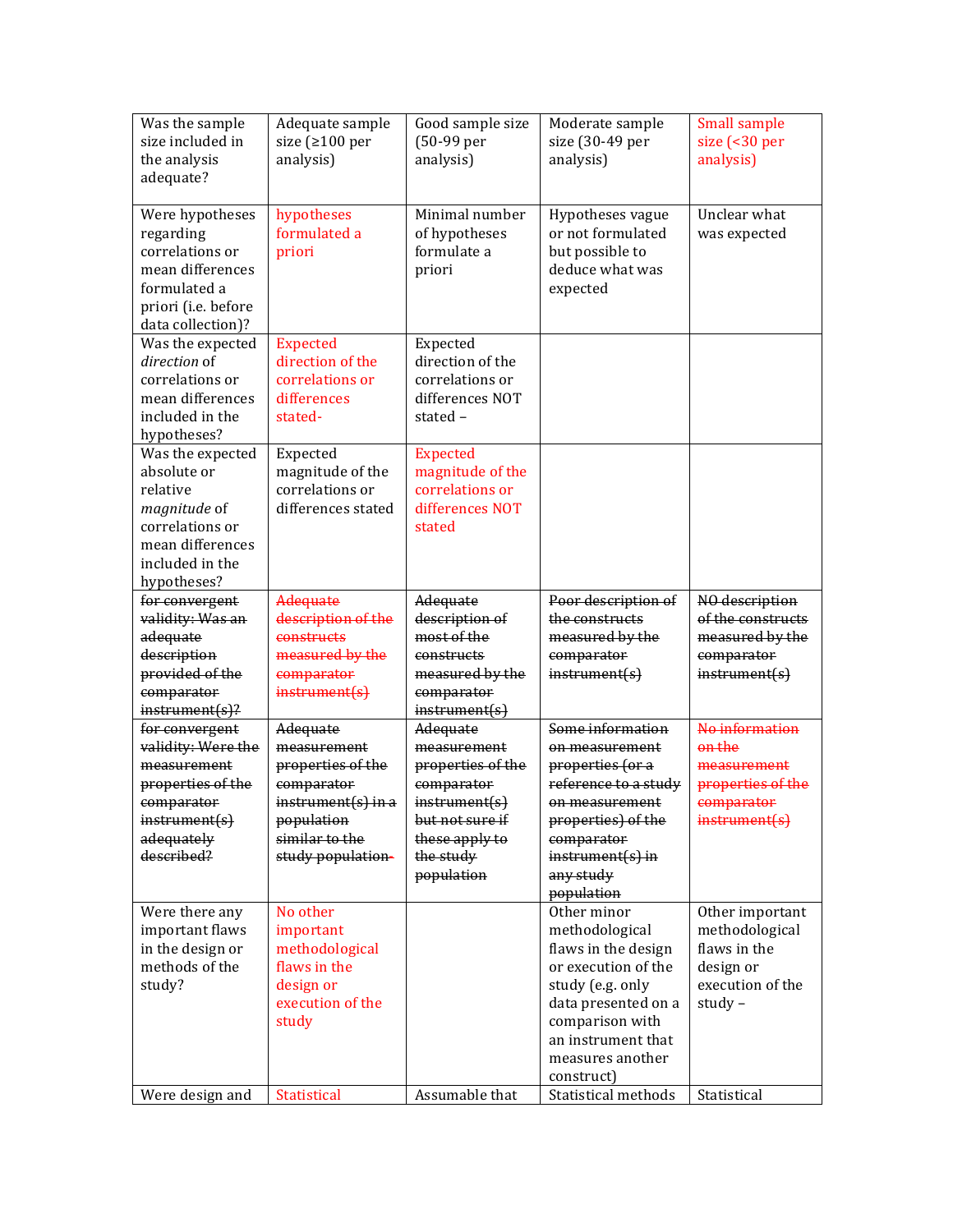| Was the sample size included in the analysis adequate? | Adequate sample size (≥100 per analysis) | Good sample size (50-99 per analysis) | Moderate sample size (30-49 per analysis) | Small sample size (<30 per analysis) |
|---|---|---|---|---|
| Were hypotheses regarding correlations or mean differences formulated a priori (i.e. before data collection)? | hypotheses formulated a priori | Minimal number of hypotheses formulate a priori | Hypotheses vague or not formulated but possible to deduce what was expected | Unclear what was expected |
| Was the expected *direction* of correlations or mean differences included in the hypotheses? | Expected direction of the correlations or differences stated- | Expected direction of the correlations or differences NOT stated – | | |
| Was the expected absolute or relative *magnitude* of correlations or mean differences included in the hypotheses? | Expected magnitude of the correlations or differences stated | Expected magnitude of the correlations or differences NOT stated | | |
| ~~for convergent validity: Was an adequate description provided of the comparator instrument(s)?~~ | ~~Adequate description of the constructs measured by the comparator instrument(s)~~ | ~~Adequate description of most of the constructs measured by the comparator instrument(s)~~ | ~~Poor description of the constructs measured by the comparator instrument(s)~~ | ~~NO description of the constructs measured by the comparator instrument(s)~~ |
| ~~for convergent validity: Were the measurement properties of the comparator instrument(s) adequately described?~~ | ~~Adequate measurement properties of the comparator instrument(s) in a population similar to the study population-~~ | ~~Adequate measurement properties of the comparator instrument(s) but not sure if these apply to the study population~~ | ~~Some information on measurement properties (or a reference to a study on measurement properties) of the comparator instrument(s) in any study population~~ | ~~No information on the measurement properties of the comparator instrument(s)~~ |
| Were there any important flaws in the design or methods of the study? | No other important methodological flaws in the design or execution of the study | | Other minor methodological flaws in the design or execution of the study (e.g. only data presented on a comparison with an instrument that measures another construct) | Other important methodological flaws in the design or execution of the study – |
| Were design and | Statistical | Assumable that | Statistical methods | Statistical |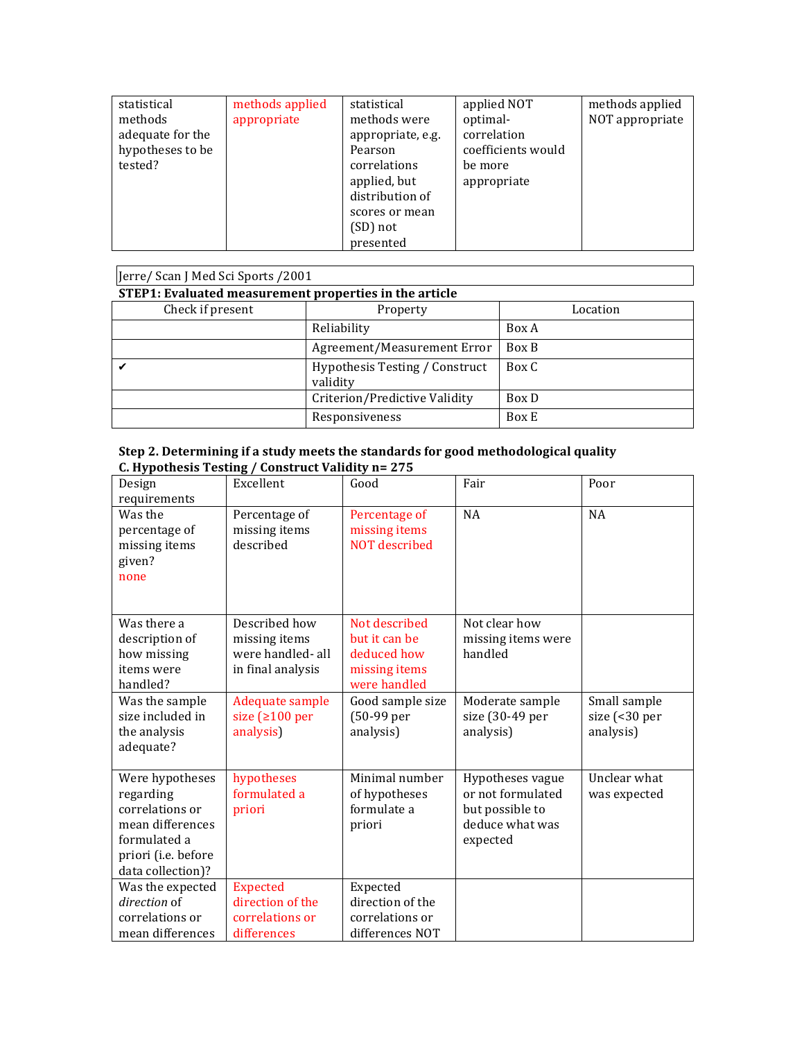| statistical methods adequate for the hypotheses to be tested? | methods applied appropriate | statistical methods were appropriate, e.g. Pearson correlations applied, but distribution of scores or mean (SD) not presented | applied NOT optimal- correlation coefficients would be more appropriate | methods applied NOT appropriate |
|---|---|---|---|---|

Jerre/ Scan J Med Sci Sports /2001

**STEP1: Evaluated measurement properties in the article**

| Check if present | Property | Location |
|---|---|---|
| | Reliability | Box A |
| | Agreement/Measurement Error | Box B |
| ✔ | Hypothesis Testing / Construct validity | Box C |
| | Criterion/Predictive Validity | Box D |
| | Responsiveness | Box E |

**Step 2. Determining if a study meets the standards for good methodological quality**

**C. Hypothesis Testing / Construct Validity n= 275**

| Design requirements | Excellent | Good | Fair | Poor |
|---|---|---|---|---|
| Was the percentage of missing items given? none | Percentage of missing items described | Percentage of missing items NOT described | NA | NA |
| Was there a description of how missing items were handled? | Described how missing items were handled- all in final analysis | Not described but it can be deduced how missing items were handled | Not clear how missing items were handled | |
| Was the sample size included in the analysis adequate? | Adequate sample size (≥100 per analysis) | Good sample size (50-99 per analysis) | Moderate sample size (30-49 per analysis) | Small sample size (<30 per analysis) |
| Were hypotheses regarding correlations or mean differences formulated a priori (i.e. before data collection)? | hypotheses formulated a priori | Minimal number of hypotheses formulate a priori | Hypotheses vague or not formulated but possible to deduce what was expected | Unclear what was expected |
| Was the expected *direction* of correlations or mean differences | Expected direction of the correlations or differences | Expected direction of the correlations or differences NOT | | |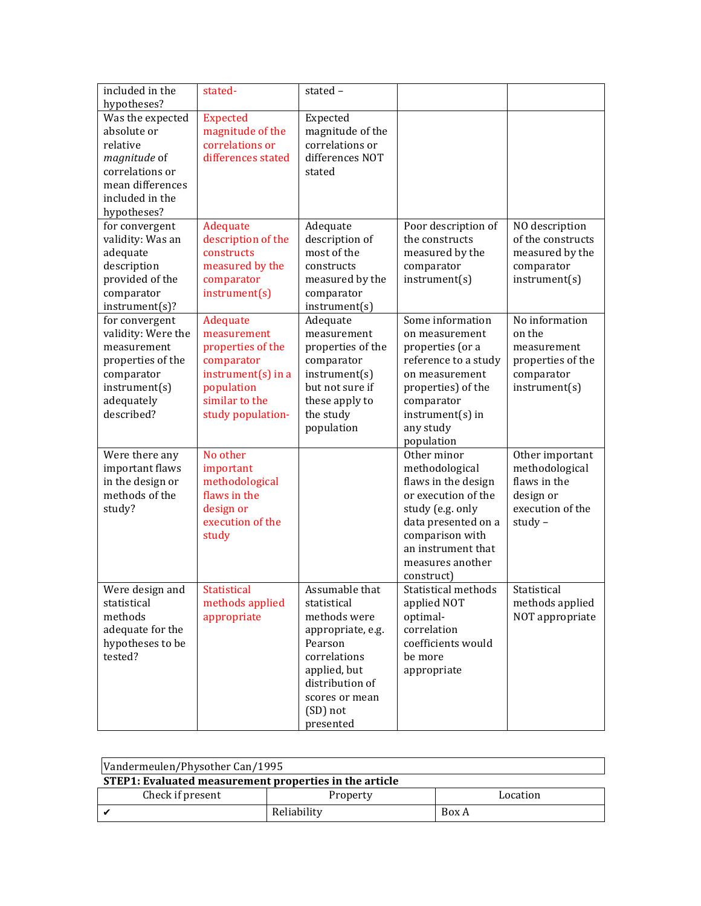| | | | | |
|---|---|---|---|---|
| included in the hypotheses? | stated- | stated – | | |
| Was the expected absolute or relative *magnitude* of correlations or mean differences included in the hypotheses? | Expected magnitude of the correlations or differences stated | Expected magnitude of the correlations or differences NOT stated | | |
| for convergent validity: Was an adequate description provided of the comparator instrument(s)? | Adequate description of the constructs measured by the comparator instrument(s) | Adequate description of most of the constructs measured by the comparator instrument(s) | Poor description of the constructs measured by the comparator instrument(s) | NO description of the constructs measured by the comparator instrument(s) |
| for convergent validity: Were the measurement properties of the comparator instrument(s) adequately described? | Adequate measurement properties of the comparator instrument(s) in a population similar to the study population- | Adequate measurement properties of the comparator instrument(s) but not sure if these apply to the study population | Some information on measurement properties (or a reference to a study on measurement properties) of the comparator instrument(s) in any study population | No information on the measurement properties of the comparator instrument(s) |
| Were there any important flaws in the design or methods of the study? | No other important methodological flaws in the design or execution of the study | | Other minor methodological flaws in the design or execution of the study (e.g. only data presented on a comparison with an instrument that measures another construct) | Other important methodological flaws in the design or execution of the study – |
| Were design and statistical methods adequate for the hypotheses to be tested? | Statistical methods applied appropriate | Assumable that statistical methods were appropriate, e.g. Pearson correlations applied, but distribution of scores or mean (SD) not presented | Statistical methods applied NOT optimal- correlation coefficients would be more appropriate | Statistical methods applied NOT appropriate |

| Vandermeulen/Physother Can/1995 | | |
|---|---|---|
| **STEP1: Evaluated measurement properties in the article** | | |
| Check if present | Property | Location |
| ✔ | Reliability | Box A |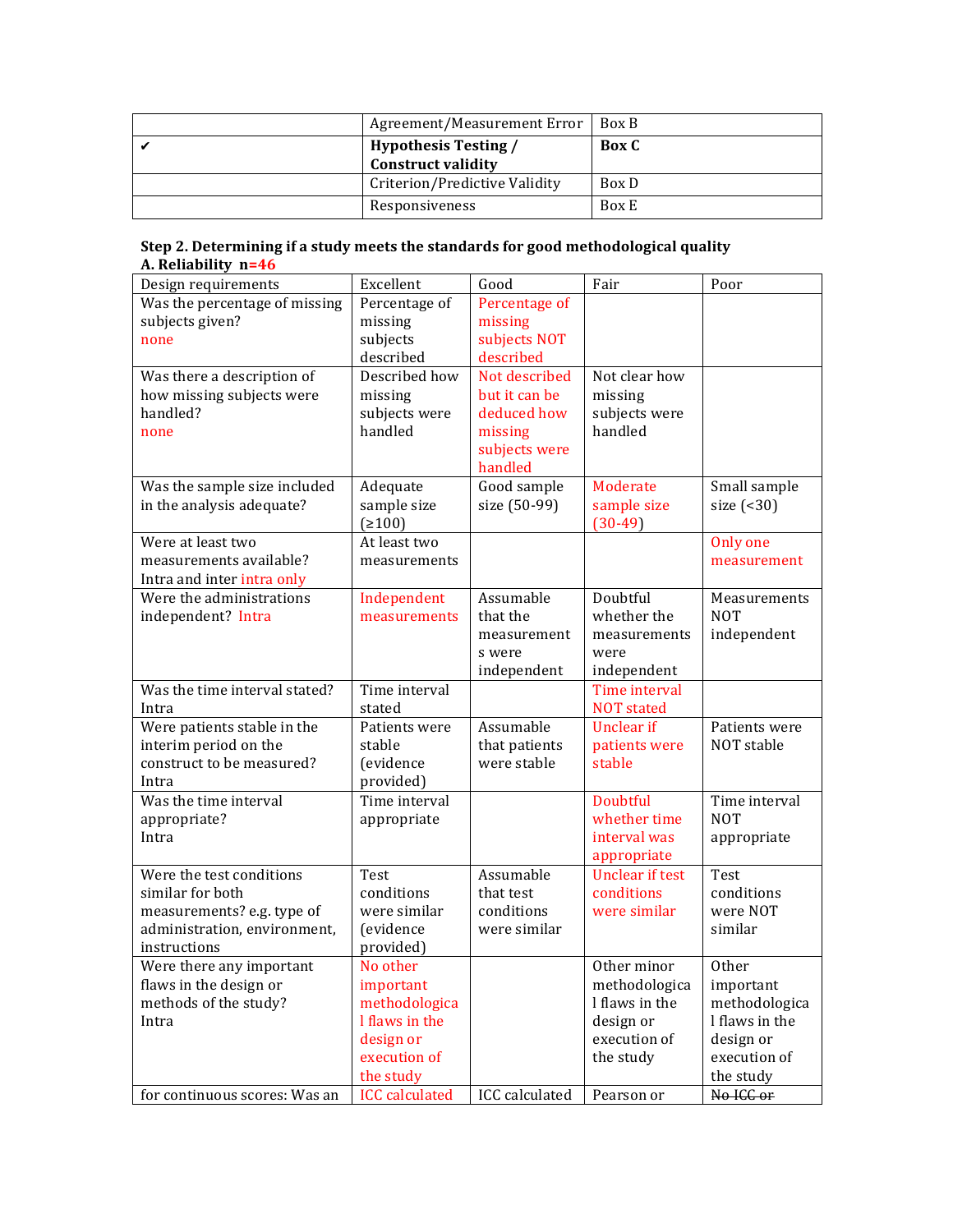| | | |
|---|---|---|
| | Agreement/Measurement Error | Box B |
| ✔ | **Hypothesis Testing / Construct validity** | **Box C** |
| | Criterion/Predictive Validity | Box D |
| | Responsiveness | Box E |

**Step 2. Determining if a study meets the standards for good methodological quality**

**A. Reliability n=46**

| Design requirements | Excellent | Good | Fair | Poor |
|---|---|---|---|---|
| Was the percentage of missing subjects given? none | Percentage of missing subjects described | Percentage of missing subjects NOT described | | |
| Was there a description of how missing subjects were handled? none | Described how missing subjects were handled | Not described but it can be deduced how missing subjects were handled | Not clear how missing subjects were handled | |
| Was the sample size included in the analysis adequate? | Adequate sample size (≥100) | Good sample size (50-99) | Moderate sample size (30-49) | Small sample size (<30) |
| Were at least two measurements available? Intra and inter intra only | At least two measurements | | | Only one measurement |
| Were the administrations independent? Intra | Independent measurements | Assumable that the measurements were independent | Doubtful whether the measurements were independent | Measurements NOT independent |
| Was the time interval stated? Intra | Time interval stated | | Time interval NOT stated | |
| Were patients stable in the interim period on the construct to be measured? Intra | Patients were stable (evidence provided) | Assumable that patients were stable | Unclear if patients were stable | Patients were NOT stable |
| Was the time interval appropriate? Intra | Time interval appropriate | | Doubtful whether time interval was appropriate | Time interval NOT appropriate |
| Were the test conditions similar for both measurements? e.g. type of administration, environment, instructions | Test conditions were similar (evidence provided) | Assumable that test conditions were similar | Unclear if test conditions were similar | Test conditions were NOT similar |
| Were there any important flaws in the design or methods of the study? Intra | No other important methodological flaws in the design or execution of the study | | Other minor methodological flaws in the design or execution of the study | Other important methodological flaws in the design or execution of the study |
| for continuous scores: Was an | ICC calculated | ICC calculated | Pearson or | ~~No ICC or~~ |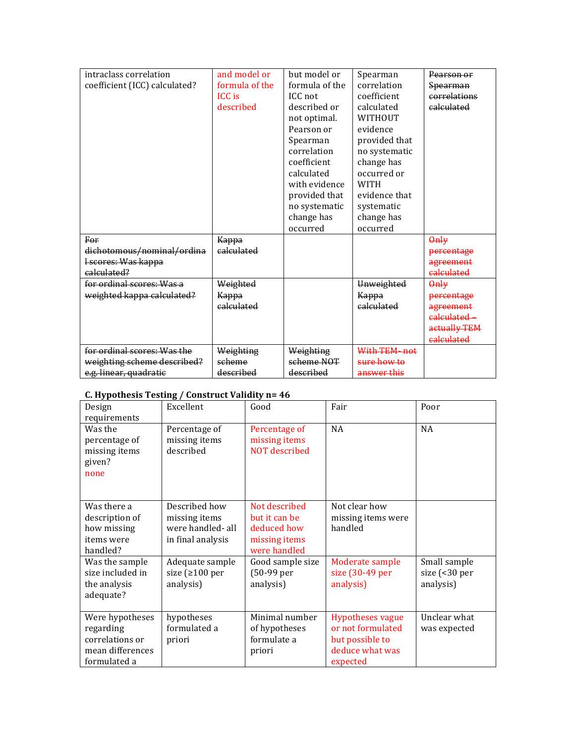| intraclass correlation coefficient (ICC) calculated? | and model or formula of the ICC is described | but model or formula of the ICC not described or not optimal. Pearson or Spearman correlation coefficient calculated with evidence provided that no systematic change has occurred | Spearman correlation coefficient calculated WITHOUT evidence provided that no systematic change has occurred or WITH evidence that systematic change has occurred | ~~Pearson or Spearman correlations calculated~~ |
|---|---|---|---|---|
| ~~For dichotomous/nominal/ordinal scores: Was kappa calculated?~~ | ~~Kappa calculated~~ | | | ~~Only percentage agreement calculated~~ |
| ~~for ordinal scores: Was a weighted kappa calculated?~~ | ~~Weighted Kappa calculated~~ | | ~~Unweighted Kappa calculated~~ | ~~Only percentage agreement calculated – actually TEM calculated~~ |
| ~~for ordinal scores: Was the weighting scheme described? e.g. linear, quadratic~~ | ~~Weighting scheme described~~ | ~~Weighting scheme NOT described~~ | ~~With TEM- not sure how to answer this~~ | |

**C. Hypothesis Testing / Construct Validity n= 46**

| Design requirements | Excellent | Good | Fair | Poor |
|---|---|---|---|---|
| Was the percentage of missing items given? none | Percentage of missing items described | Percentage of missing items NOT described | NA | NA |
| Was there a description of how missing items were handled? | Described how missing items were handled- all in final analysis | Not described but it can be deduced how missing items were handled | Not clear how missing items were handled | |
| Was the sample size included in the analysis adequate? | Adequate sample size (≥100 per analysis) | Good sample size (50-99 per analysis) | Moderate sample size (30-49 per analysis) | Small sample size (<30 per analysis) |
| Were hypotheses regarding correlations or mean differences formulated a | hypotheses formulated a priori | Minimal number of hypotheses formulate a priori | Hypotheses vague or not formulated but possible to deduce what was expected | Unclear what was expected |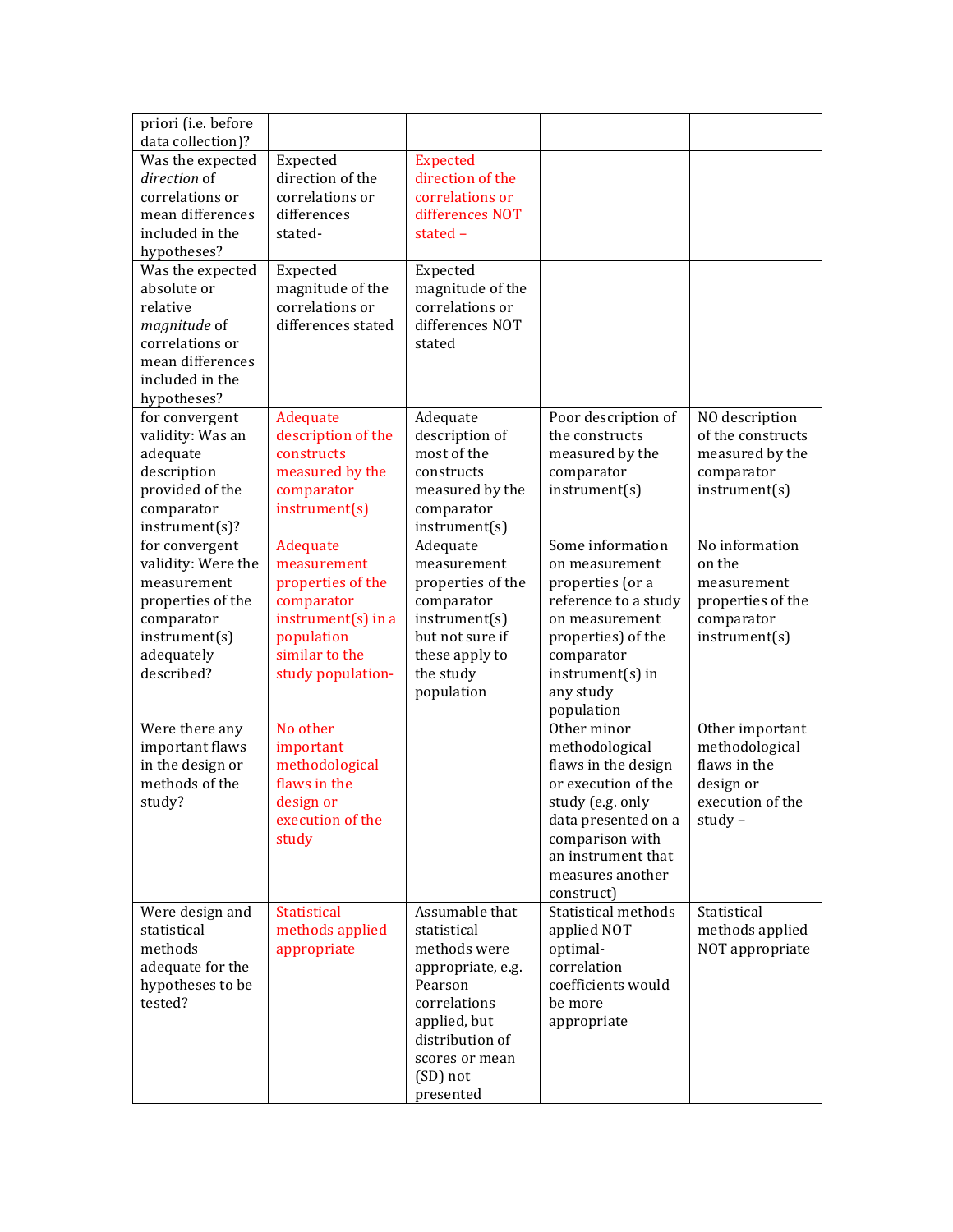| | | | | |
|---|---|---|---|---|
| priori (i.e. before data collection)? | | | | |
| Was the expected *direction* of correlations or mean differences included in the hypotheses? | Expected direction of the correlations or differences stated- | Expected direction of the correlations or differences NOT stated – | | |
| Was the expected absolute or relative *magnitude* of correlations or mean differences included in the hypotheses? | Expected magnitude of the correlations or differences stated | Expected magnitude of the correlations or differences NOT stated | | |
| for convergent validity: Was an adequate description provided of the comparator instrument(s)? | Adequate description of the constructs measured by the comparator instrument(s) | Adequate description of most of the constructs measured by the comparator instrument(s) | Poor description of the constructs measured by the comparator instrument(s) | NO description of the constructs measured by the comparator instrument(s) |
| for convergent validity: Were the measurement properties of the comparator instrument(s) adequately described? | Adequate measurement properties of the comparator instrument(s) in a population similar to the study population- | Adequate measurement properties of the comparator instrument(s) but not sure if these apply to the study population | Some information on measurement properties (or a reference to a study on measurement properties) of the comparator instrument(s) in any study population | No information on the measurement properties of the comparator instrument(s) |
| Were there any important flaws in the design or methods of the study? | No other important methodological flaws in the design or execution of the study | | Other minor methodological flaws in the design or execution of the study (e.g. only data presented on a comparison with an instrument that measures another construct) | Other important methodological flaws in the design or execution of the study – |
| Were design and statistical methods adequate for the hypotheses to be tested? | Statistical methods applied appropriate | Assumable that statistical methods were appropriate, e.g. Pearson correlations applied, but distribution of scores or mean (SD) not presented | Statistical methods applied NOT optimal- correlation coefficients would be more appropriate | Statistical methods applied NOT appropriate |